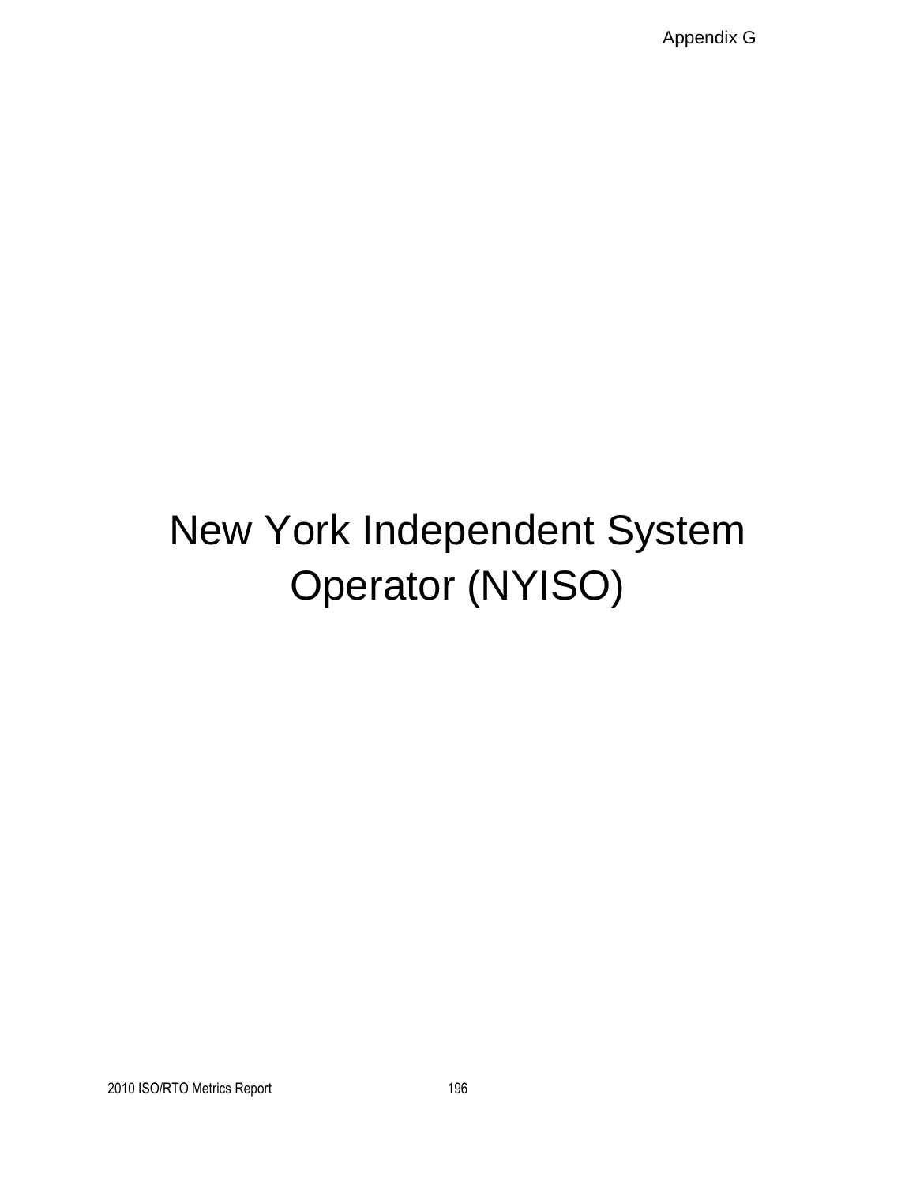# New York Independent System Operator (NYISO)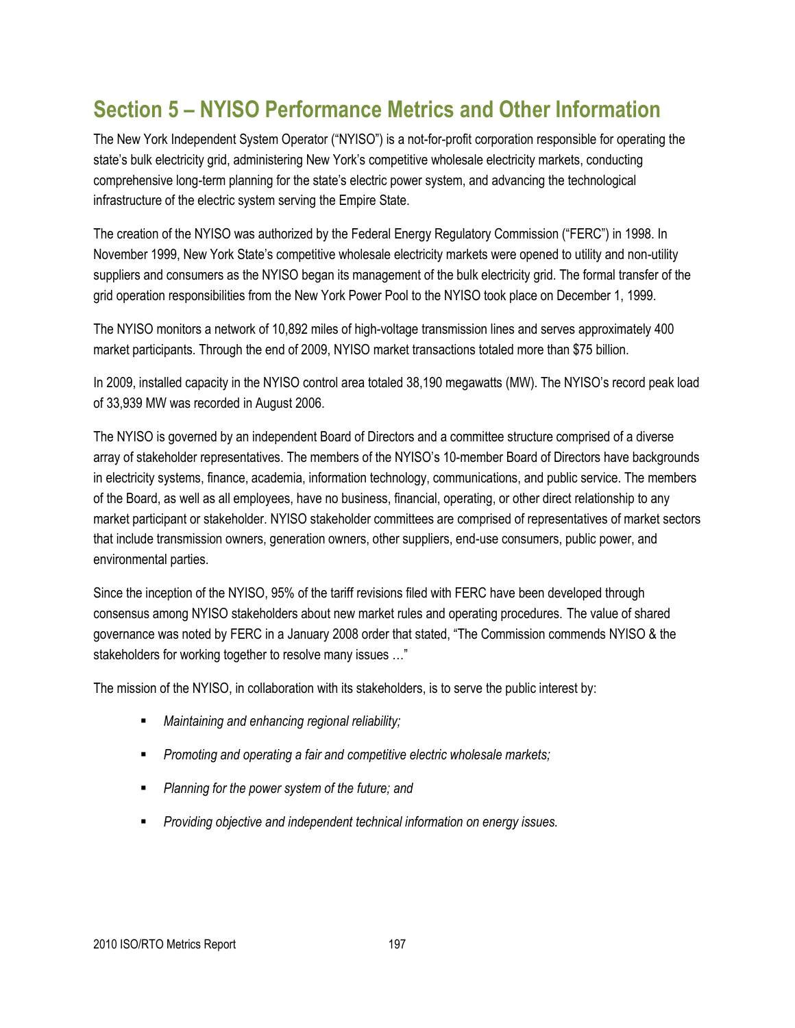# Section 5 – NYISO Performance Metrics and Other Information

The New York Independent System Operator ("NYISO") is a not-for-profit corporation responsible for operating the state's bulk electricity grid, administering New York's competitive wholesale electricity markets, conducting comprehensive long-term planning for the state's electric power system, and advancing the technological infrastructure of the electric system serving the Empire State.

The creation of the NYISO was authorized by the Federal Energy Regulatory Commission ("FERC") in 1998. In November 1999, New York State's competitive wholesale electricity markets were opened to utility and non-utility suppliers and consumers as the NYISO began its management of the bulk electricity grid. The formal transfer of the grid operation responsibilities from the New York Power Pool to the NYISO took place on December 1, 1999.

The NYISO monitors a network of 10,892 miles of high-voltage transmission lines and serves approximately 400 market participants. Through the end of 2009, NYISO market transactions totaled more than $75 billion.

In 2009, installed capacity in the NYISO control area totaled 38,190 megawatts (MW). The NYISO's record peak load of 33,939 MW was recorded in August 2006.

The NYISO is governed by an independent Board of Directors and a committee structure comprised of a diverse array of stakeholder representatives. The members of the NYISO's 10-member Board of Directors have backgrounds in electricity systems, finance, academia, information technology, communications, and public service. The members of the Board, as well as all employees, have no business, financial, operating, or other direct relationship to any market participant or stakeholder. NYISO stakeholder committees are comprised of representatives of market sectors that include transmission owners, generation owners, other suppliers, end-use consumers, public power, and environmental parties.

Since the inception of the NYISO, 95% of the tariff revisions filed with FERC have been developed through consensus among NYISO stakeholders about new market rules and operating procedures. The value of shared governance was noted by FERC in a January 2008 order that stated, "The Commission commends NYISO & the stakeholders for working together to resolve many issues …"

The mission of the NYISO, in collaboration with its stakeholders, is to serve the public interest by:

- *Maintaining and enhancing regional reliability;*
- *Promoting and operating a fair and competitive electric wholesale markets;*
- *Planning for the power system of the future; and*
- *Providing objective and independent technical information on energy issues.*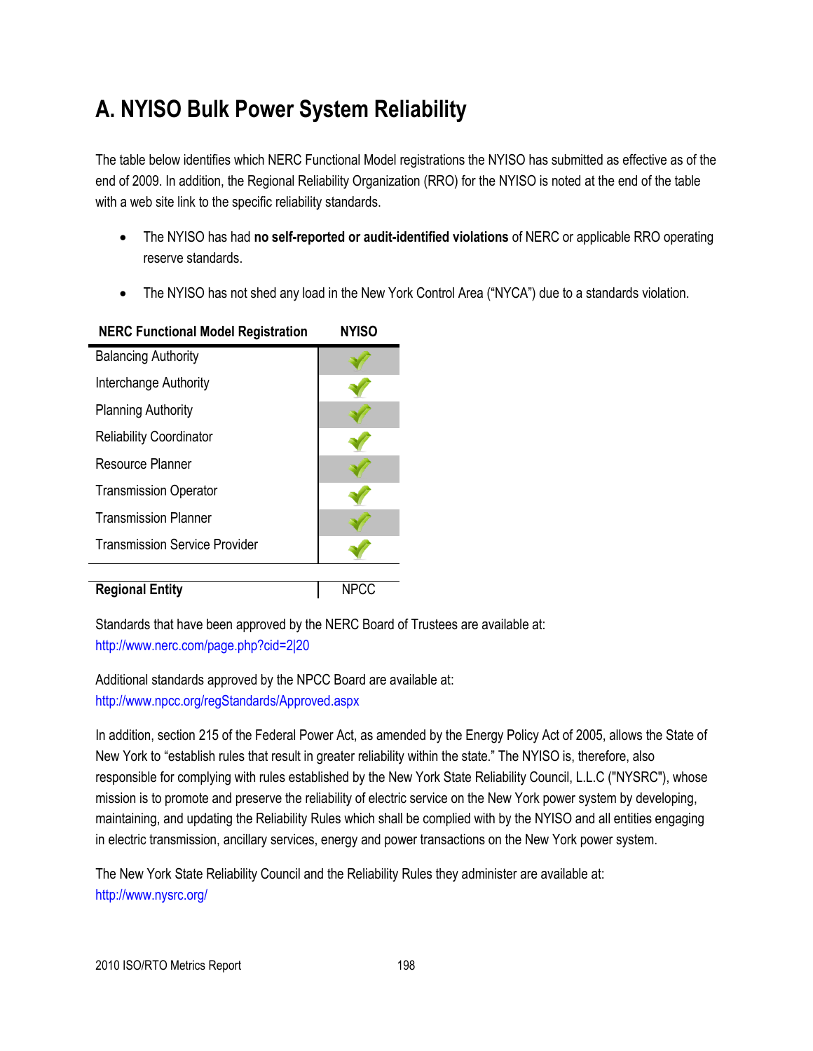# A. NYISO Bulk Power System Reliability

The table below identifies which NERC Functional Model registrations the NYISO has submitted as effective as of the end of 2009. In addition, the Regional Reliability Organization (RRO) for the NYISO is noted at the end of the table with a web site link to the specific reliability standards.

- The NYISO has had **no self-reported or audit-identified violations** of NERC or applicable RRO operating reserve standards.
- The NYISO has not shed any load in the New York Control Area ("NYCA") due to a standards violation.

| NERC Functional Model Registration | NYISO |
|---|---|
| Balancing Authority | ✓ |
| Interchange Authority | ✓ |
| Planning Authority | ✓ |
| Reliability Coordinator | ✓ |
| Resource Planner | ✓ |
| Transmission Operator | ✓ |
| Transmission Planner | ✓ |
| Transmission Service Provider | ✓ |
| **Regional Entity** | NPCC |

Standards that have been approved by the NERC Board of Trustees are available at:
http://www.nerc.com/page.php?cid=2|20

Additional standards approved by the NPCC Board are available at:
http://www.npcc.org/regStandards/Approved.aspx

In addition, section 215 of the Federal Power Act, as amended by the Energy Policy Act of 2005, allows the State of New York to "establish rules that result in greater reliability within the state." The NYISO is, therefore, also responsible for complying with rules established by the New York State Reliability Council, L.L.C ("NYSRC"), whose mission is to promote and preserve the reliability of electric service on the New York power system by developing, maintaining, and updating the Reliability Rules which shall be complied with by the NYISO and all entities engaging in electric transmission, ancillary services, energy and power transactions on the New York power system.

The New York State Reliability Council and the Reliability Rules they administer are available at:
http://www.nysrc.org/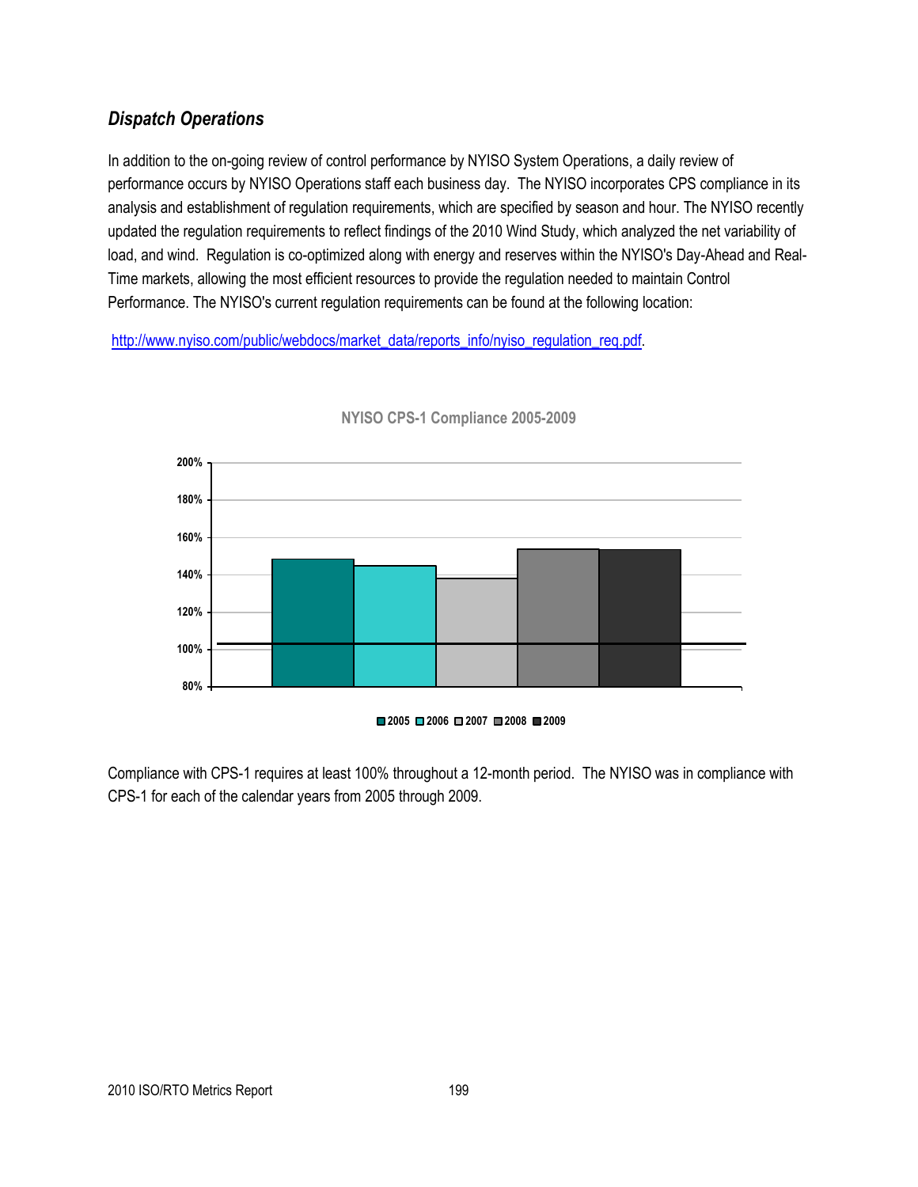### *Dispatch Operations*

In addition to the on-going review of control performance by NYISO System Operations, a daily review of performance occurs by NYISO Operations staff each business day. The NYISO incorporates CPS compliance in its analysis and establishment of regulation requirements, which are specified by season and hour. The NYISO recently updated the regulation requirements to reflect findings of the 2010 Wind Study, which analyzed the net variability of load, and wind. Regulation is co-optimized along with energy and reserves within the NYISO's Day-Ahead and Real-Time markets, allowing the most efficient resources to provide the regulation needed to maintain Control Performance. The NYISO's current regulation requirements can be found at the following location:

http://www.nyiso.com/public/webdocs/market_data/reports_info/nyiso_regulation_req.pdf.

**NYISO CPS-1 Compliance 2005-2009**

Compliance with CPS-1 requires at least 100% throughout a 12-month period. The NYISO was in compliance with CPS-1 for each of the calendar years from 2005 through 2009.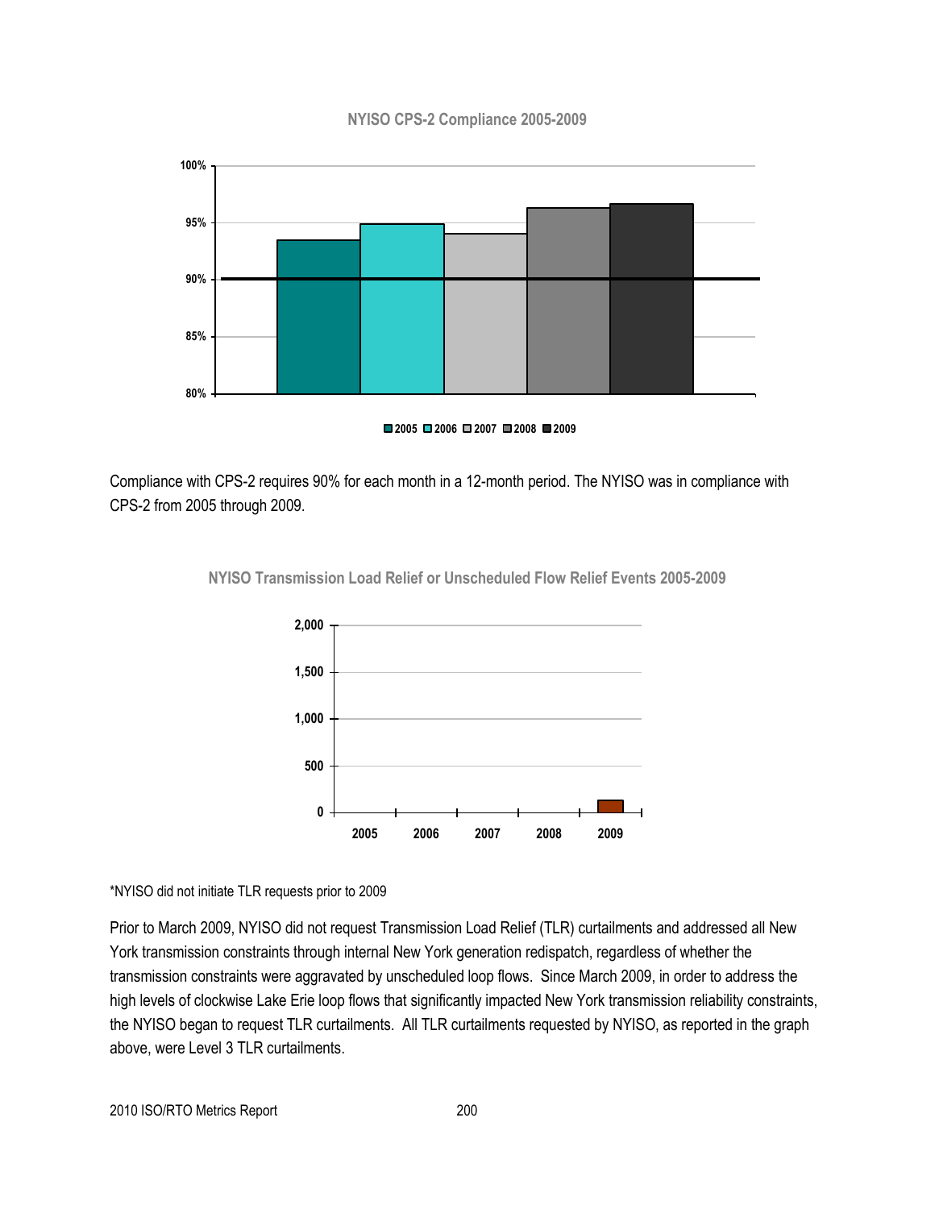**NYISO CPS-2 Compliance 2005-2009**

Compliance with CPS-2 requires 90% for each month in a 12-month period. The NYISO was in compliance with CPS-2 from 2005 through 2009.

**NYISO Transmission Load Relief or Unscheduled Flow Relief Events 2005-2009**

*NYISO did not initiate TLR requests prior to 2009

Prior to March 2009, NYISO did not request Transmission Load Relief (TLR) curtailments and addressed all New York transmission constraints through internal New York generation redispatch, regardless of whether the transmission constraints were aggravated by unscheduled loop flows. Since March 2009, in order to address the high levels of clockwise Lake Erie loop flows that significantly impacted New York transmission reliability constraints, the NYISO began to request TLR curtailments. All TLR curtailments requested by NYISO, as reported in the graph above, were Level 3 TLR curtailments.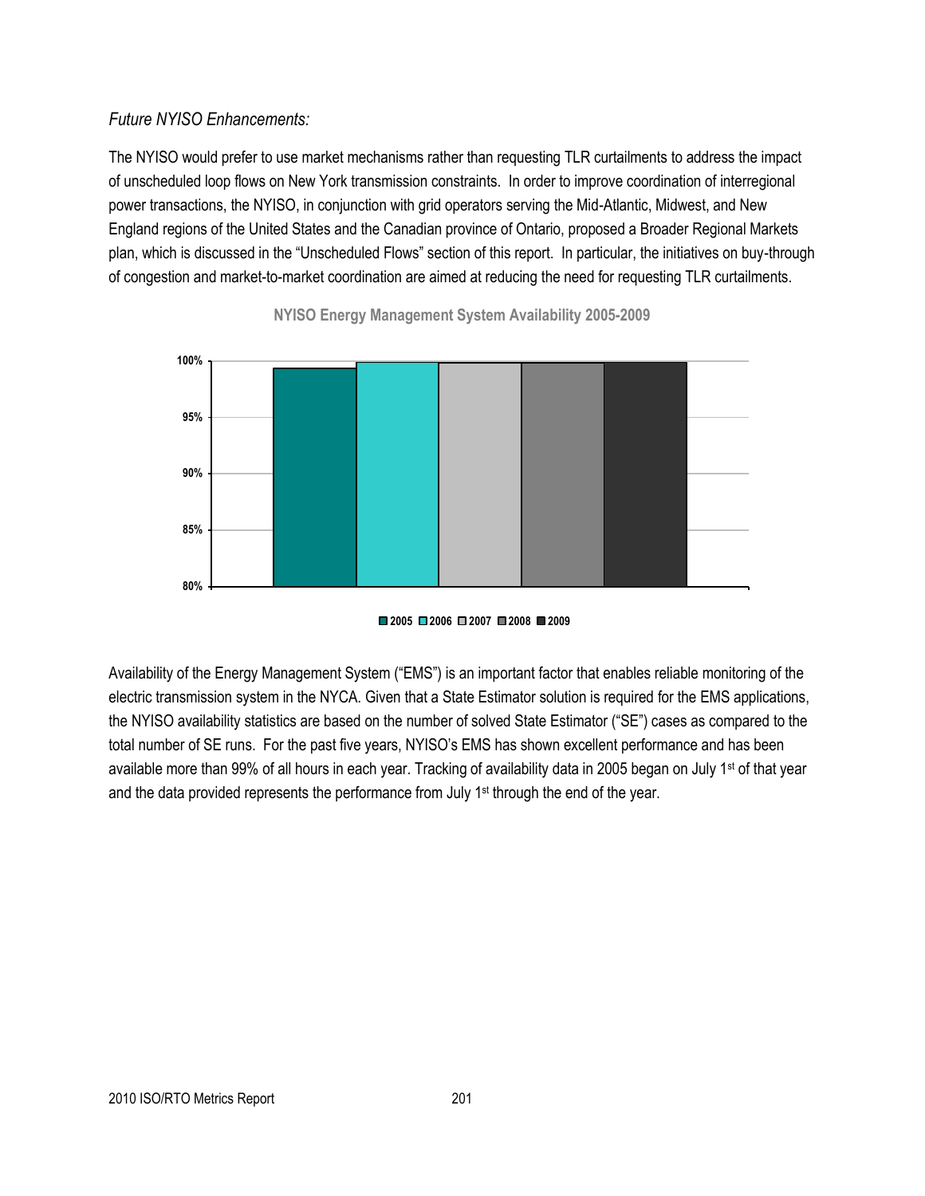*Future NYISO Enhancements:*

The NYISO would prefer to use market mechanisms rather than requesting TLR curtailments to address the impact of unscheduled loop flows on New York transmission constraints. In order to improve coordination of interregional power transactions, the NYISO, in conjunction with grid operators serving the Mid-Atlantic, Midwest, and New England regions of the United States and the Canadian province of Ontario, proposed a Broader Regional Markets plan, which is discussed in the "Unscheduled Flows" section of this report. In particular, the initiatives on buy-through of congestion and market-to-market coordination are aimed at reducing the need for requesting TLR curtailments.

**NYISO Energy Management System Availability 2005-2009**

Availability of the Energy Management System ("EMS") is an important factor that enables reliable monitoring of the electric transmission system in the NYCA. Given that a State Estimator solution is required for the EMS applications, the NYISO availability statistics are based on the number of solved State Estimator ("SE") cases as compared to the total number of SE runs. For the past five years, NYISO's EMS has shown excellent performance and has been available more than 99% of all hours in each year. Tracking of availability data in 2005 began on July 1st of that year and the data provided represents the performance from July 1st through the end of the year.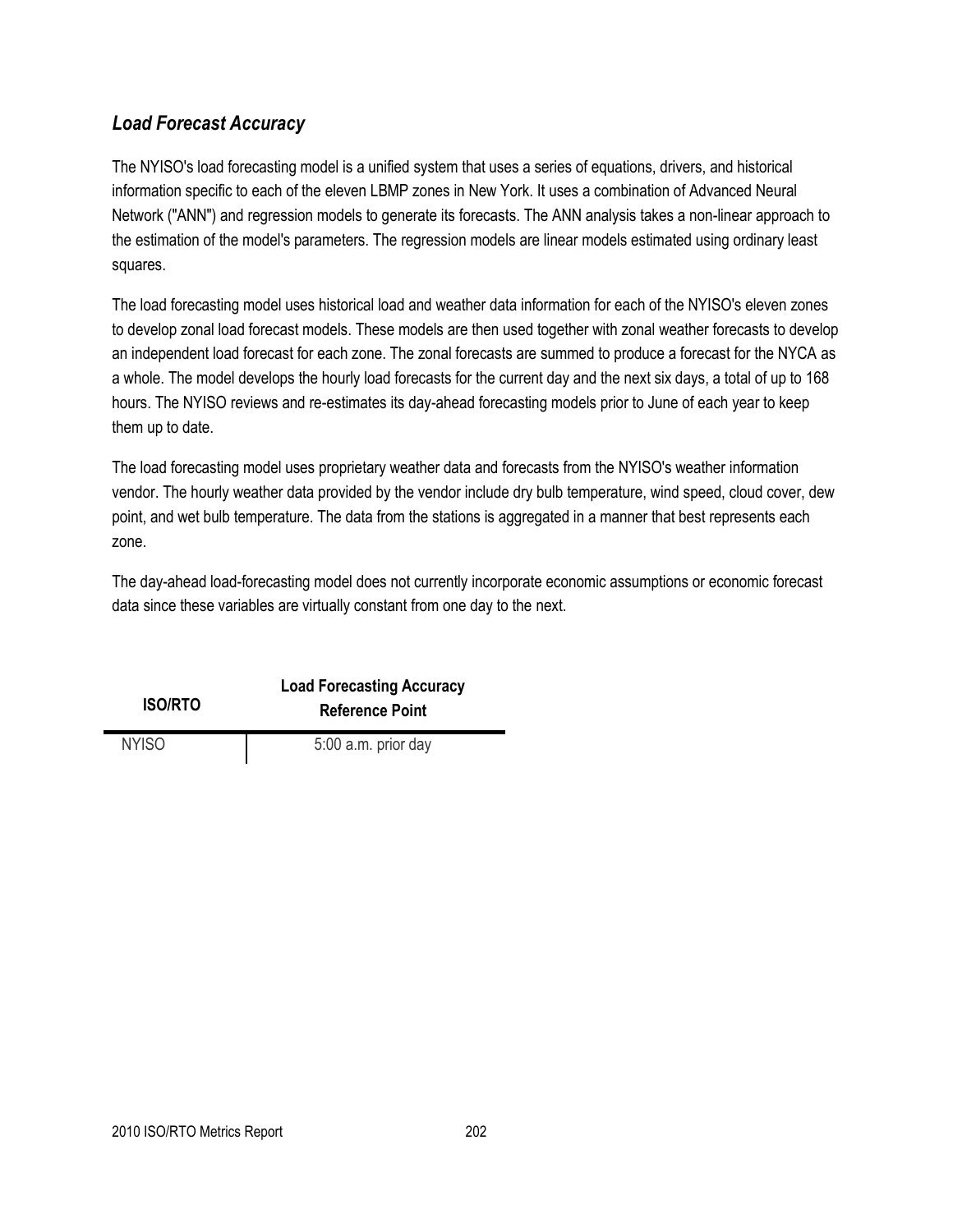### *Load Forecast Accuracy*

The NYISO's load forecasting model is a unified system that uses a series of equations, drivers, and historical information specific to each of the eleven LBMP zones in New York. It uses a combination of Advanced Neural Network ("ANN") and regression models to generate its forecasts. The ANN analysis takes a non-linear approach to the estimation of the model's parameters. The regression models are linear models estimated using ordinary least squares.

The load forecasting model uses historical load and weather data information for each of the NYISO's eleven zones to develop zonal load forecast models. These models are then used together with zonal weather forecasts to develop an independent load forecast for each zone. The zonal forecasts are summed to produce a forecast for the NYCA as a whole. The model develops the hourly load forecasts for the current day and the next six days, a total of up to 168 hours. The NYISO reviews and re-estimates its day-ahead forecasting models prior to June of each year to keep them up to date.

The load forecasting model uses proprietary weather data and forecasts from the NYISO's weather information vendor. The hourly weather data provided by the vendor include dry bulb temperature, wind speed, cloud cover, dew point, and wet bulb temperature. The data from the stations is aggregated in a manner that best represents each zone.

The day-ahead load-forecasting model does not currently incorporate economic assumptions or economic forecast data since these variables are virtually constant from one day to the next.

| ISO/RTO | Load Forecasting Accuracy Reference Point |
|---|---|
| NYISO | 5:00 a.m. prior day |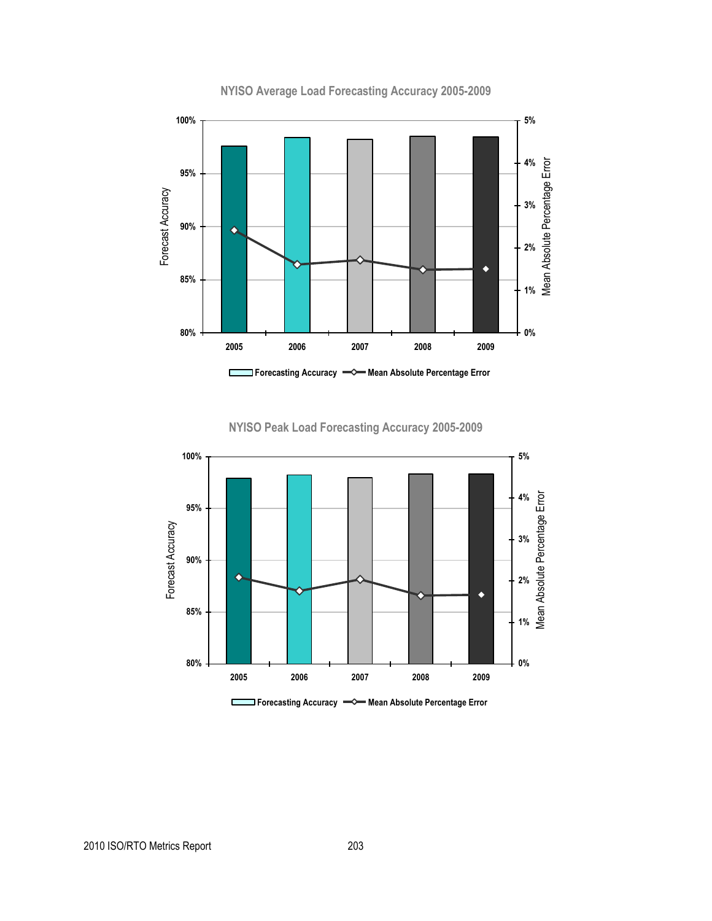**NYISO Average Load Forecasting Accuracy 2005-2009**

**NYISO Peak Load Forecasting Accuracy 2005-2009**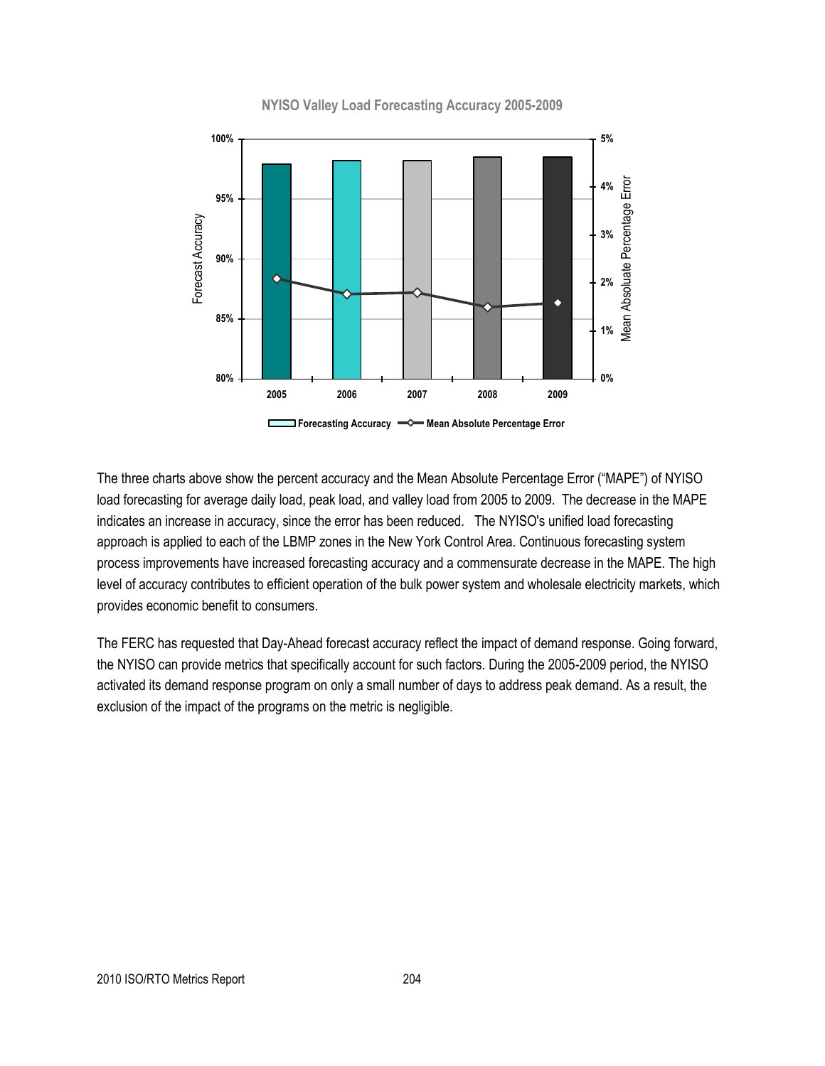**NYISO Valley Load Forecasting Accuracy 2005-2009**

The three charts above show the percent accuracy and the Mean Absolute Percentage Error ("MAPE") of NYISO load forecasting for average daily load, peak load, and valley load from 2005 to 2009. The decrease in the MAPE indicates an increase in accuracy, since the error has been reduced. The NYISO's unified load forecasting approach is applied to each of the LBMP zones in the New York Control Area. Continuous forecasting system process improvements have increased forecasting accuracy and a commensurate decrease in the MAPE. The high level of accuracy contributes to efficient operation of the bulk power system and wholesale electricity markets, which provides economic benefit to consumers.

The FERC has requested that Day-Ahead forecast accuracy reflect the impact of demand response. Going forward, the NYISO can provide metrics that specifically account for such factors. During the 2005-2009 period, the NYISO activated its demand response program on only a small number of days to address peak demand. As a result, the exclusion of the impact of the programs on the metric is negligible.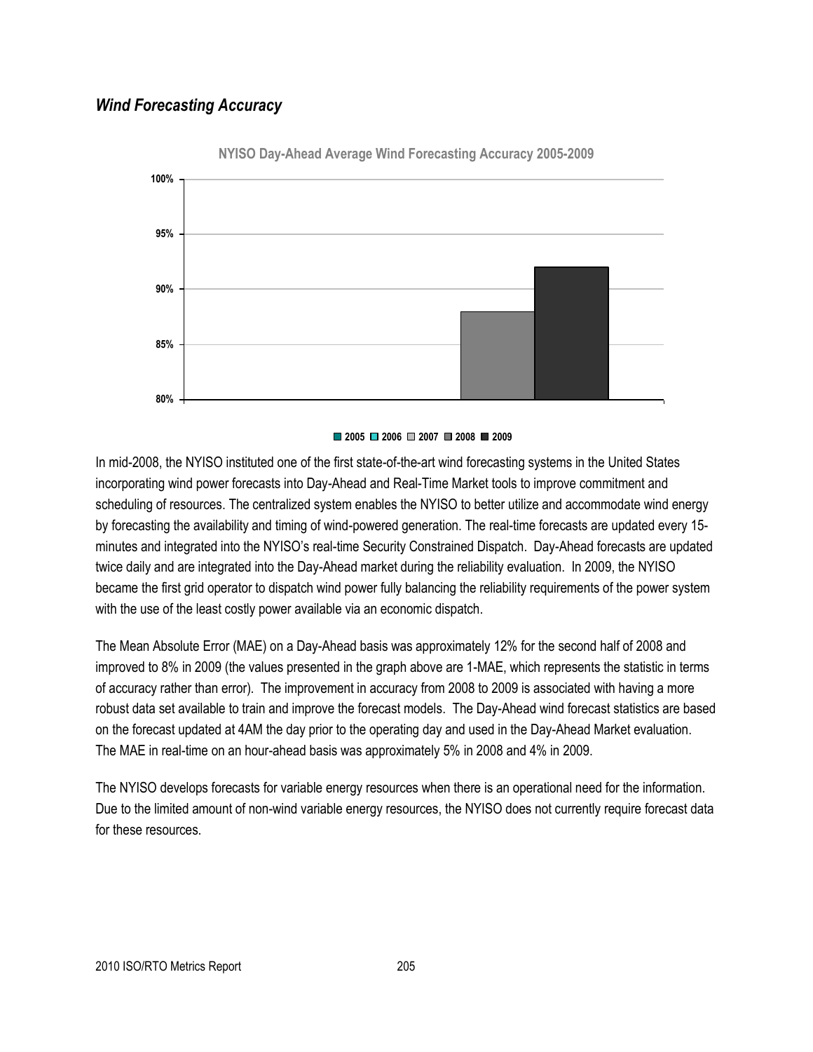### *Wind Forecasting Accuracy*

NYISO Day-Ahead Average Wind Forecasting Accuracy 2005-2009

In mid-2008, the NYISO instituted one of the first state-of-the-art wind forecasting systems in the United States incorporating wind power forecasts into Day-Ahead and Real-Time Market tools to improve commitment and scheduling of resources. The centralized system enables the NYISO to better utilize and accommodate wind energy by forecasting the availability and timing of wind-powered generation. The real-time forecasts are updated every 15-minutes and integrated into the NYISO's real-time Security Constrained Dispatch. Day-Ahead forecasts are updated twice daily and are integrated into the Day-Ahead market during the reliability evaluation. In 2009, the NYISO became the first grid operator to dispatch wind power fully balancing the reliability requirements of the power system with the use of the least costly power available via an economic dispatch.

The Mean Absolute Error (MAE) on a Day-Ahead basis was approximately 12% for the second half of 2008 and improved to 8% in 2009 (the values presented in the graph above are 1-MAE, which represents the statistic in terms of accuracy rather than error). The improvement in accuracy from 2008 to 2009 is associated with having a more robust data set available to train and improve the forecast models. The Day-Ahead wind forecast statistics are based on the forecast updated at 4AM the day prior to the operating day and used in the Day-Ahead Market evaluation. The MAE in real-time on an hour-ahead basis was approximately 5% in 2008 and 4% in 2009.

The NYISO develops forecasts for variable energy resources when there is an operational need for the information. Due to the limited amount of non-wind variable energy resources, the NYISO does not currently require forecast data for these resources.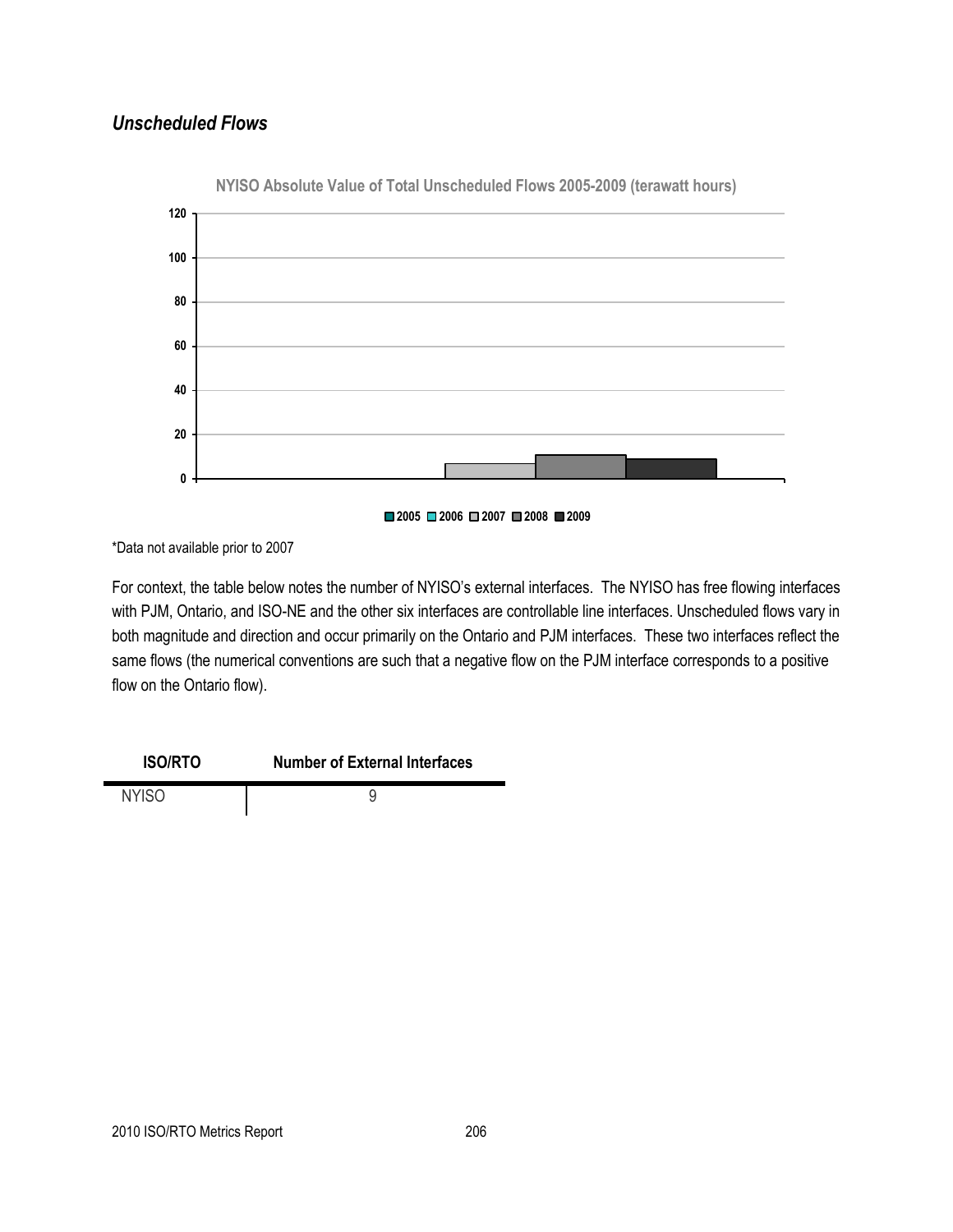## *Unscheduled Flows*

NYISO Absolute Value of Total Unscheduled Flows 2005-2009 (terawatt hours)

*Data not available prior to 2007

For context, the table below notes the number of NYISO's external interfaces. The NYISO has free flowing interfaces with PJM, Ontario, and ISO-NE and the other six interfaces are controllable line interfaces. Unscheduled flows vary in both magnitude and direction and occur primarily on the Ontario and PJM interfaces. These two interfaces reflect the same flows (the numerical conventions are such that a negative flow on the PJM interface corresponds to a positive flow on the Ontario flow).

| ISO/RTO | Number of External Interfaces |
|---|---|
| NYISO | 9 |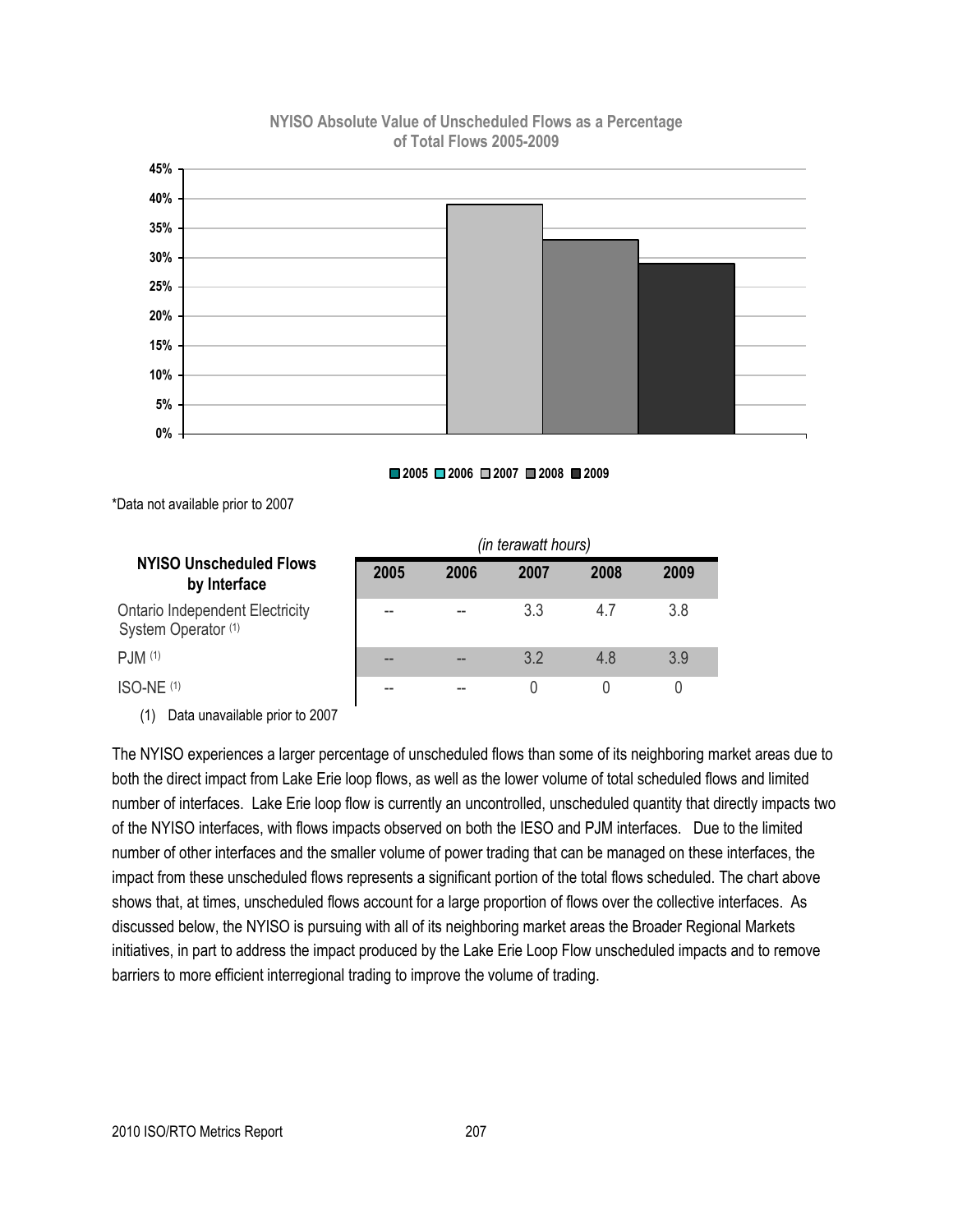**NYISO Absolute Value of Unscheduled Flows as a Percentage of Total Flows 2005-2009**

\*Data not available prior to 2007

*(in terawatt hours)*

| NYISO Unscheduled Flows by Interface | 2005 | 2006 | 2007 | 2008 | 2009 |
|---|---|---|---|---|---|
| Ontario Independent Electricity System Operator (1) | -- | -- | 3.3 | 4.7 | 3.8 |
| PJM (1) | -- | -- | 3.2 | 4.8 | 3.9 |
| ISO-NE (1) | -- | -- | 0 | 0 | 0 |

(1) Data unavailable prior to 2007

The NYISO experiences a larger percentage of unscheduled flows than some of its neighboring market areas due to both the direct impact from Lake Erie loop flows, as well as the lower volume of total scheduled flows and limited number of interfaces. Lake Erie loop flow is currently an uncontrolled, unscheduled quantity that directly impacts two of the NYISO interfaces, with flows impacts observed on both the IESO and PJM interfaces. Due to the limited number of other interfaces and the smaller volume of power trading that can be managed on these interfaces, the impact from these unscheduled flows represents a significant portion of the total flows scheduled. The chart above shows that, at times, unscheduled flows account for a large proportion of flows over the collective interfaces. As discussed below, the NYISO is pursuing with all of its neighboring market areas the Broader Regional Markets initiatives, in part to address the impact produced by the Lake Erie Loop Flow unscheduled impacts and to remove barriers to more efficient interregional trading to improve the volume of trading.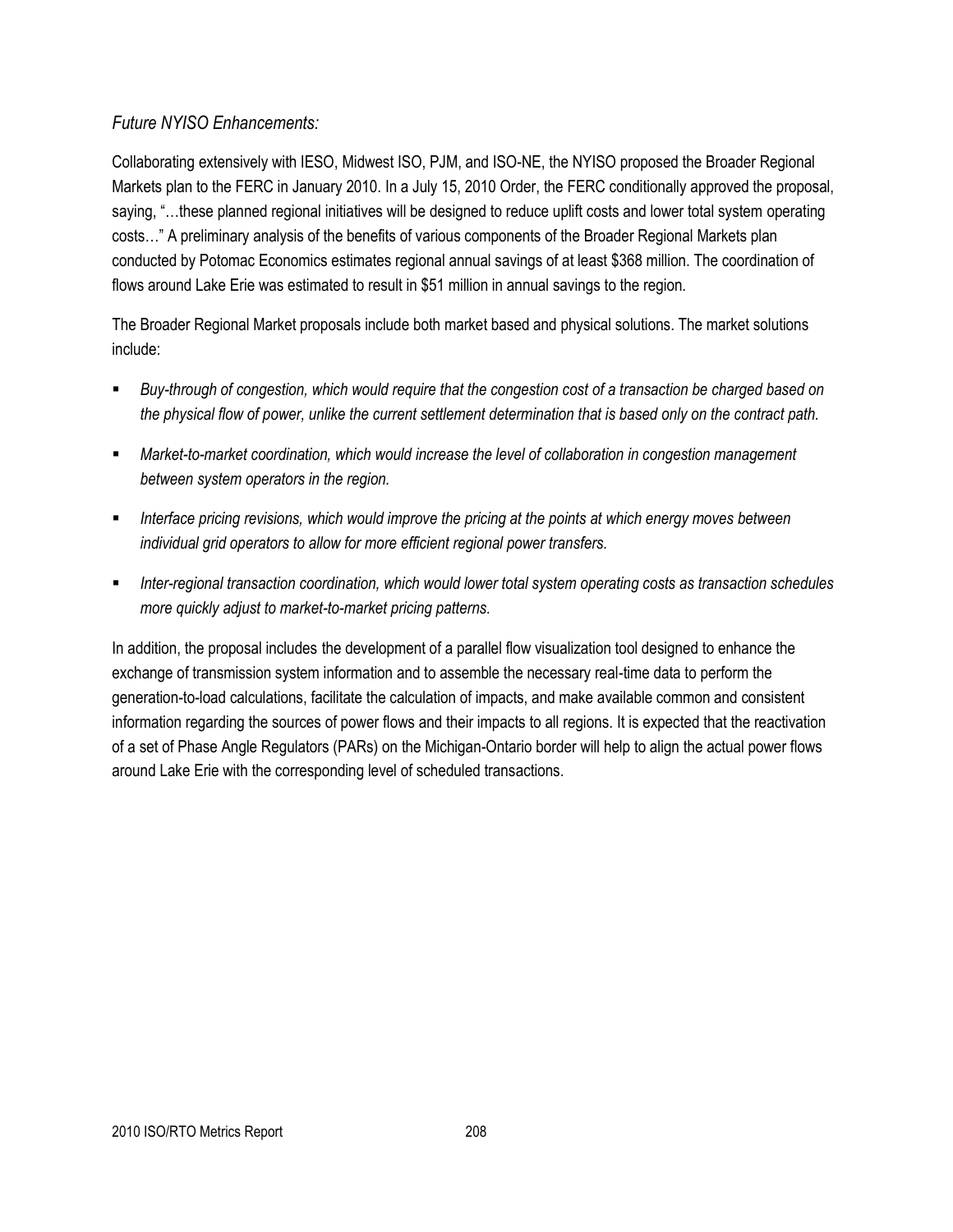*Future NYISO Enhancements:*

Collaborating extensively with IESO, Midwest ISO, PJM, and ISO-NE, the NYISO proposed the Broader Regional Markets plan to the FERC in January 2010. In a July 15, 2010 Order, the FERC conditionally approved the proposal, saying, "…these planned regional initiatives will be designed to reduce uplift costs and lower total system operating costs…" A preliminary analysis of the benefits of various components of the Broader Regional Markets plan conducted by Potomac Economics estimates regional annual savings of at least $368 million. The coordination of flows around Lake Erie was estimated to result in $51 million in annual savings to the region.

The Broader Regional Market proposals include both market based and physical solutions. The market solutions include:

- *Buy-through of congestion, which would require that the congestion cost of a transaction be charged based on the physical flow of power, unlike the current settlement determination that is based only on the contract path.*
- *Market-to-market coordination, which would increase the level of collaboration in congestion management between system operators in the region.*
- *Interface pricing revisions, which would improve the pricing at the points at which energy moves between individual grid operators to allow for more efficient regional power transfers.*
- *Inter-regional transaction coordination, which would lower total system operating costs as transaction schedules more quickly adjust to market-to-market pricing patterns.*

In addition, the proposal includes the development of a parallel flow visualization tool designed to enhance the exchange of transmission system information and to assemble the necessary real-time data to perform the generation-to-load calculations, facilitate the calculation of impacts, and make available common and consistent information regarding the sources of power flows and their impacts to all regions. It is expected that the reactivation of a set of Phase Angle Regulators (PARs) on the Michigan-Ontario border will help to align the actual power flows around Lake Erie with the corresponding level of scheduled transactions.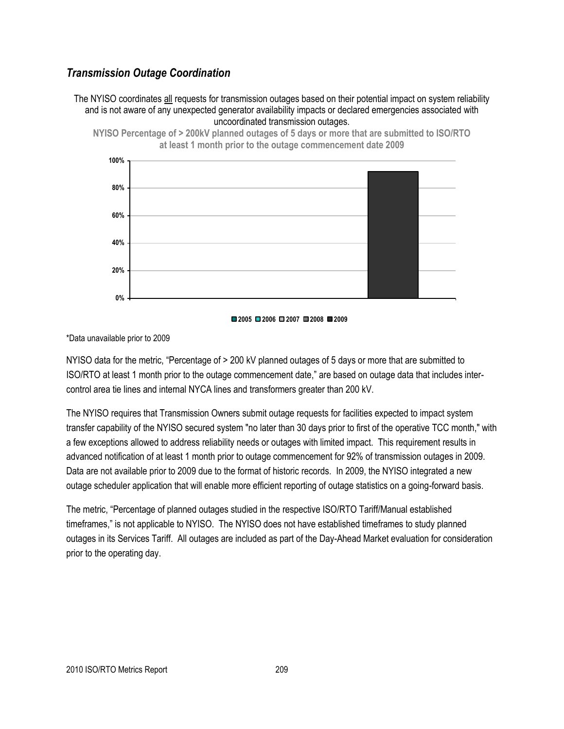### *Transmission Outage Coordination*

The NYISO coordinates <u>all</u> requests for transmission outages based on their potential impact on system reliability and is not aware of any unexpected generator availability impacts or declared emergencies associated with uncoordinated transmission outages.

**NYISO Percentage of > 200kV planned outages of 5 days or more that are submitted to ISO/RTO at least 1 month prior to the outage commencement date 2009**

*Data unavailable prior to 2009

NYISO data for the metric, "Percentage of > 200 kV planned outages of 5 days or more that are submitted to ISO/RTO at least 1 month prior to the outage commencement date," are based on outage data that includes inter-control area tie lines and internal NYCA lines and transformers greater than 200 kV.

The NYISO requires that Transmission Owners submit outage requests for facilities expected to impact system transfer capability of the NYISO secured system "no later than 30 days prior to first of the operative TCC month," with a few exceptions allowed to address reliability needs or outages with limited impact. This requirement results in advanced notification of at least 1 month prior to outage commencement for 92% of transmission outages in 2009. Data are not available prior to 2009 due to the format of historic records. In 2009, the NYISO integrated a new outage scheduler application that will enable more efficient reporting of outage statistics on a going-forward basis.

The metric, "Percentage of planned outages studied in the respective ISO/RTO Tariff/Manual established timeframes," is not applicable to NYISO. The NYISO does not have established timeframes to study planned outages in its Services Tariff. All outages are included as part of the Day-Ahead Market evaluation for consideration prior to the operating day.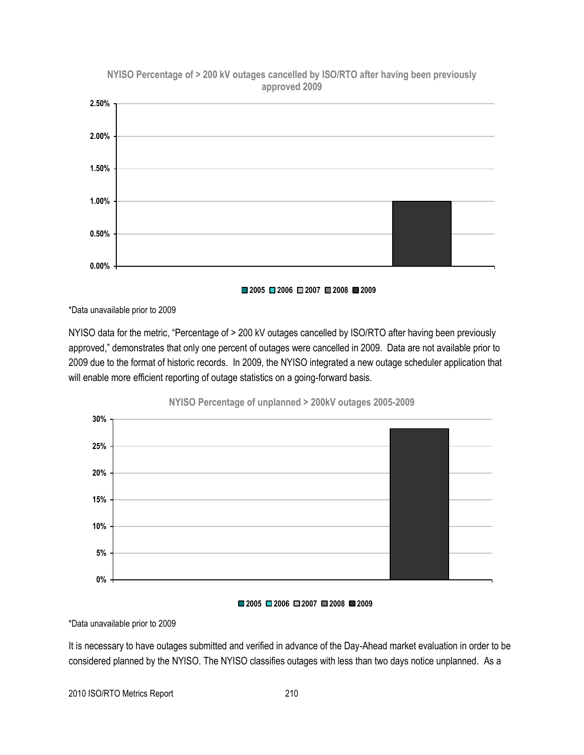**NYISO Percentage of > 200 kV outages cancelled by ISO/RTO after having been previously approved 2009**

\*Data unavailable prior to 2009

NYISO data for the metric, "Percentage of > 200 kV outages cancelled by ISO/RTO after having been previously approved," demonstrates that only one percent of outages were cancelled in 2009. Data are not available prior to 2009 due to the format of historic records. In 2009, the NYISO integrated a new outage scheduler application that will enable more efficient reporting of outage statistics on a going-forward basis.

**NYISO Percentage of unplanned > 200kV outages 2005-2009**

\*Data unavailable prior to 2009

It is necessary to have outages submitted and verified in advance of the Day-Ahead market evaluation in order to be considered planned by the NYISO. The NYISO classifies outages with less than two days notice unplanned. As a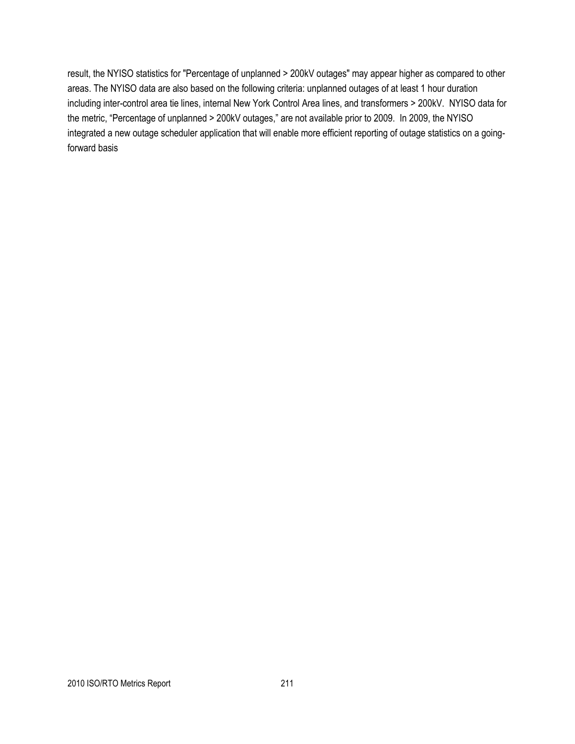result, the NYISO statistics for "Percentage of unplanned > 200kV outages" may appear higher as compared to other areas. The NYISO data are also based on the following criteria: unplanned outages of at least 1 hour duration including inter-control area tie lines, internal New York Control Area lines, and transformers > 200kV. NYISO data for the metric, "Percentage of unplanned > 200kV outages," are not available prior to 2009. In 2009, the NYISO integrated a new outage scheduler application that will enable more efficient reporting of outage statistics on a going-forward basis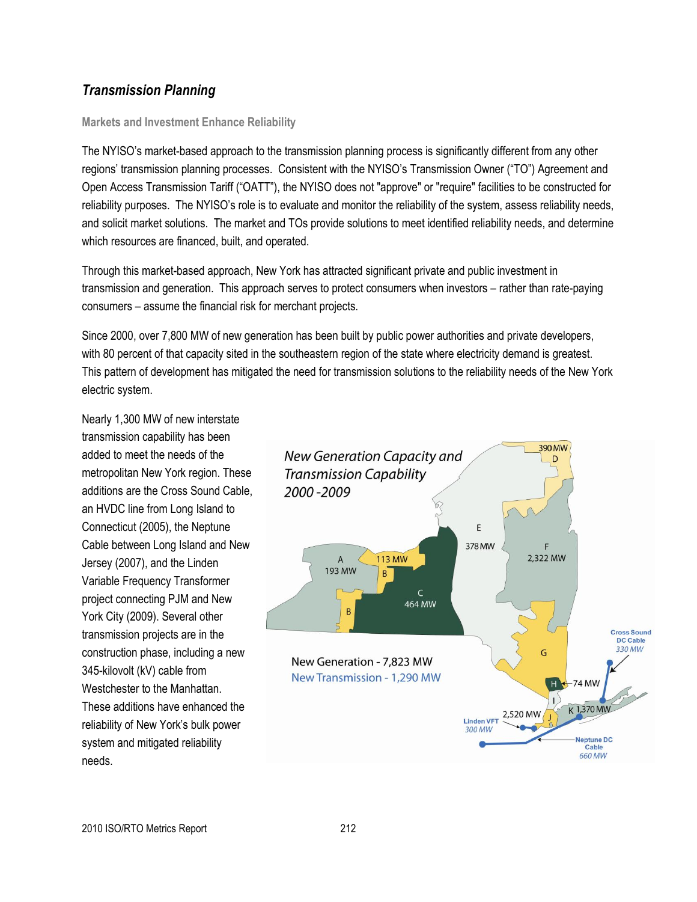## *Transmission Planning*

### Markets and Investment Enhance Reliability

The NYISO's market-based approach to the transmission planning process is significantly different from any other regions' transmission planning processes. Consistent with the NYISO's Transmission Owner ("TO") Agreement and Open Access Transmission Tariff ("OATT"), the NYISO does not "approve" or "require" facilities to be constructed for reliability purposes. The NYISO's role is to evaluate and monitor the reliability of the system, assess reliability needs, and solicit market solutions. The market and TOs provide solutions to meet identified reliability needs, and determine which resources are financed, built, and operated.

Through this market-based approach, New York has attracted significant private and public investment in transmission and generation. This approach serves to protect consumers when investors – rather than rate-paying consumers – assume the financial risk for merchant projects.

Since 2000, over 7,800 MW of new generation has been built by public power authorities and private developers, with 80 percent of that capacity sited in the southeastern region of the state where electricity demand is greatest. This pattern of development has mitigated the need for transmission solutions to the reliability needs of the New York electric system.

Nearly 1,300 MW of new interstate transmission capability has been added to meet the needs of the metropolitan New York region. These additions are the Cross Sound Cable, an HVDC line from Long Island to Connecticut (2005), the Neptune Cable between Long Island and New Jersey (2007), and the Linden Variable Frequency Transformer project connecting PJM and New York City (2009). Several other transmission projects are in the construction phase, including a new 345-kilovolt (kV) cable from Westchester to the Manhattan. These additions have enhanced the reliability of New York's bulk power system and mitigated reliability needs.

*New Generation Capacity and Transmission Capability 2000 -2009*

A 193 MW; B 113 MW; C 464 MW; D 390 MW; E 378 MW; F 2,322 MW; G; H 74 MW; I; J 2,520 MW; K 1,370 MW

Cross Sound DC Cable 330 MW; Linden VFT 300 MW; Neptune DC Cable 660 MW

New Generation - 7,823 MW
New Transmission - 1,290 MW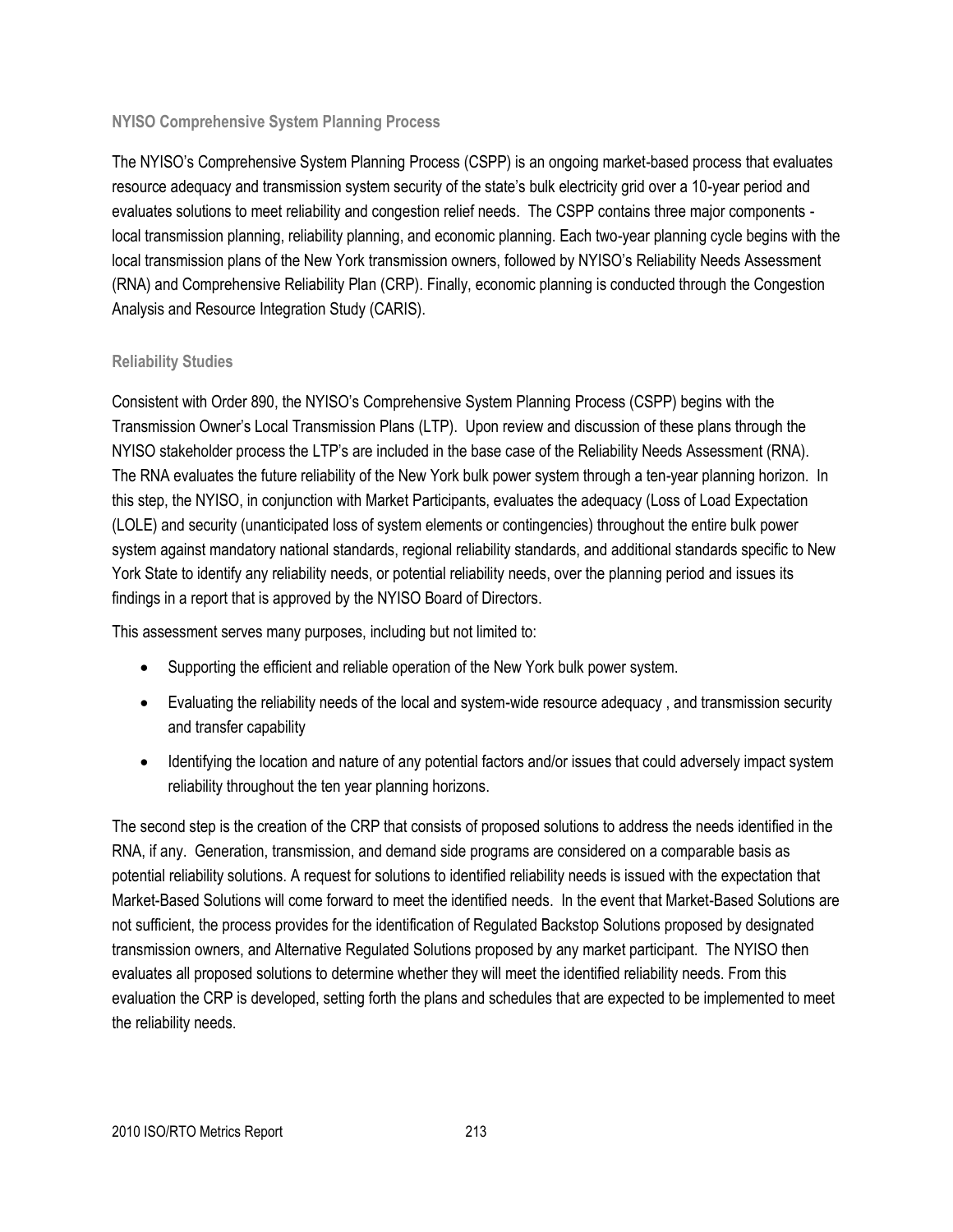### NYISO Comprehensive System Planning Process

The NYISO's Comprehensive System Planning Process (CSPP) is an ongoing market-based process that evaluates resource adequacy and transmission system security of the state's bulk electricity grid over a 10-year period and evaluates solutions to meet reliability and congestion relief needs. The CSPP contains three major components - local transmission planning, reliability planning, and economic planning. Each two-year planning cycle begins with the local transmission plans of the New York transmission owners, followed by NYISO's Reliability Needs Assessment (RNA) and Comprehensive Reliability Plan (CRP). Finally, economic planning is conducted through the Congestion Analysis and Resource Integration Study (CARIS).

### Reliability Studies

Consistent with Order 890, the NYISO's Comprehensive System Planning Process (CSPP) begins with the Transmission Owner's Local Transmission Plans (LTP). Upon review and discussion of these plans through the NYISO stakeholder process the LTP's are included in the base case of the Reliability Needs Assessment (RNA). The RNA evaluates the future reliability of the New York bulk power system through a ten-year planning horizon. In this step, the NYISO, in conjunction with Market Participants, evaluates the adequacy (Loss of Load Expectation (LOLE) and security (unanticipated loss of system elements or contingencies) throughout the entire bulk power system against mandatory national standards, regional reliability standards, and additional standards specific to New York State to identify any reliability needs, or potential reliability needs, over the planning period and issues its findings in a report that is approved by the NYISO Board of Directors.

This assessment serves many purposes, including but not limited to:

- Supporting the efficient and reliable operation of the New York bulk power system.
- Evaluating the reliability needs of the local and system-wide resource adequacy , and transmission security and transfer capability
- Identifying the location and nature of any potential factors and/or issues that could adversely impact system reliability throughout the ten year planning horizons.

The second step is the creation of the CRP that consists of proposed solutions to address the needs identified in the RNA, if any. Generation, transmission, and demand side programs are considered on a comparable basis as potential reliability solutions. A request for solutions to identified reliability needs is issued with the expectation that Market-Based Solutions will come forward to meet the identified needs. In the event that Market-Based Solutions are not sufficient, the process provides for the identification of Regulated Backstop Solutions proposed by designated transmission owners, and Alternative Regulated Solutions proposed by any market participant. The NYISO then evaluates all proposed solutions to determine whether they will meet the identified reliability needs. From this evaluation the CRP is developed, setting forth the plans and schedules that are expected to be implemented to meet the reliability needs.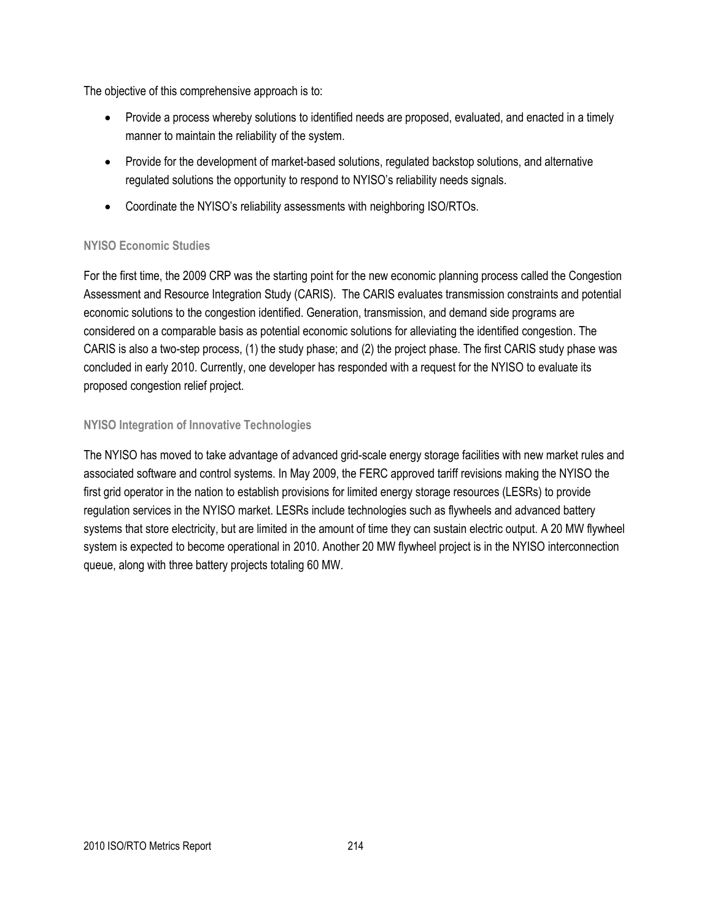The objective of this comprehensive approach is to:

- Provide a process whereby solutions to identified needs are proposed, evaluated, and enacted in a timely manner to maintain the reliability of the system.
- Provide for the development of market-based solutions, regulated backstop solutions, and alternative regulated solutions the opportunity to respond to NYISO's reliability needs signals.
- Coordinate the NYISO's reliability assessments with neighboring ISO/RTOs.

### NYISO Economic Studies

For the first time, the 2009 CRP was the starting point for the new economic planning process called the Congestion Assessment and Resource Integration Study (CARIS). The CARIS evaluates transmission constraints and potential economic solutions to the congestion identified. Generation, transmission, and demand side programs are considered on a comparable basis as potential economic solutions for alleviating the identified congestion. The CARIS is also a two-step process, (1) the study phase; and (2) the project phase. The first CARIS study phase was concluded in early 2010. Currently, one developer has responded with a request for the NYISO to evaluate its proposed congestion relief project.

### NYISO Integration of Innovative Technologies

The NYISO has moved to take advantage of advanced grid-scale energy storage facilities with new market rules and associated software and control systems. In May 2009, the FERC approved tariff revisions making the NYISO the first grid operator in the nation to establish provisions for limited energy storage resources (LESRs) to provide regulation services in the NYISO market. LESRs include technologies such as flywheels and advanced battery systems that store electricity, but are limited in the amount of time they can sustain electric output. A 20 MW flywheel system is expected to become operational in 2010. Another 20 MW flywheel project is in the NYISO interconnection queue, along with three battery projects totaling 60 MW.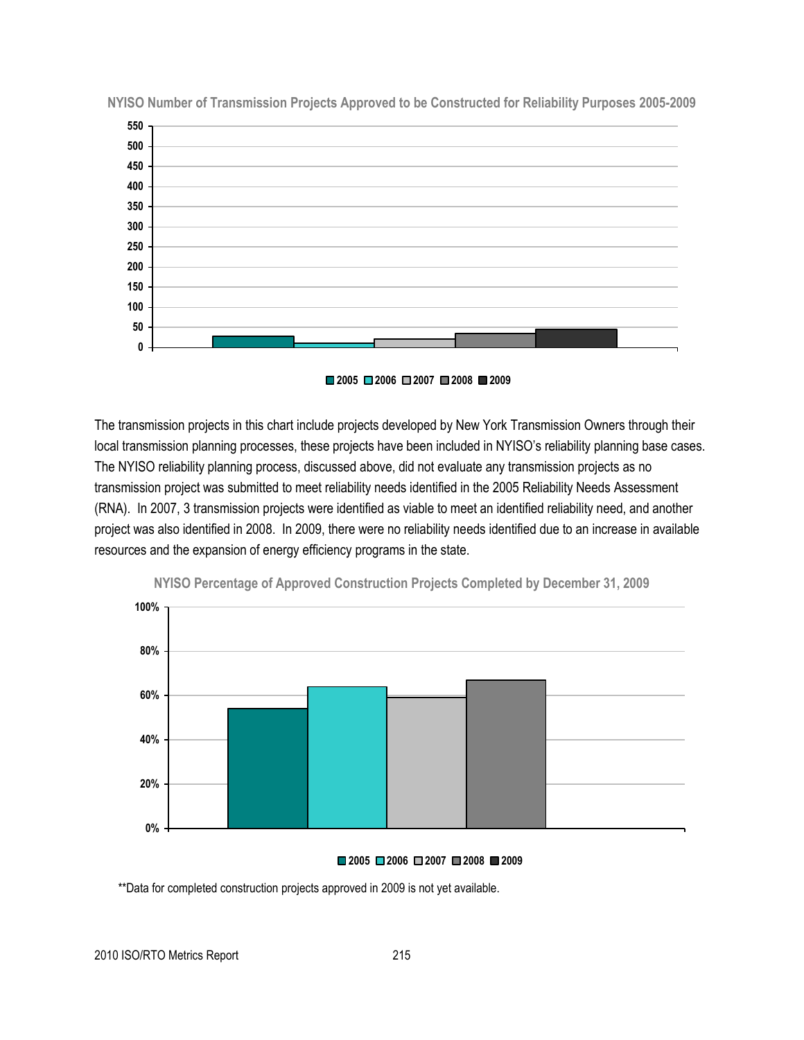**NYISO Number of Transmission Projects Approved to be Constructed for Reliability Purposes 2005-2009**

The transmission projects in this chart include projects developed by New York Transmission Owners through their local transmission planning processes, these projects have been included in NYISO's reliability planning base cases. The NYISO reliability planning process, discussed above, did not evaluate any transmission projects as no transmission project was submitted to meet reliability needs identified in the 2005 Reliability Needs Assessment (RNA). In 2007, 3 transmission projects were identified as viable to meet an identified reliability need, and another project was also identified in 2008. In 2009, there were no reliability needs identified due to an increase in available resources and the expansion of energy efficiency programs in the state.

**NYISO Percentage of Approved Construction Projects Completed by December 31, 2009**

**Data for completed construction projects approved in 2009 is not yet available.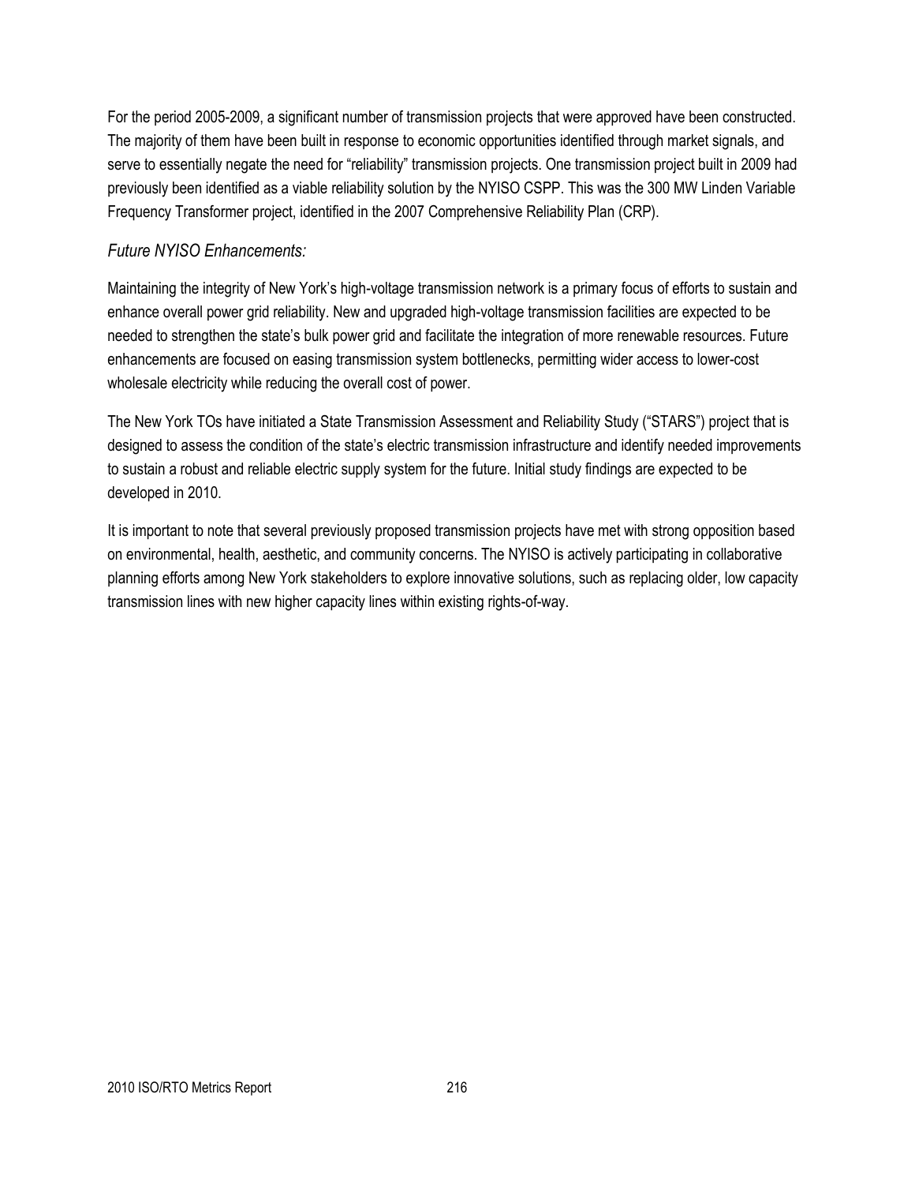For the period 2005-2009, a significant number of transmission projects that were approved have been constructed. The majority of them have been built in response to economic opportunities identified through market signals, and serve to essentially negate the need for "reliability" transmission projects. One transmission project built in 2009 had previously been identified as a viable reliability solution by the NYISO CSPP. This was the 300 MW Linden Variable Frequency Transformer project, identified in the 2007 Comprehensive Reliability Plan (CRP).

*Future NYISO Enhancements:*

Maintaining the integrity of New York's high-voltage transmission network is a primary focus of efforts to sustain and enhance overall power grid reliability. New and upgraded high-voltage transmission facilities are expected to be needed to strengthen the state's bulk power grid and facilitate the integration of more renewable resources. Future enhancements are focused on easing transmission system bottlenecks, permitting wider access to lower-cost wholesale electricity while reducing the overall cost of power.

The New York TOs have initiated a State Transmission Assessment and Reliability Study ("STARS") project that is designed to assess the condition of the state's electric transmission infrastructure and identify needed improvements to sustain a robust and reliable electric supply system for the future. Initial study findings are expected to be developed in 2010.

It is important to note that several previously proposed transmission projects have met with strong opposition based on environmental, health, aesthetic, and community concerns. The NYISO is actively participating in collaborative planning efforts among New York stakeholders to explore innovative solutions, such as replacing older, low capacity transmission lines with new higher capacity lines within existing rights-of-way.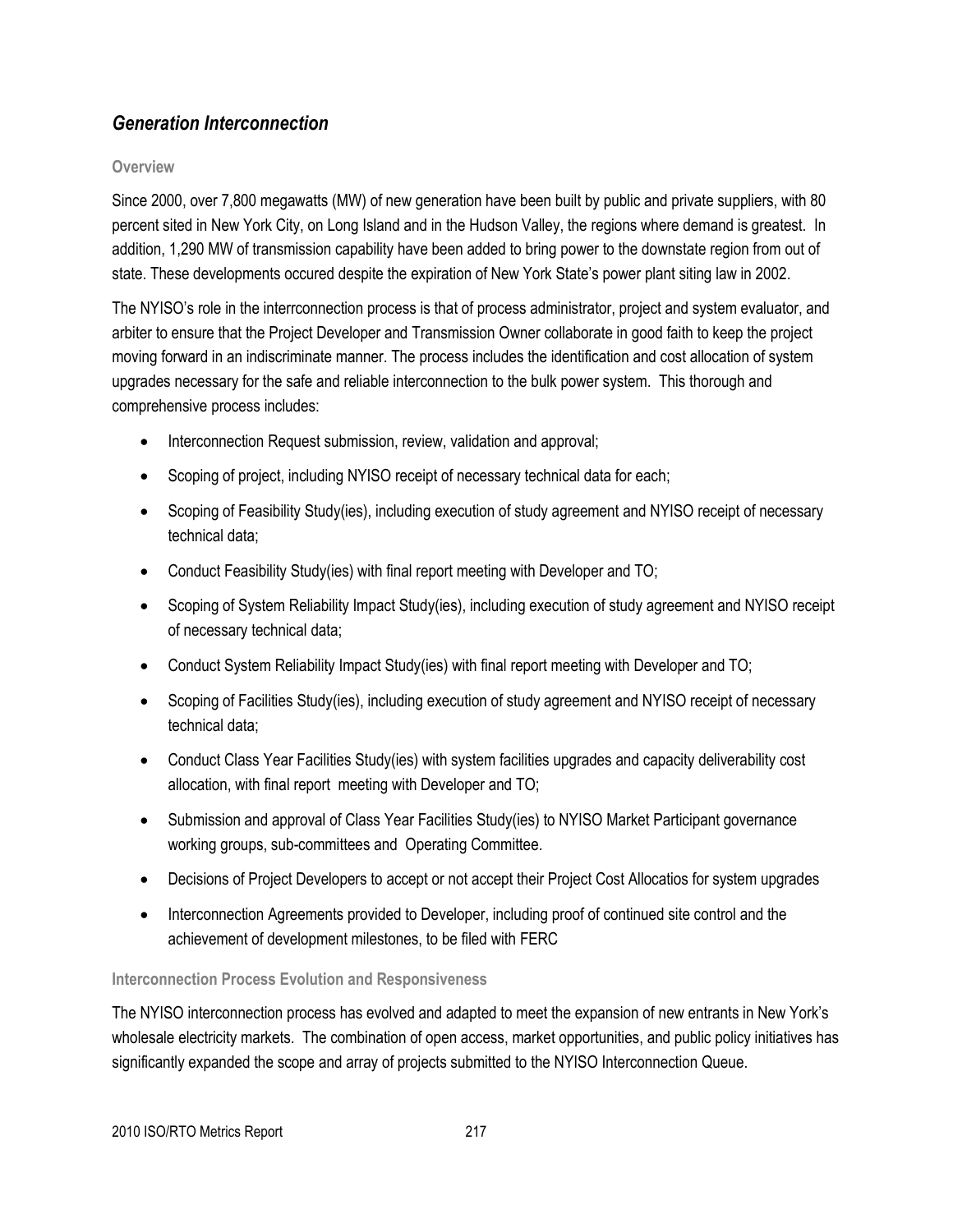## *Generation Interconnection*

### Overview

Since 2000, over 7,800 megawatts (MW) of new generation have been built by public and private suppliers, with 80 percent sited in New York City, on Long Island and in the Hudson Valley, the regions where demand is greatest. In addition, 1,290 MW of transmission capability have been added to bring power to the downstate region from out of state. These developments occured despite the expiration of New York State's power plant siting law in 2002.

The NYISO's role in the interrconnection process is that of process administrator, project and system evaluator, and arbiter to ensure that the Project Developer and Transmission Owner collaborate in good faith to keep the project moving forward in an indiscriminate manner. The process includes the identification and cost allocation of system upgrades necessary for the safe and reliable interconnection to the bulk power system. This thorough and comprehensive process includes:

- Interconnection Request submission, review, validation and approval;
- Scoping of project, including NYISO receipt of necessary technical data for each;
- Scoping of Feasibility Study(ies), including execution of study agreement and NYISO receipt of necessary technical data;
- Conduct Feasibility Study(ies) with final report meeting with Developer and TO;
- Scoping of System Reliability Impact Study(ies), including execution of study agreement and NYISO receipt of necessary technical data;
- Conduct System Reliability Impact Study(ies) with final report meeting with Developer and TO;
- Scoping of Facilities Study(ies), including execution of study agreement and NYISO receipt of necessary technical data;
- Conduct Class Year Facilities Study(ies) with system facilities upgrades and capacity deliverability cost allocation, with final report meeting with Developer and TO;
- Submission and approval of Class Year Facilities Study(ies) to NYISO Market Participant governance working groups, sub-committees and Operating Committee.
- Decisions of Project Developers to accept or not accept their Project Cost Allocatios for system upgrades
- Interconnection Agreements provided to Developer, including proof of continued site control and the achievement of development milestones, to be filed with FERC

### Interconnection Process Evolution and Responsiveness

The NYISO interconnection process has evolved and adapted to meet the expansion of new entrants in New York's wholesale electricity markets. The combination of open access, market opportunities, and public policy initiatives has significantly expanded the scope and array of projects submitted to the NYISO Interconnection Queue.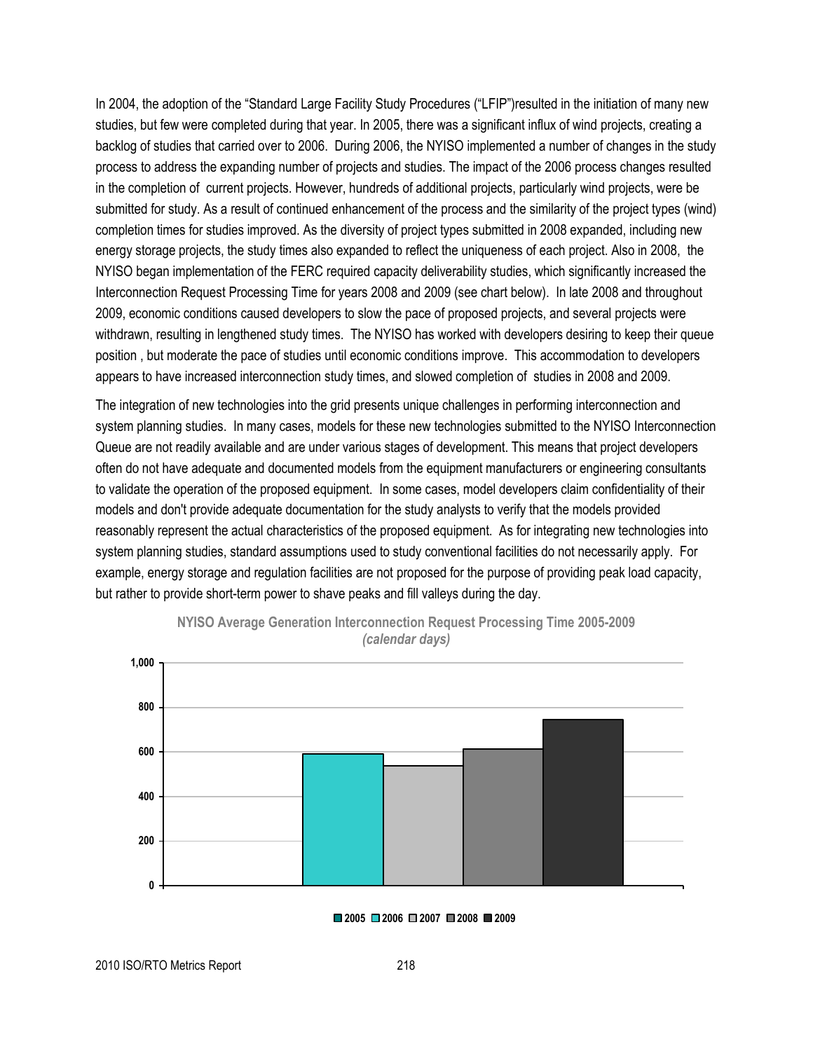In 2004, the adoption of the "Standard Large Facility Study Procedures ("LFIP")resulted in the initiation of many new studies, but few were completed during that year. In 2005, there was a significant influx of wind projects, creating a backlog of studies that carried over to 2006. During 2006, the NYISO implemented a number of changes in the study process to address the expanding number of projects and studies. The impact of the 2006 process changes resulted in the completion of current projects. However, hundreds of additional projects, particularly wind projects, were be submitted for study. As a result of continued enhancement of the process and the similarity of the project types (wind) completion times for studies improved. As the diversity of project types submitted in 2008 expanded, including new energy storage projects, the study times also expanded to reflect the uniqueness of each project. Also in 2008, the NYISO began implementation of the FERC required capacity deliverability studies, which significantly increased the Interconnection Request Processing Time for years 2008 and 2009 (see chart below). In late 2008 and throughout 2009, economic conditions caused developers to slow the pace of proposed projects, and several projects were withdrawn, resulting in lengthened study times. The NYISO has worked with developers desiring to keep their queue position , but moderate the pace of studies until economic conditions improve. This accommodation to developers appears to have increased interconnection study times, and slowed completion of studies in 2008 and 2009.

The integration of new technologies into the grid presents unique challenges in performing interconnection and system planning studies. In many cases, models for these new technologies submitted to the NYISO Interconnection Queue are not readily available and are under various stages of development. This means that project developers often do not have adequate and documented models from the equipment manufacturers or engineering consultants to validate the operation of the proposed equipment. In some cases, model developers claim confidentiality of their models and don't provide adequate documentation for the study analysts to verify that the models provided reasonably represent the actual characteristics of the proposed equipment. As for integrating new technologies into system planning studies, standard assumptions used to study conventional facilities do not necessarily apply. For example, energy storage and regulation facilities are not proposed for the purpose of providing peak load capacity, but rather to provide short-term power to shave peaks and fill valleys during the day.

**NYISO Average Generation Interconnection Request Processing Time 2005-2009**
*(calendar days)*

| Year | Calendar days (approx.) |
|---|---|
| 2005 | |
| 2006 | 590 |
| 2007 | 537 |
| 2008 | 612 |
| 2009 | 745 |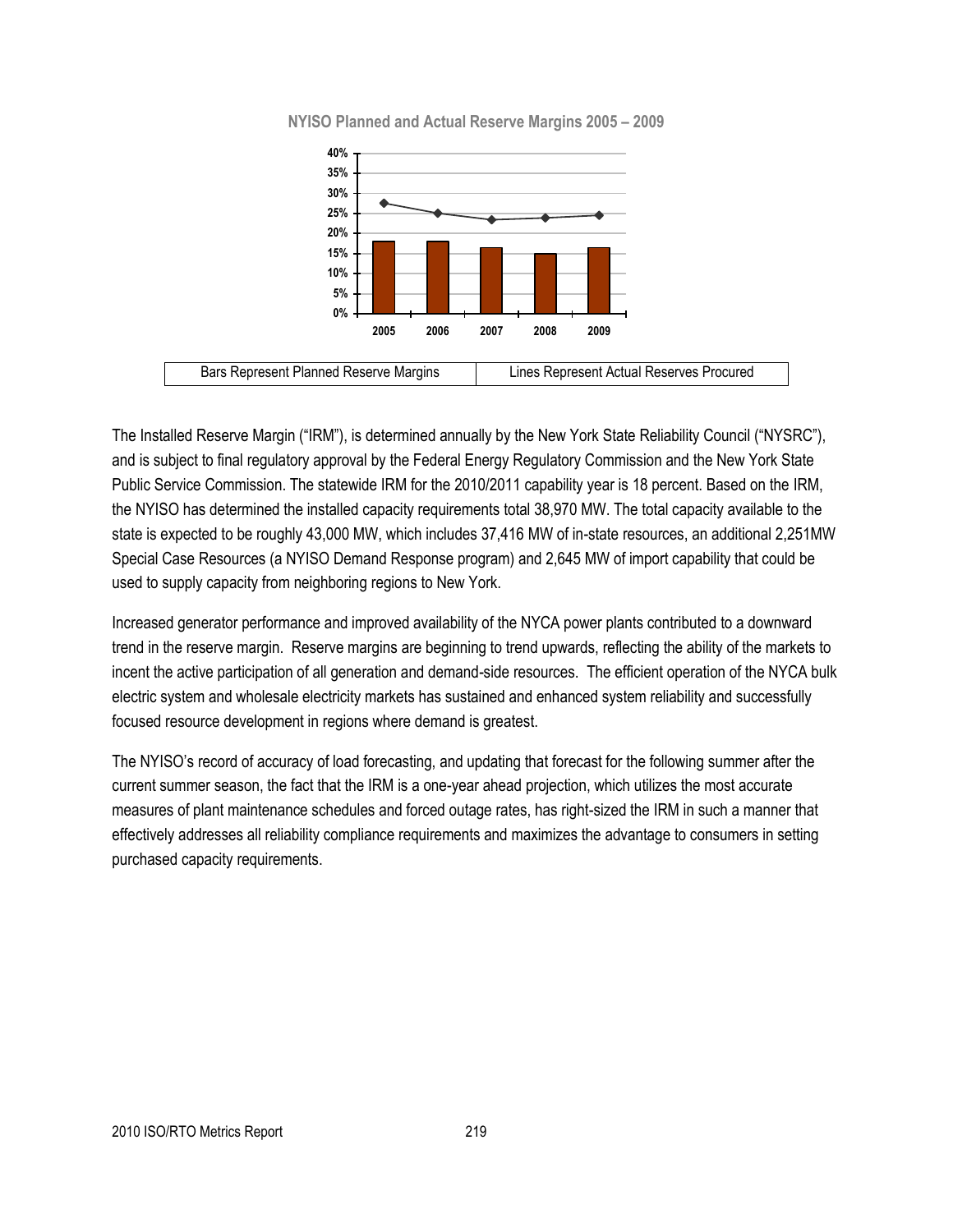**NYISO Planned and Actual Reserve Margins 2005 – 2009**

| Bars Represent Planned Reserve Margins | Lines Represent Actual Reserves Procured |
|---|---|

The Installed Reserve Margin ("IRM"), is determined annually by the New York State Reliability Council ("NYSRC"), and is subject to final regulatory approval by the Federal Energy Regulatory Commission and the New York State Public Service Commission. The statewide IRM for the 2010/2011 capability year is 18 percent. Based on the IRM, the NYISO has determined the installed capacity requirements total 38,970 MW. The total capacity available to the state is expected to be roughly 43,000 MW, which includes 37,416 MW of in-state resources, an additional 2,251MW Special Case Resources (a NYISO Demand Response program) and 2,645 MW of import capability that could be used to supply capacity from neighboring regions to New York.

Increased generator performance and improved availability of the NYCA power plants contributed to a downward trend in the reserve margin. Reserve margins are beginning to trend upwards, reflecting the ability of the markets to incent the active participation of all generation and demand-side resources. The efficient operation of the NYCA bulk electric system and wholesale electricity markets has sustained and enhanced system reliability and successfully focused resource development in regions where demand is greatest.

The NYISO's record of accuracy of load forecasting, and updating that forecast for the following summer after the current summer season, the fact that the IRM is a one-year ahead projection, which utilizes the most accurate measures of plant maintenance schedules and forced outage rates, has right-sized the IRM in such a manner that effectively addresses all reliability compliance requirements and maximizes the advantage to consumers in setting purchased capacity requirements.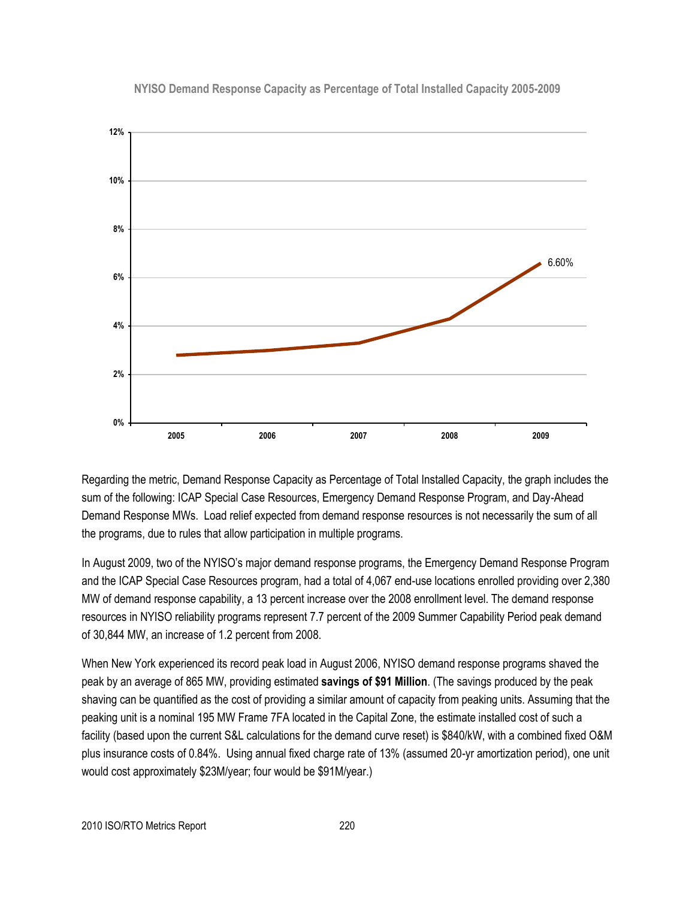**NYISO Demand Response Capacity as Percentage of Total Installed Capacity 2005-2009**

Regarding the metric, Demand Response Capacity as Percentage of Total Installed Capacity, the graph includes the sum of the following: ICAP Special Case Resources, Emergency Demand Response Program, and Day-Ahead Demand Response MWs. Load relief expected from demand response resources is not necessarily the sum of all the programs, due to rules that allow participation in multiple programs.

In August 2009, two of the NYISO's major demand response programs, the Emergency Demand Response Program and the ICAP Special Case Resources program, had a total of 4,067 end-use locations enrolled providing over 2,380 MW of demand response capability, a 13 percent increase over the 2008 enrollment level. The demand response resources in NYISO reliability programs represent 7.7 percent of the 2009 Summer Capability Period peak demand of 30,844 MW, an increase of 1.2 percent from 2008.

When New York experienced its record peak load in August 2006, NYISO demand response programs shaved the peak by an average of 865 MW, providing estimated **savings of $91 Million**. (The savings produced by the peak shaving can be quantified as the cost of providing a similar amount of capacity from peaking units. Assuming that the peaking unit is a nominal 195 MW Frame 7FA located in the Capital Zone, the estimate installed cost of such a facility (based upon the current S&L calculations for the demand curve reset) is $840/kW, with a combined fixed O&M plus insurance costs of 0.84%. Using annual fixed charge rate of 13% (assumed 20-yr amortization period), one unit would cost approximately $23M/year; four would be $91M/year.)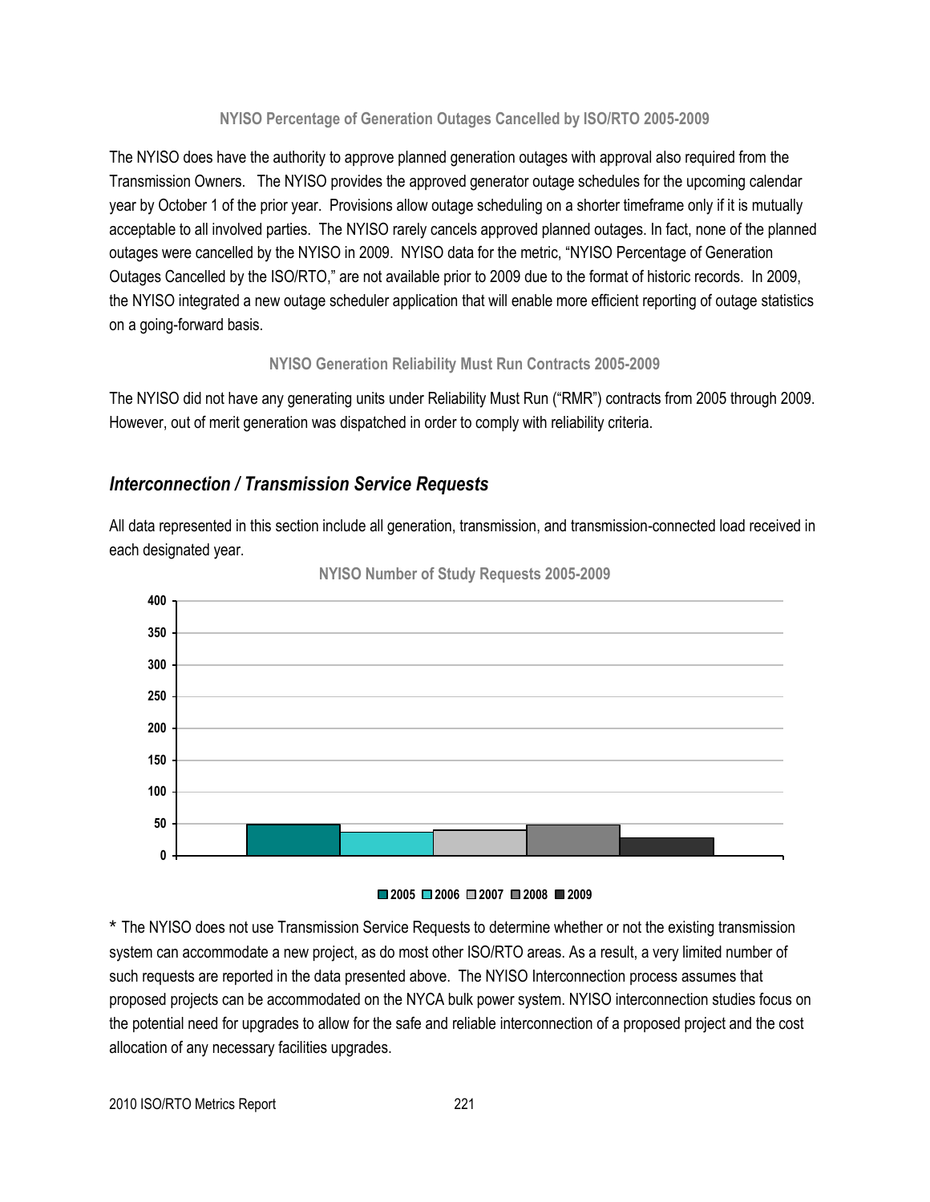#### NYISO Percentage of Generation Outages Cancelled by ISO/RTO 2005-2009

The NYISO does have the authority to approve planned generation outages with approval also required from the Transmission Owners. The NYISO provides the approved generator outage schedules for the upcoming calendar year by October 1 of the prior year. Provisions allow outage scheduling on a shorter timeframe only if it is mutually acceptable to all involved parties. The NYISO rarely cancels approved planned outages. In fact, none of the planned outages were cancelled by the NYISO in 2009. NYISO data for the metric, "NYISO Percentage of Generation Outages Cancelled by the ISO/RTO," are not available prior to 2009 due to the format of historic records. In 2009, the NYISO integrated a new outage scheduler application that will enable more efficient reporting of outage statistics on a going-forward basis.

#### NYISO Generation Reliability Must Run Contracts 2005-2009

The NYISO did not have any generating units under Reliability Must Run ("RMR") contracts from 2005 through 2009. However, out of merit generation was dispatched in order to comply with reliability criteria.

## *Interconnection / Transmission Service Requests*

All data represented in this section include all generation, transmission, and transmission-connected load received in each designated year.

#### NYISO Number of Study Requests 2005-2009

■2005 ■2006 ■2007 ■2008 ■2009

* The NYISO does not use Transmission Service Requests to determine whether or not the existing transmission system can accommodate a new project, as do most other ISO/RTO areas. As a result, a very limited number of such requests are reported in the data presented above. The NYISO Interconnection process assumes that proposed projects can be accommodated on the NYCA bulk power system. NYISO interconnection studies focus on the potential need for upgrades to allow for the safe and reliable interconnection of a proposed project and the cost allocation of any necessary facilities upgrades.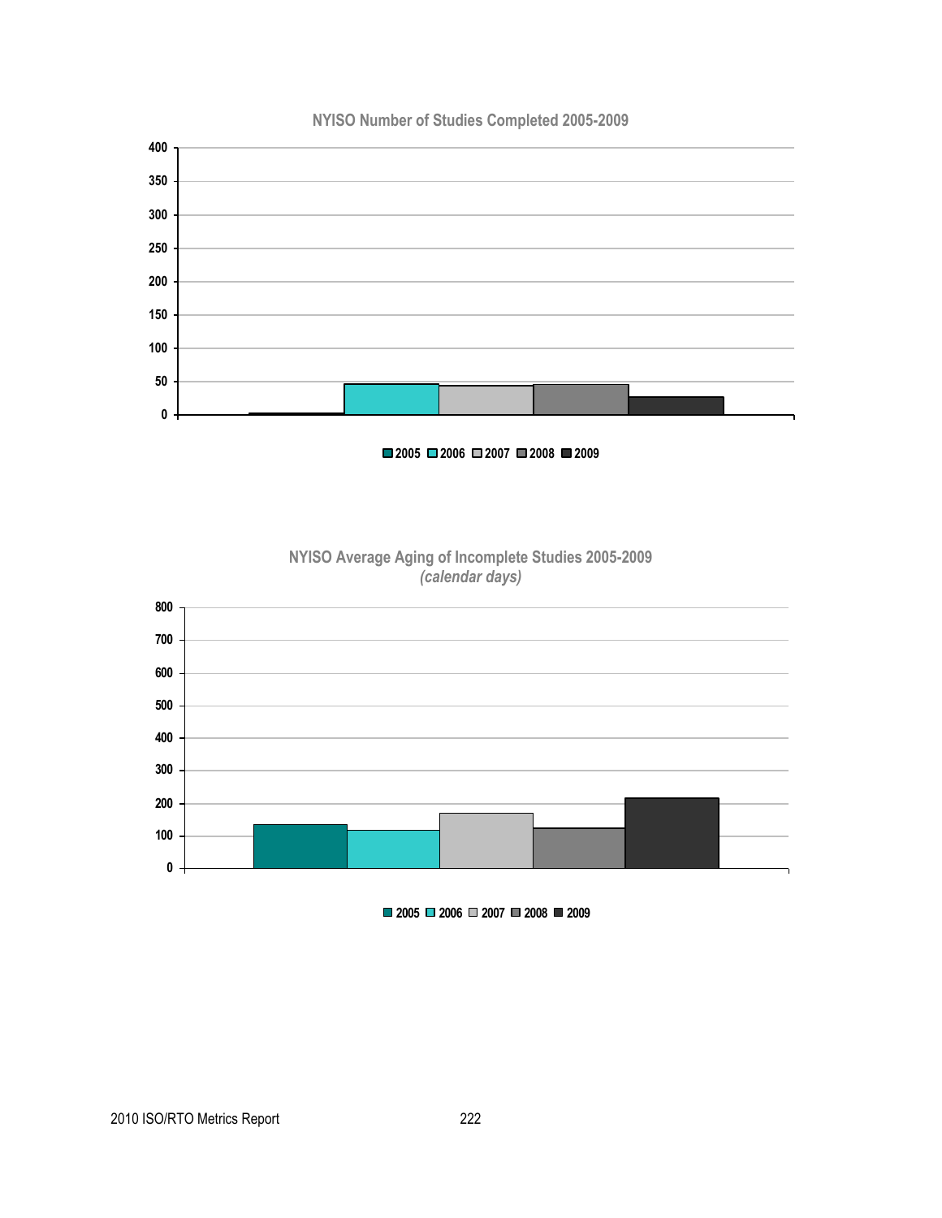**NYISO Number of Studies Completed 2005-2009**

■ 2005 ■ 2006 ■ 2007 ■ 2008 ■ 2009

**NYISO Average Aging of Incomplete Studies 2005-2009**
***(calendar days)***

■ 2005 ■ 2006 ■ 2007 ■ 2008 ■ 2009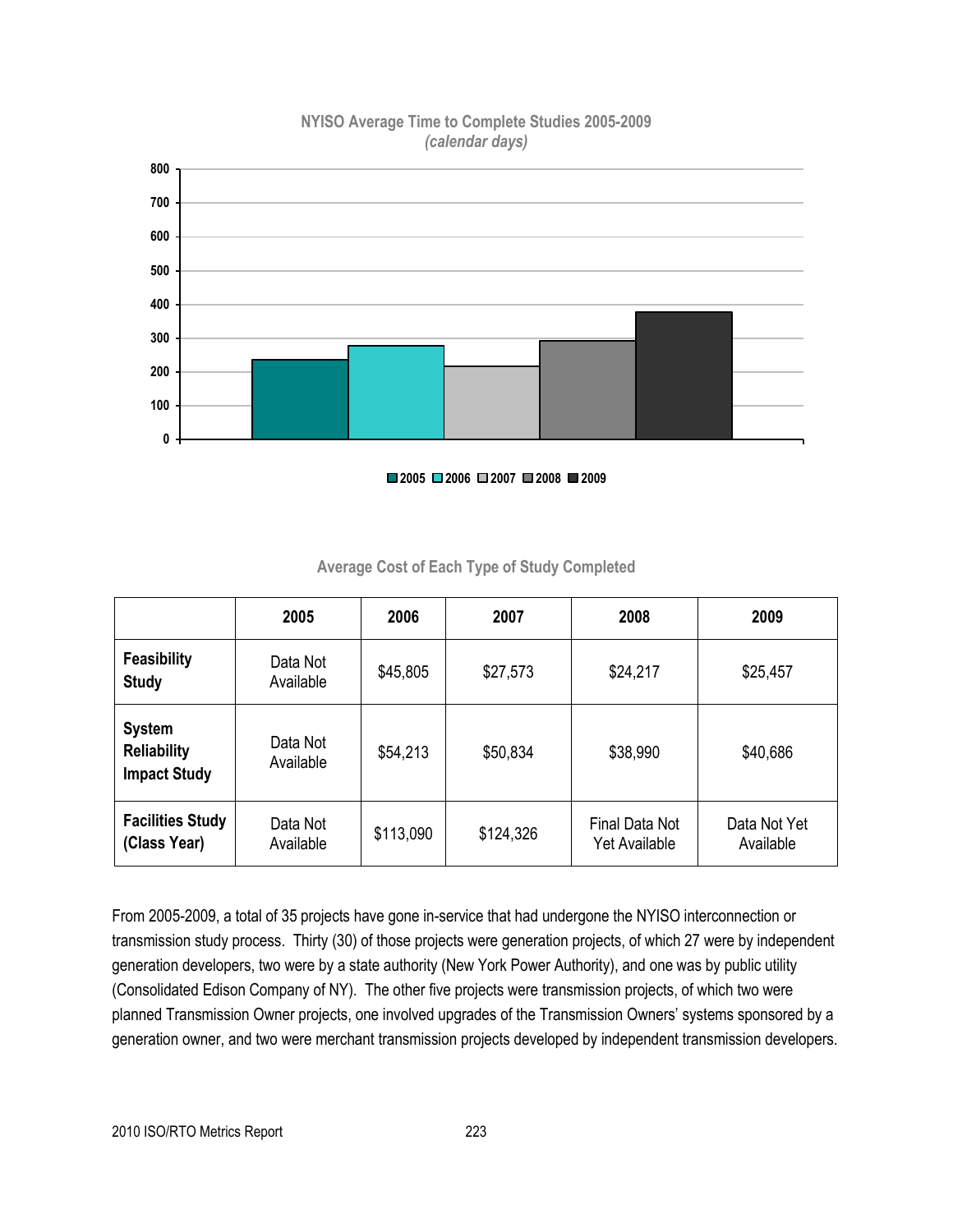**NYISO Average Time to Complete Studies 2005-2009**
*(calendar days)*

**Average Cost of Each Type of Study Completed**

| | 2005 | 2006 | 2007 | 2008 | 2009 |
|---|---|---|---|---|---|
| **Feasibility Study** | Data Not Available | $45,805 | $27,573 | $24,217 | $25,457 |
| **System Reliability Impact Study** | Data Not Available | $54,213 | $50,834 | $38,990 | $40,686 |
| **Facilities Study (Class Year)** | Data Not Available | $113,090 | $124,326 | Final Data Not Yet Available | Data Not Yet Available |

From 2005-2009, a total of 35 projects have gone in-service that had undergone the NYISO interconnection or transmission study process. Thirty (30) of those projects were generation projects, of which 27 were by independent generation developers, two were by a state authority (New York Power Authority), and one was by public utility (Consolidated Edison Company of NY). The other five projects were transmission projects, of which two were planned Transmission Owner projects, one involved upgrades of the Transmission Owners' systems sponsored by a generation owner, and two were merchant transmission projects developed by independent transmission developers.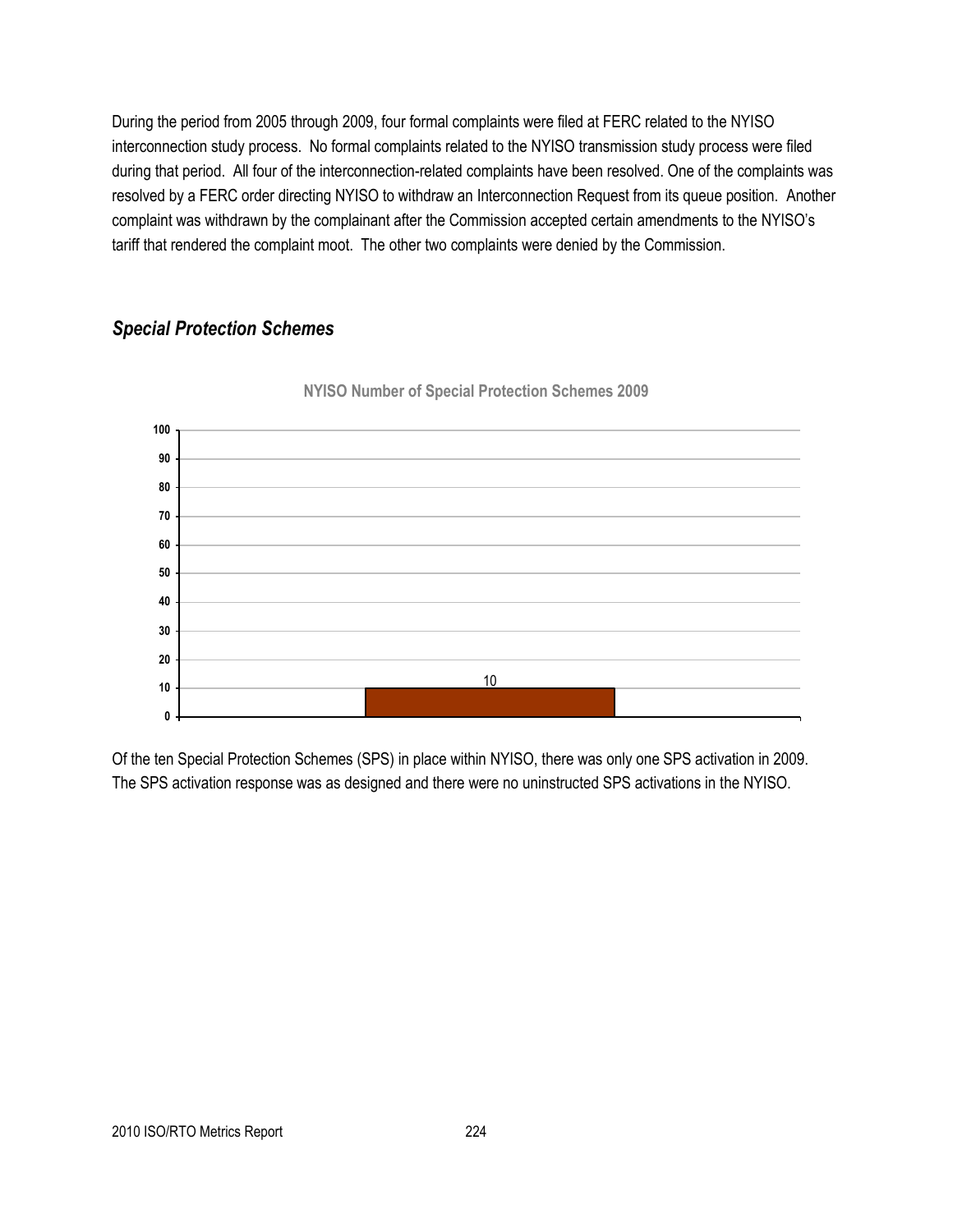During the period from 2005 through 2009, four formal complaints were filed at FERC related to the NYISO interconnection study process. No formal complaints related to the NYISO transmission study process were filed during that period. All four of the interconnection-related complaints have been resolved. One of the complaints was resolved by a FERC order directing NYISO to withdraw an Interconnection Request from its queue position. Another complaint was withdrawn by the complainant after the Commission accepted certain amendments to the NYISO's tariff that rendered the complaint moot. The other two complaints were denied by the Commission.

## *Special Protection Schemes*

**NYISO Number of Special Protection Schemes 2009**

| | Number of Special Protection Schemes |
|---|---|
| 2009 | 10 |

Of the ten Special Protection Schemes (SPS) in place within NYISO, there was only one SPS activation in 2009. The SPS activation response was as designed and there were no uninstructed SPS activations in the NYISO.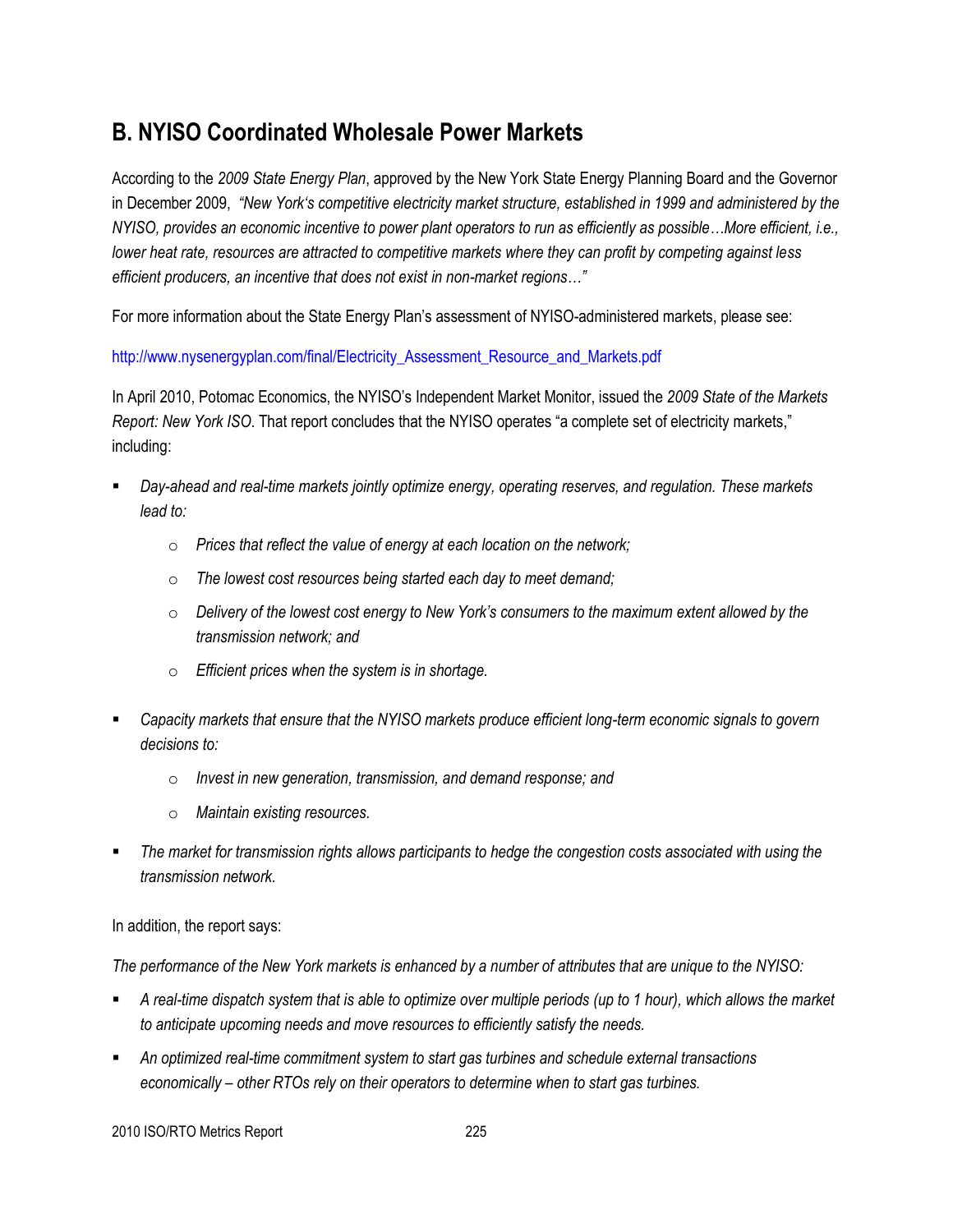## B. NYISO Coordinated Wholesale Power Markets

According to the *2009 State Energy Plan*, approved by the New York State Energy Planning Board and the Governor in December 2009, *"New York's competitive electricity market structure, established in 1999 and administered by the NYISO, provides an economic incentive to power plant operators to run as efficiently as possible…More efficient, i.e., lower heat rate, resources are attracted to competitive markets where they can profit by competing against less efficient producers, an incentive that does not exist in non-market regions…"*

For more information about the State Energy Plan's assessment of NYISO-administered markets, please see:

http://www.nysenergyplan.com/final/Electricity_Assessment_Resource_and_Markets.pdf

In April 2010, Potomac Economics, the NYISO's Independent Market Monitor, issued the *2009 State of the Markets Report: New York ISO*. That report concludes that the NYISO operates "a complete set of electricity markets," including:

- *Day-ahead and real-time markets jointly optimize energy, operating reserves, and regulation. These markets lead to:*
    - *Prices that reflect the value of energy at each location on the network;*
    - *The lowest cost resources being started each day to meet demand;*
    - *Delivery of the lowest cost energy to New York's consumers to the maximum extent allowed by the transmission network; and*
    - *Efficient prices when the system is in shortage.*
- *Capacity markets that ensure that the NYISO markets produce efficient long-term economic signals to govern decisions to:*
    - *Invest in new generation, transmission, and demand response; and*
    - *Maintain existing resources.*
- *The market for transmission rights allows participants to hedge the congestion costs associated with using the transmission network.*

In addition, the report says:

*The performance of the New York markets is enhanced by a number of attributes that are unique to the NYISO:*

- *A real-time dispatch system that is able to optimize over multiple periods (up to 1 hour), which allows the market to anticipate upcoming needs and move resources to efficiently satisfy the needs.*
- *An optimized real-time commitment system to start gas turbines and schedule external transactions economically – other RTOs rely on their operators to determine when to start gas turbines.*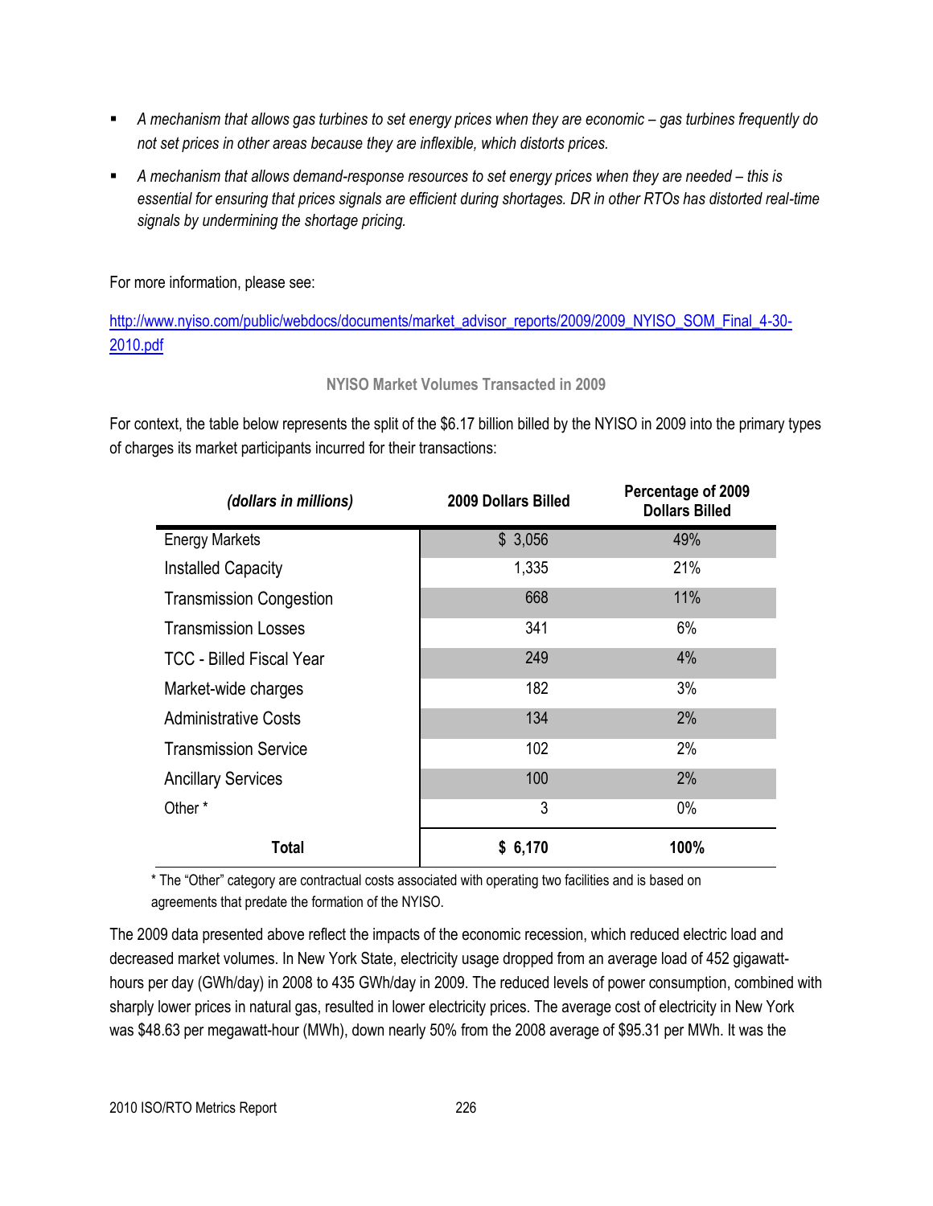- *A mechanism that allows gas turbines to set energy prices when they are economic – gas turbines frequently do not set prices in other areas because they are inflexible, which distorts prices.*
- *A mechanism that allows demand-response resources to set energy prices when they are needed – this is essential for ensuring that prices signals are efficient during shortages. DR in other RTOs has distorted real-time signals by undermining the shortage pricing.*

For more information, please see:

http://www.nyiso.com/public/webdocs/documents/market_advisor_reports/2009/2009_NYISO_SOM_Final_4-30-2010.pdf

### NYISO Market Volumes Transacted in 2009

For context, the table below represents the split of the $6.17 billion billed by the NYISO in 2009 into the primary types of charges its market participants incurred for their transactions:

| *(dollars in millions)* | 2009 Dollars Billed | Percentage of 2009 Dollars Billed |
|---|---|---|
| Energy Markets | $ 3,056 | 49% |
| Installed Capacity | 1,335 | 21% |
| Transmission Congestion | 668 | 11% |
| Transmission Losses | 341 | 6% |
| TCC - Billed Fiscal Year | 249 | 4% |
| Market-wide charges | 182 | 3% |
| Administrative Costs | 134 | 2% |
| Transmission Service | 102 | 2% |
| Ancillary Services | 100 | 2% |
| Other * | 3 | 0% |
| **Total** | **$ 6,170** | **100%** |

\* The "Other" category are contractual costs associated with operating two facilities and is based on agreements that predate the formation of the NYISO.

The 2009 data presented above reflect the impacts of the economic recession, which reduced electric load and decreased market volumes. In New York State, electricity usage dropped from an average load of 452 gigawatt-hours per day (GWh/day) in 2008 to 435 GWh/day in 2009. The reduced levels of power consumption, combined with sharply lower prices in natural gas, resulted in lower electricity prices. The average cost of electricity in New York was $48.63 per megawatt-hour (MWh), down nearly 50% from the 2008 average of $95.31 per MWh. It was the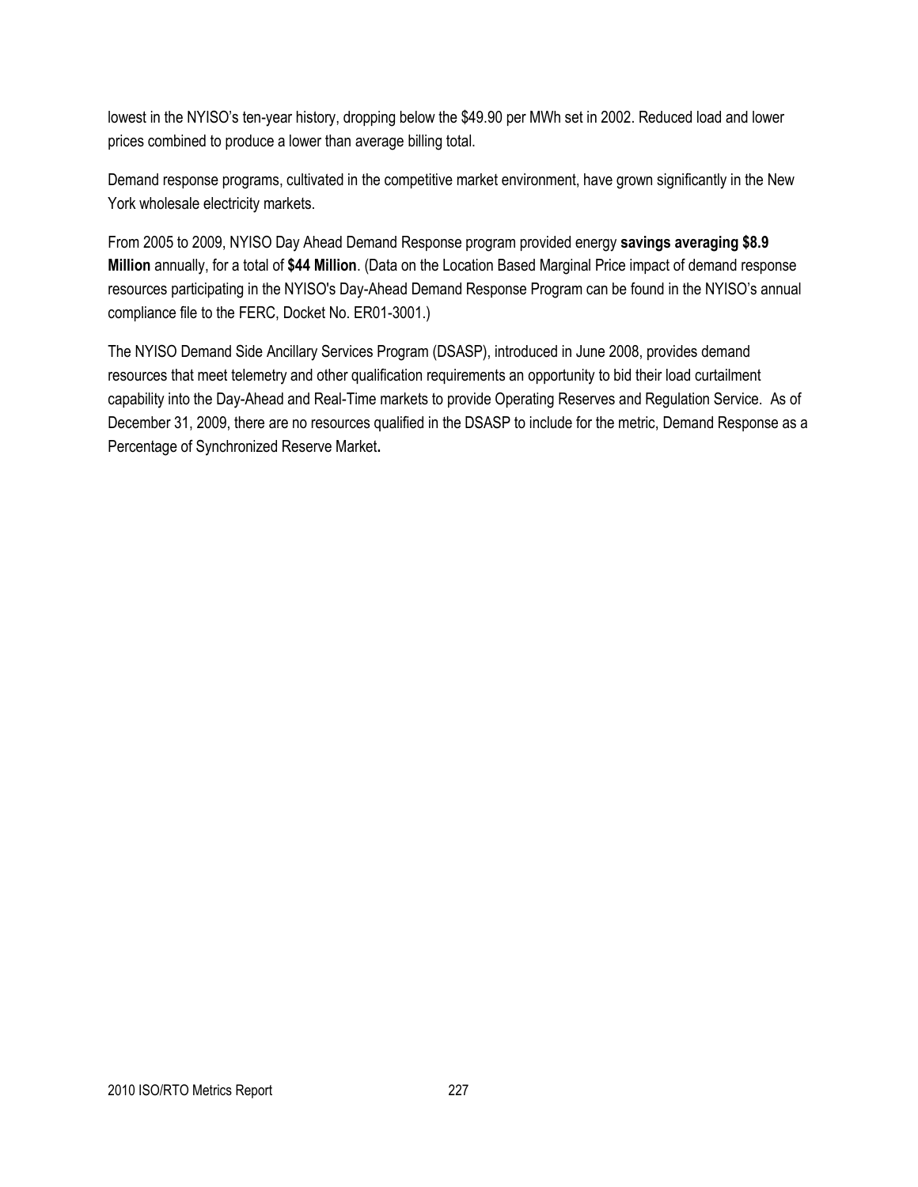lowest in the NYISO's ten-year history, dropping below the $49.90 per MWh set in 2002. Reduced load and lower prices combined to produce a lower than average billing total.

Demand response programs, cultivated in the competitive market environment, have grown significantly in the New York wholesale electricity markets.

From 2005 to 2009, NYISO Day Ahead Demand Response program provided energy **savings averaging $8.9 Million** annually, for a total of **$44 Million**. (Data on the Location Based Marginal Price impact of demand response resources participating in the NYISO's Day-Ahead Demand Response Program can be found in the NYISO's annual compliance file to the FERC, Docket No. ER01-3001.)

The NYISO Demand Side Ancillary Services Program (DSASP), introduced in June 2008, provides demand resources that meet telemetry and other qualification requirements an opportunity to bid their load curtailment capability into the Day-Ahead and Real-Time markets to provide Operating Reserves and Regulation Service. As of December 31, 2009, there are no resources qualified in the DSASP to include for the metric, Demand Response as a Percentage of Synchronized Reserve Market**.**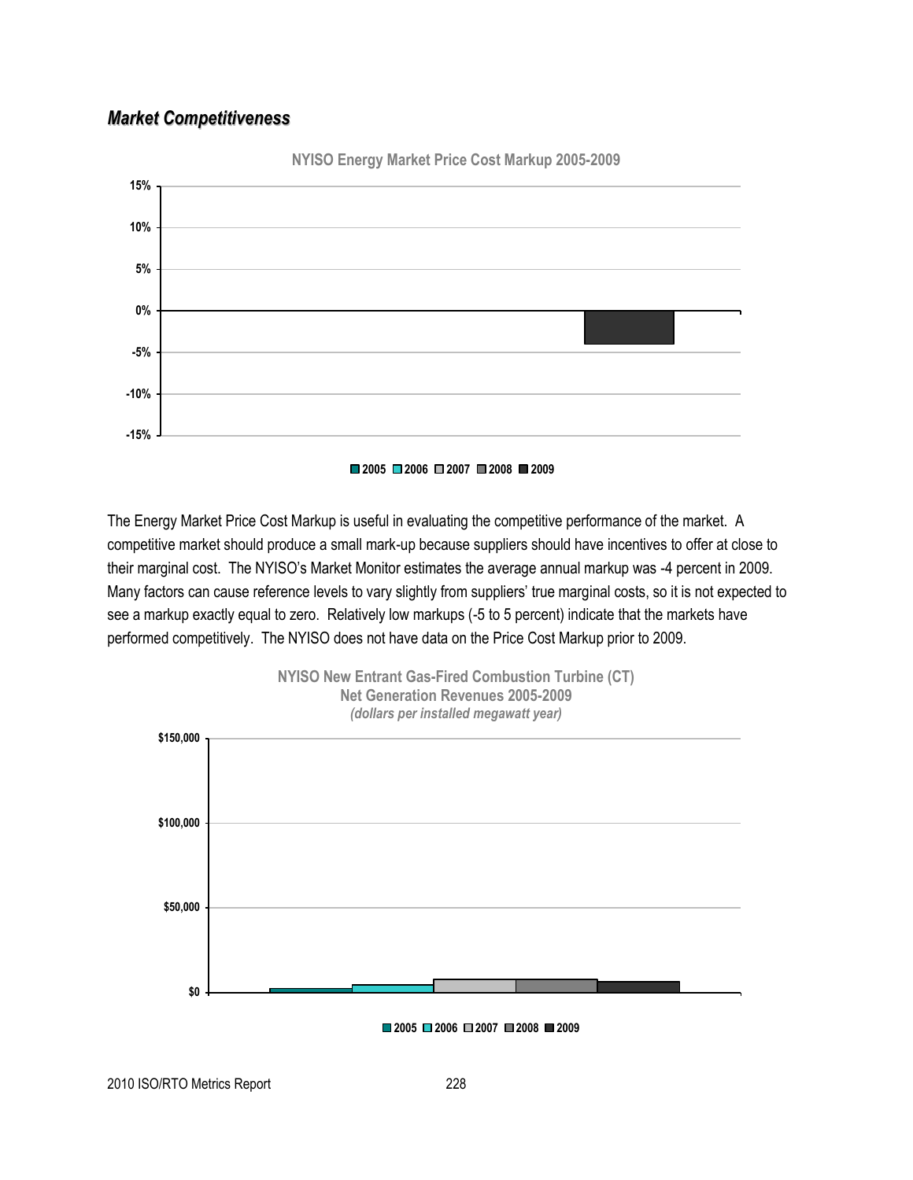## *Market Competitiveness*

**NYISO Energy Market Price Cost Markup 2005-2009**

The Energy Market Price Cost Markup is useful in evaluating the competitive performance of the market. A competitive market should produce a small mark-up because suppliers should have incentives to offer at close to their marginal cost. The NYISO's Market Monitor estimates the average annual markup was -4 percent in 2009. Many factors can cause reference levels to vary slightly from suppliers' true marginal costs, so it is not expected to see a markup exactly equal to zero. Relatively low markups (-5 to 5 percent) indicate that the markets have performed competitively. The NYISO does not have data on the Price Cost Markup prior to 2009.

**NYISO New Entrant Gas-Fired Combustion Turbine (CT) Net Generation Revenues 2005-2009**
***(dollars per installed megawatt year)***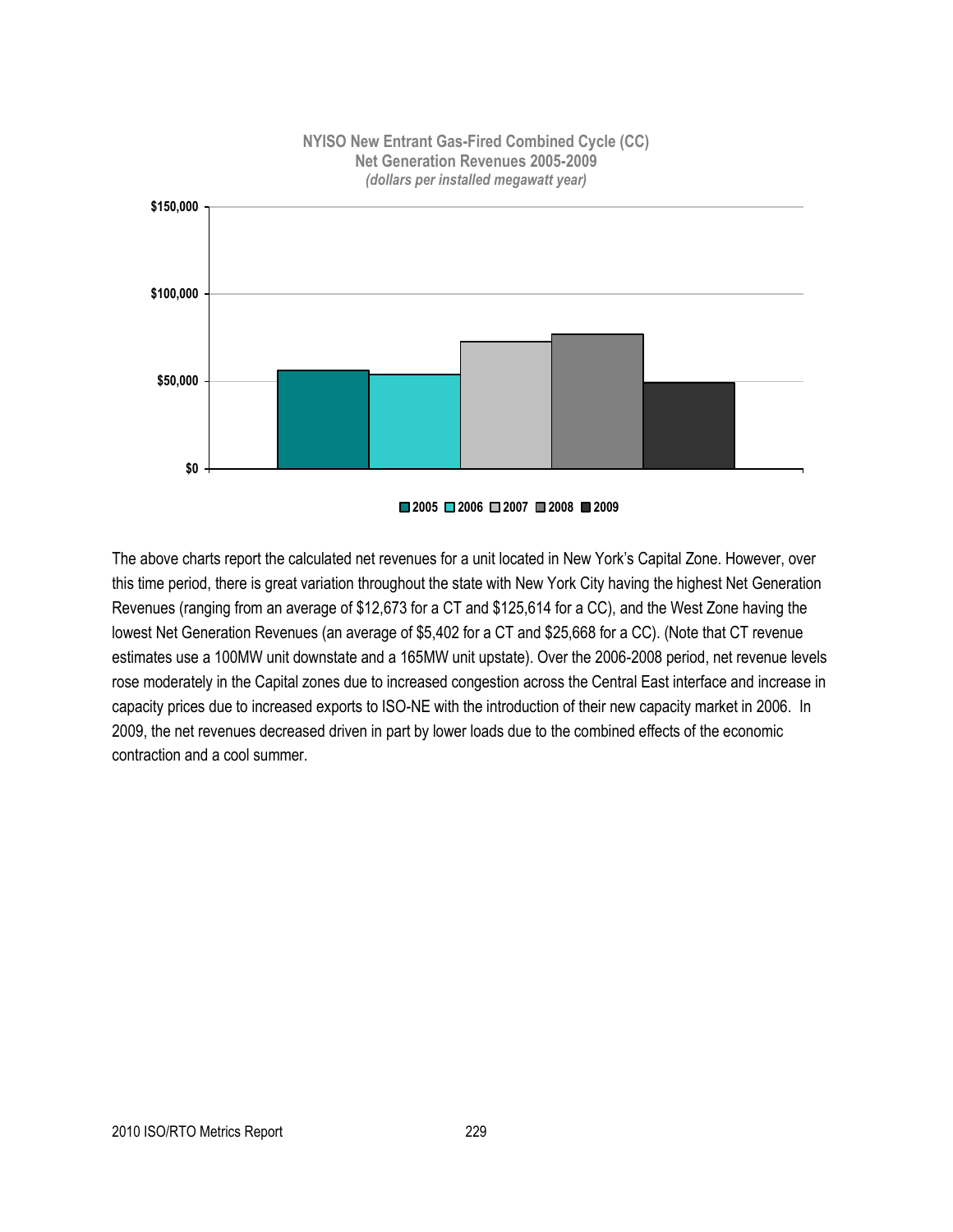**NYISO New Entrant Gas-Fired Combined Cycle (CC)**
**Net Generation Revenues 2005-2009**
***(dollars per installed megawatt year)***

The above charts report the calculated net revenues for a unit located in New York's Capital Zone. However, over this time period, there is great variation throughout the state with New York City having the highest Net Generation Revenues (ranging from an average of $12,673 for a CT and $125,614 for a CC), and the West Zone having the lowest Net Generation Revenues (an average of $5,402 for a CT and $25,668 for a CC). (Note that CT revenue estimates use a 100MW unit downstate and a 165MW unit upstate). Over the 2006-2008 period, net revenue levels rose moderately in the Capital zones due to increased congestion across the Central East interface and increase in capacity prices due to increased exports to ISO-NE with the introduction of their new capacity market in 2006. In 2009, the net revenues decreased driven in part by lower loads due to the combined effects of the economic contraction and a cool summer.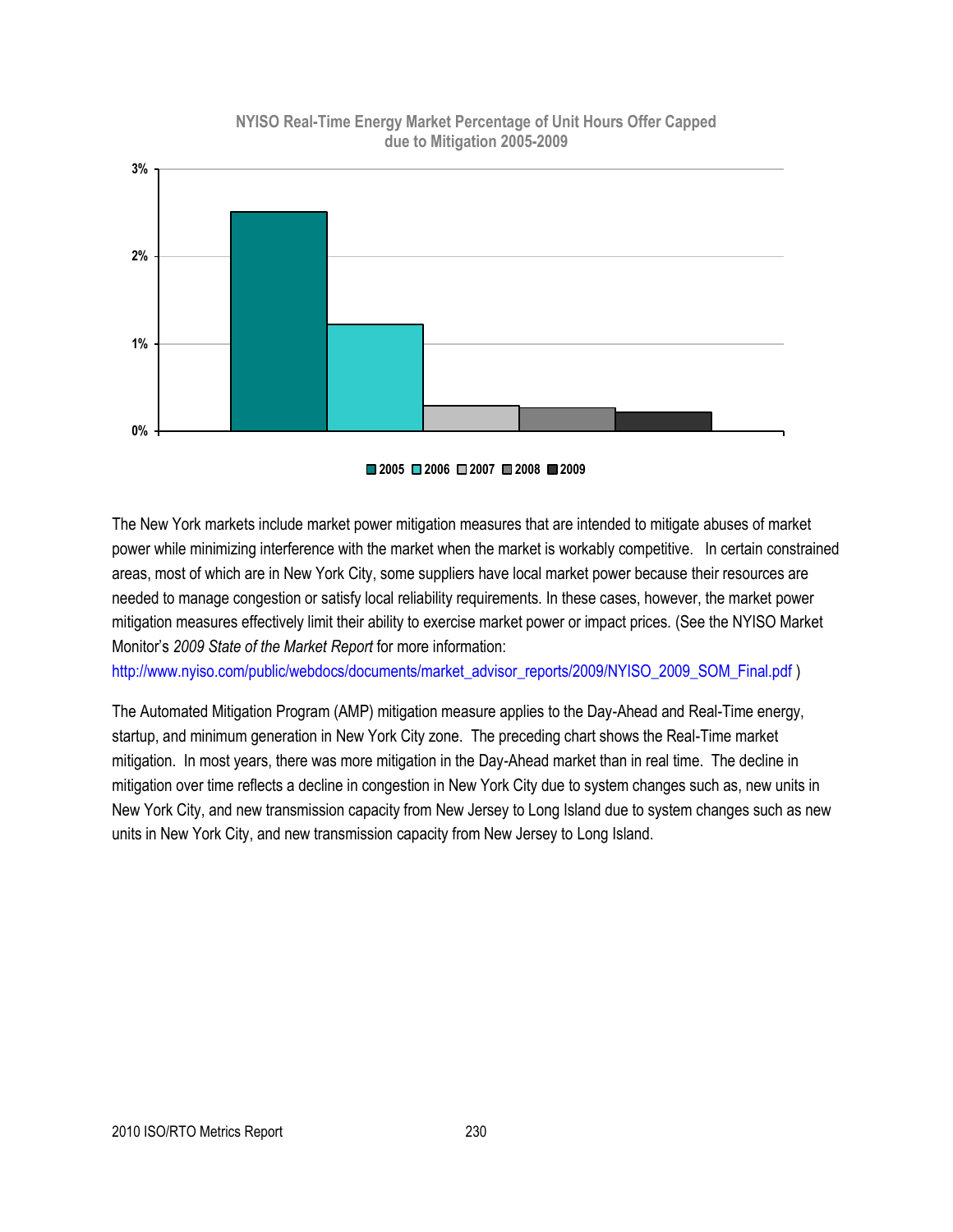**NYISO Real-Time Energy Market Percentage of Unit Hours Offer Capped due to Mitigation 2005-2009**

The New York markets include market power mitigation measures that are intended to mitigate abuses of market power while minimizing interference with the market when the market is workably competitive. In certain constrained areas, most of which are in New York City, some suppliers have local market power because their resources are needed to manage congestion or satisfy local reliability requirements. In these cases, however, the market power mitigation measures effectively limit their ability to exercise market power or impact prices. (See the NYISO Market Monitor's *2009 State of the Market Report* for more information: http://www.nyiso.com/public/webdocs/documents/market_advisor_reports/2009/NYISO_2009_SOM_Final.pdf )

The Automated Mitigation Program (AMP) mitigation measure applies to the Day-Ahead and Real-Time energy, startup, and minimum generation in New York City zone. The preceding chart shows the Real-Time market mitigation. In most years, there was more mitigation in the Day-Ahead market than in real time. The decline in mitigation over time reflects a decline in congestion in New York City due to system changes such as, new units in New York City, and new transmission capacity from New Jersey to Long Island due to system changes such as new units in New York City, and new transmission capacity from New Jersey to Long Island.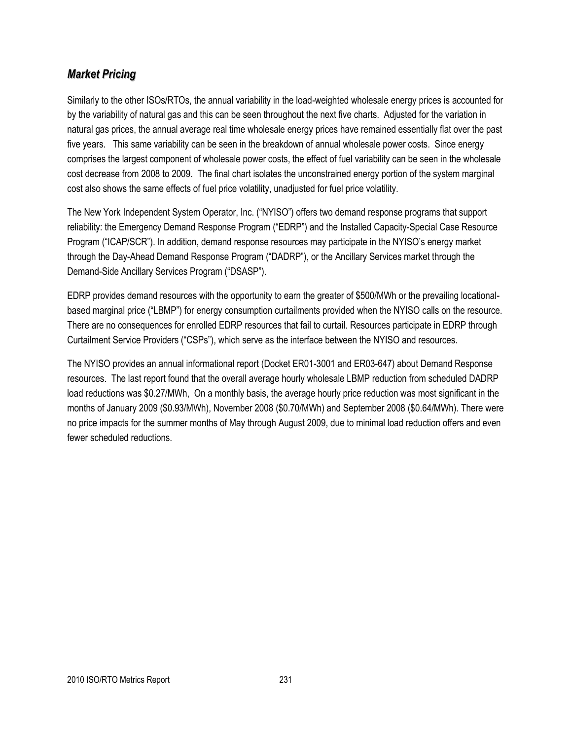## ***Market Pricing***

Similarly to the other ISOs/RTOs, the annual variability in the load-weighted wholesale energy prices is accounted for by the variability of natural gas and this can be seen throughout the next five charts. Adjusted for the variation in natural gas prices, the annual average real time wholesale energy prices have remained essentially flat over the past five years. This same variability can be seen in the breakdown of annual wholesale power costs. Since energy comprises the largest component of wholesale power costs, the effect of fuel variability can be seen in the wholesale cost decrease from 2008 to 2009. The final chart isolates the unconstrained energy portion of the system marginal cost also shows the same effects of fuel price volatility, unadjusted for fuel price volatility.

The New York Independent System Operator, Inc. ("NYISO") offers two demand response programs that support reliability: the Emergency Demand Response Program ("EDRP") and the Installed Capacity-Special Case Resource Program ("ICAP/SCR"). In addition, demand response resources may participate in the NYISO's energy market through the Day-Ahead Demand Response Program ("DADRP"), or the Ancillary Services market through the Demand-Side Ancillary Services Program ("DSASP").

EDRP provides demand resources with the opportunity to earn the greater of $500/MWh or the prevailing locational-based marginal price ("LBMP") for energy consumption curtailments provided when the NYISO calls on the resource. There are no consequences for enrolled EDRP resources that fail to curtail. Resources participate in EDRP through Curtailment Service Providers ("CSPs"), which serve as the interface between the NYISO and resources.

The NYISO provides an annual informational report (Docket ER01-3001 and ER03-647) about Demand Response resources. The last report found that the overall average hourly wholesale LBMP reduction from scheduled DADRP load reductions was $0.27/MWh, On a monthly basis, the average hourly price reduction was most significant in the months of January 2009 ($0.93/MWh), November 2008 ($0.70/MWh) and September 2008 ($0.64/MWh). There were no price impacts for the summer months of May through August 2009, due to minimal load reduction offers and even fewer scheduled reductions.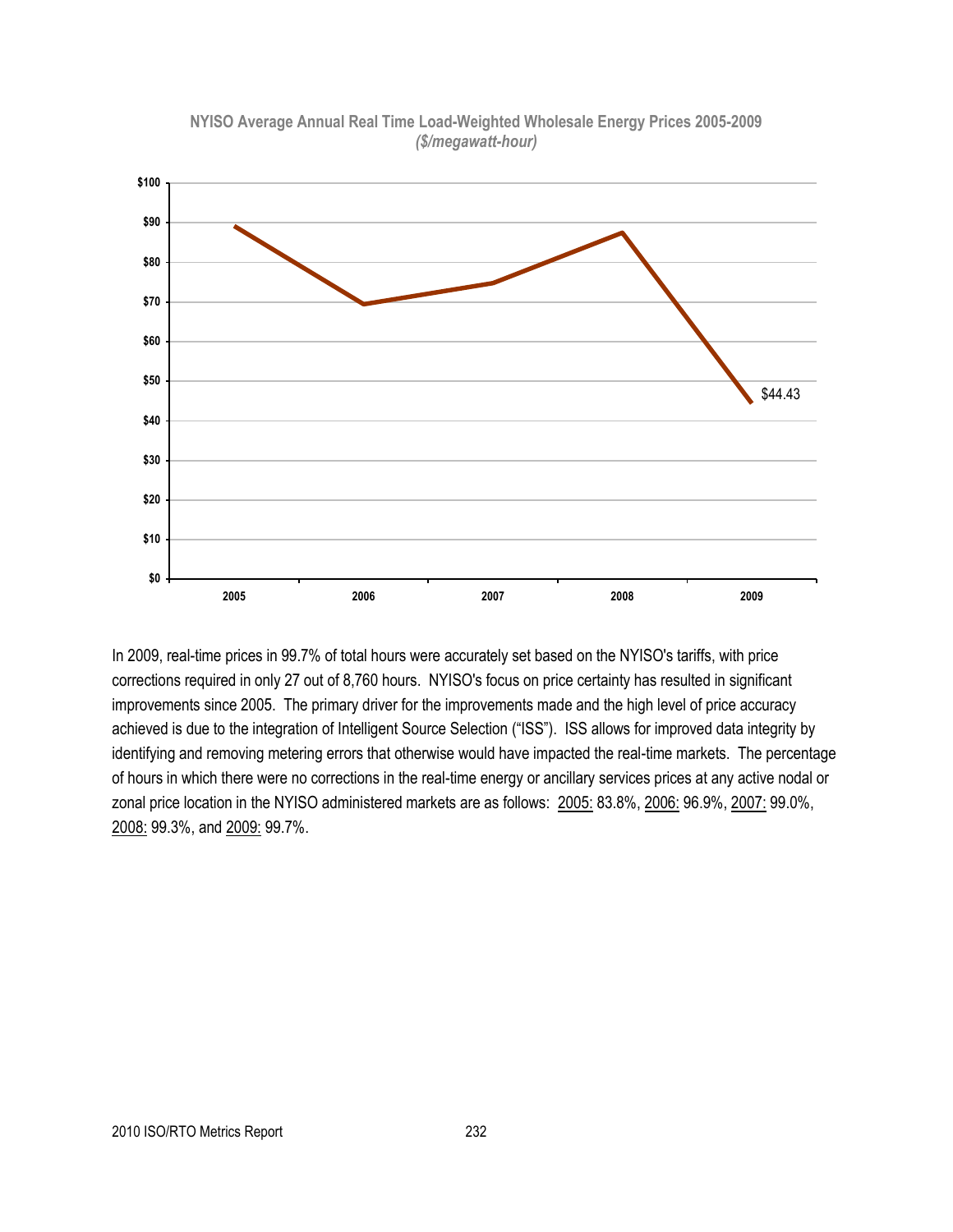**NYISO Average Annual Real Time Load-Weighted Wholesale Energy Prices 2005-2009**
***($/megawatt-hour)***

In 2009, real-time prices in 99.7% of total hours were accurately set based on the NYISO's tariffs, with price corrections required in only 27 out of 8,760 hours. NYISO's focus on price certainty has resulted in significant improvements since 2005. The primary driver for the improvements made and the high level of price accuracy achieved is due to the integration of Intelligent Source Selection ("ISS"). ISS allows for improved data integrity by identifying and removing metering errors that otherwise would have impacted the real-time markets. The percentage of hours in which there were no corrections in the real-time energy or ancillary services prices at any active nodal or zonal price location in the NYISO administered markets are as follows: 2005: 83.8%, 2006: 96.9%, 2007: 99.0%, 2008: 99.3%, and 2009: 99.7%.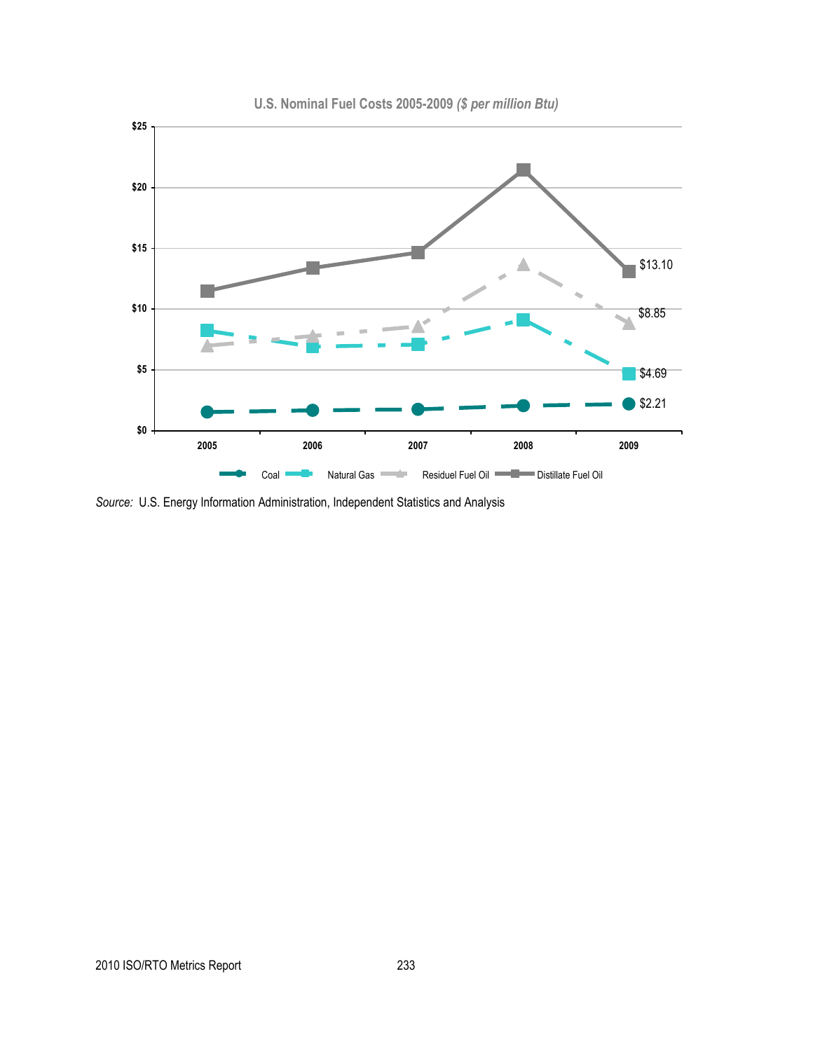**U.S. Nominal Fuel Costs 2005-2009** ***($ per million Btu)***

*Source:* U.S. Energy Information Administration, Independent Statistics and Analysis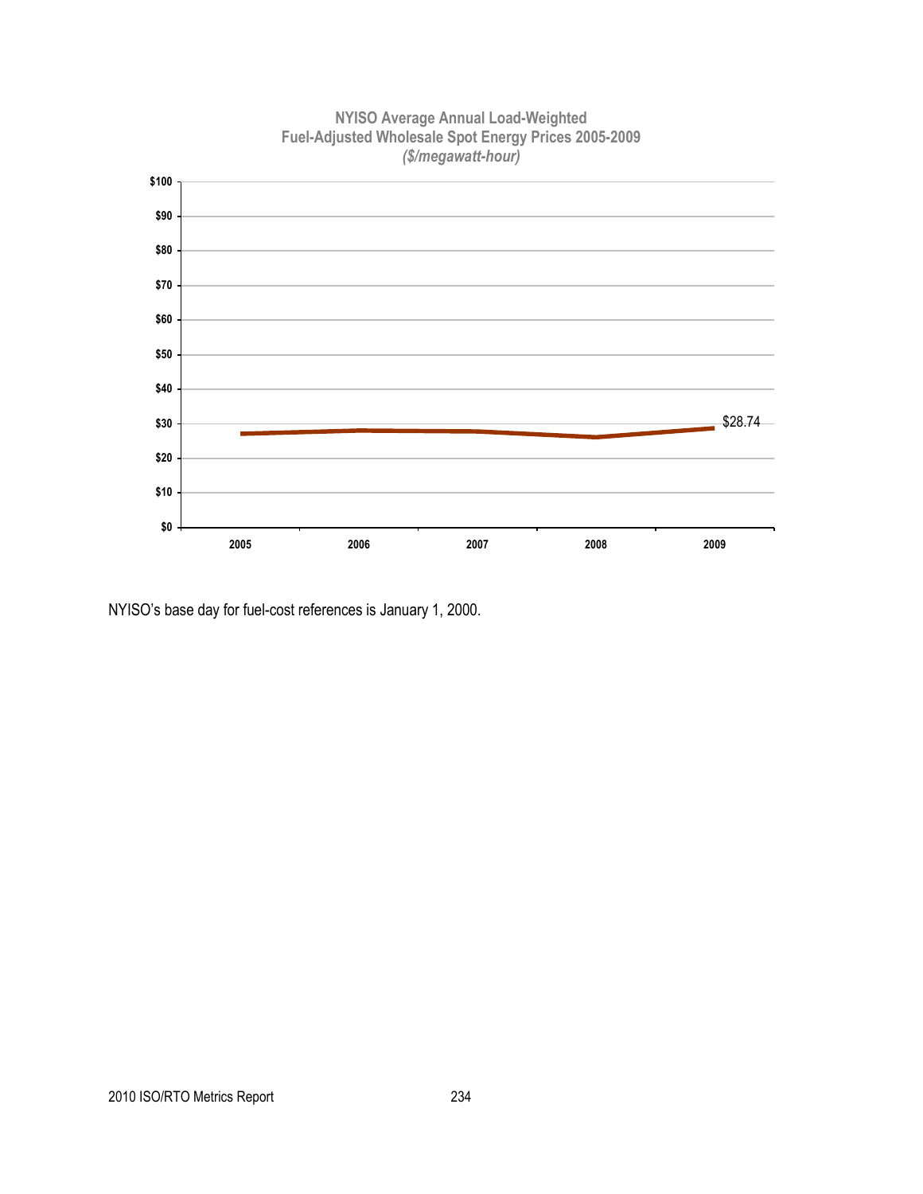**NYISO Average Annual Load-Weighted Fuel-Adjusted Wholesale Spot Energy Prices 2005-2009**
*($/megawatt-hour)*

$28.74

NYISO's base day for fuel-cost references is January 1, 2000.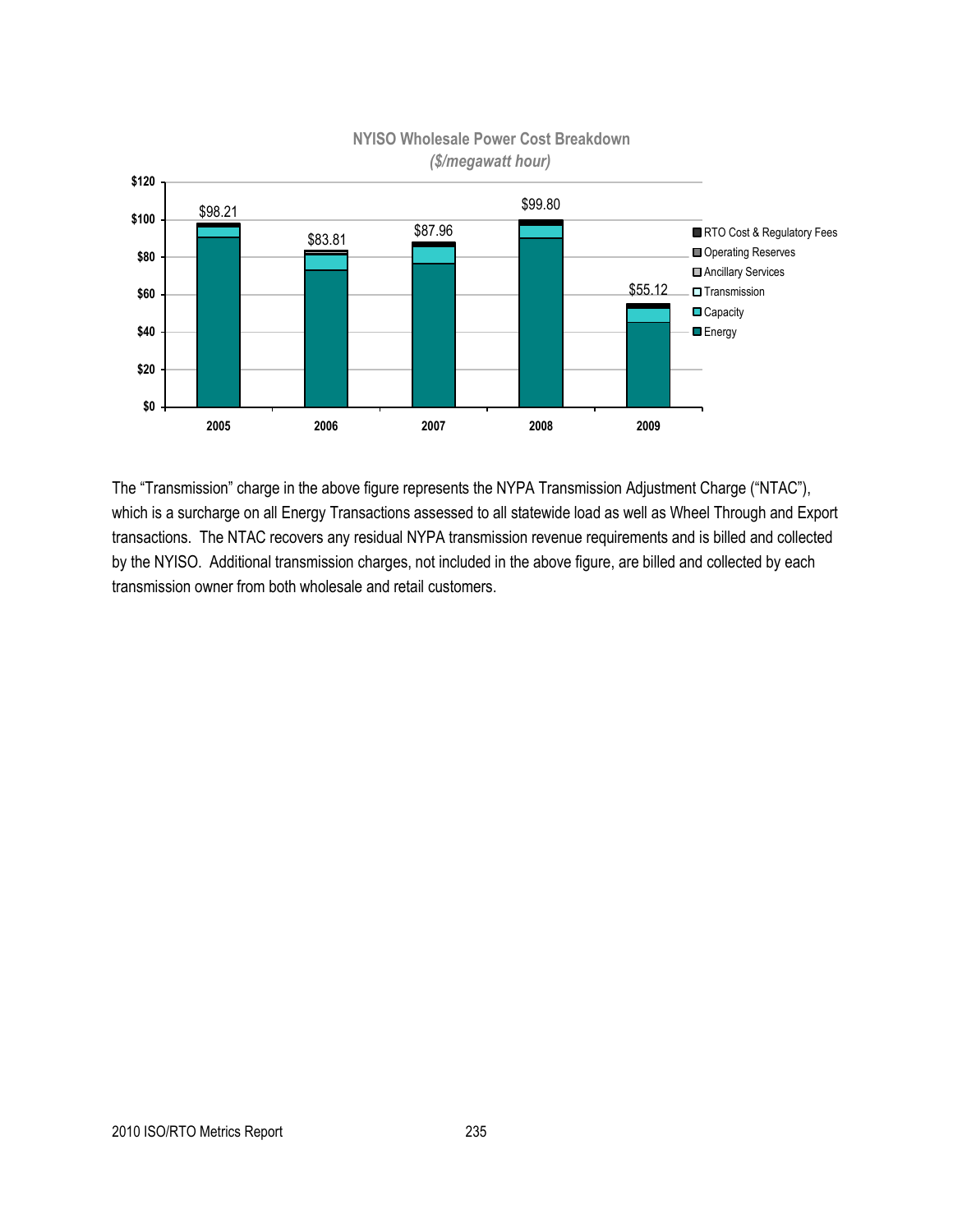**NYISO Wholesale Power Cost Breakdown**
*($/megawatt hour)*

| Year | Total |
|---|---|
| 2005 | $98.21 |
| 2006 | $83.81 |
| 2007 | $87.96 |
| 2008 | $99.80 |
| 2009 | $55.12 |

Legend: RTO Cost & Regulatory Fees; Operating Reserves; Ancillary Services; Transmission; Capacity; Energy

The "Transmission" charge in the above figure represents the NYPA Transmission Adjustment Charge ("NTAC"), which is a surcharge on all Energy Transactions assessed to all statewide load as well as Wheel Through and Export transactions. The NTAC recovers any residual NYPA transmission revenue requirements and is billed and collected by the NYISO. Additional transmission charges, not included in the above figure, are billed and collected by each transmission owner from both wholesale and retail customers.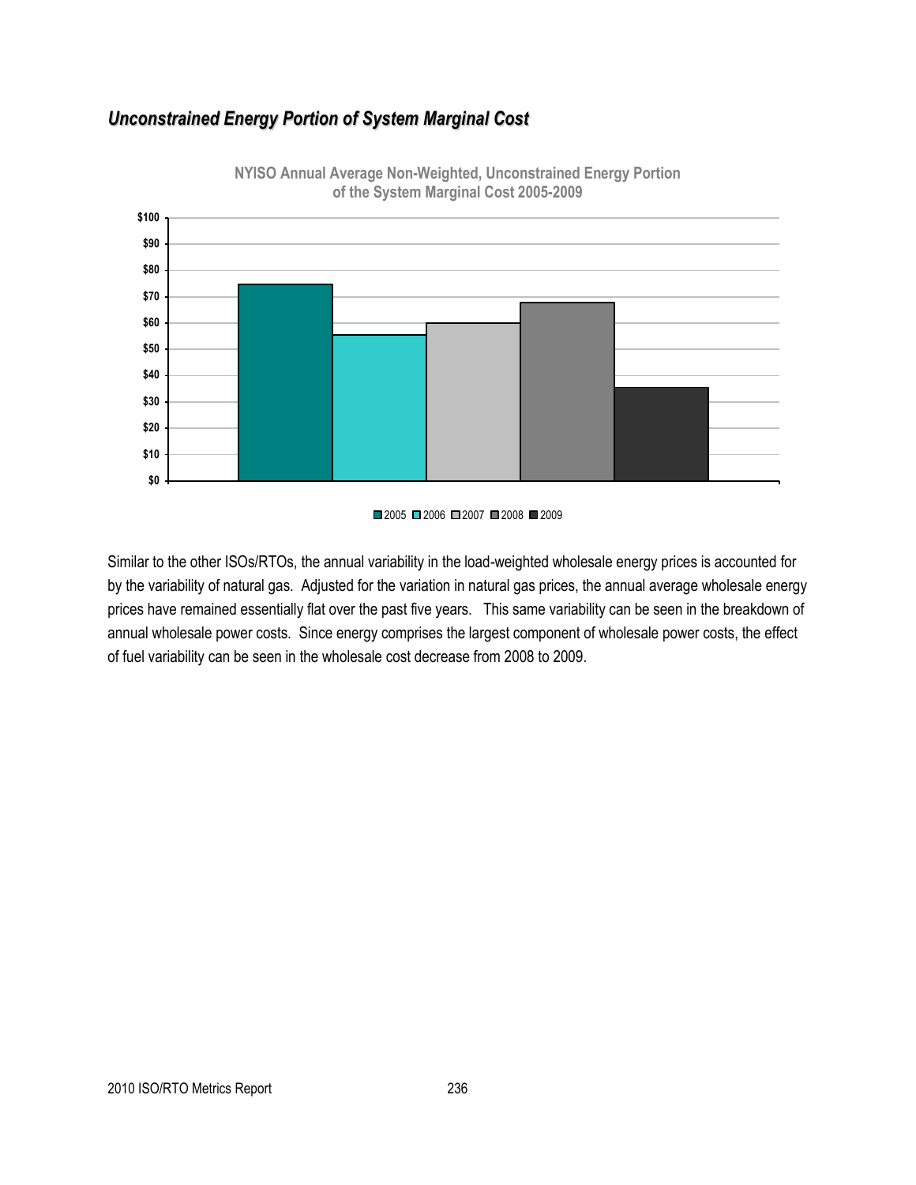## *Unconstrained Energy Portion of System Marginal Cost*

**NYISO Annual Average Non-Weighted, Unconstrained Energy Portion of the System Marginal Cost 2005-2009**

Similar to the other ISOs/RTOs, the annual variability in the load-weighted wholesale energy prices is accounted for by the variability of natural gas. Adjusted for the variation in natural gas prices, the annual average wholesale energy prices have remained essentially flat over the past five years. This same variability can be seen in the breakdown of annual wholesale power costs. Since energy comprises the largest component of wholesale power costs, the effect of fuel variability can be seen in the wholesale cost decrease from 2008 to 2009.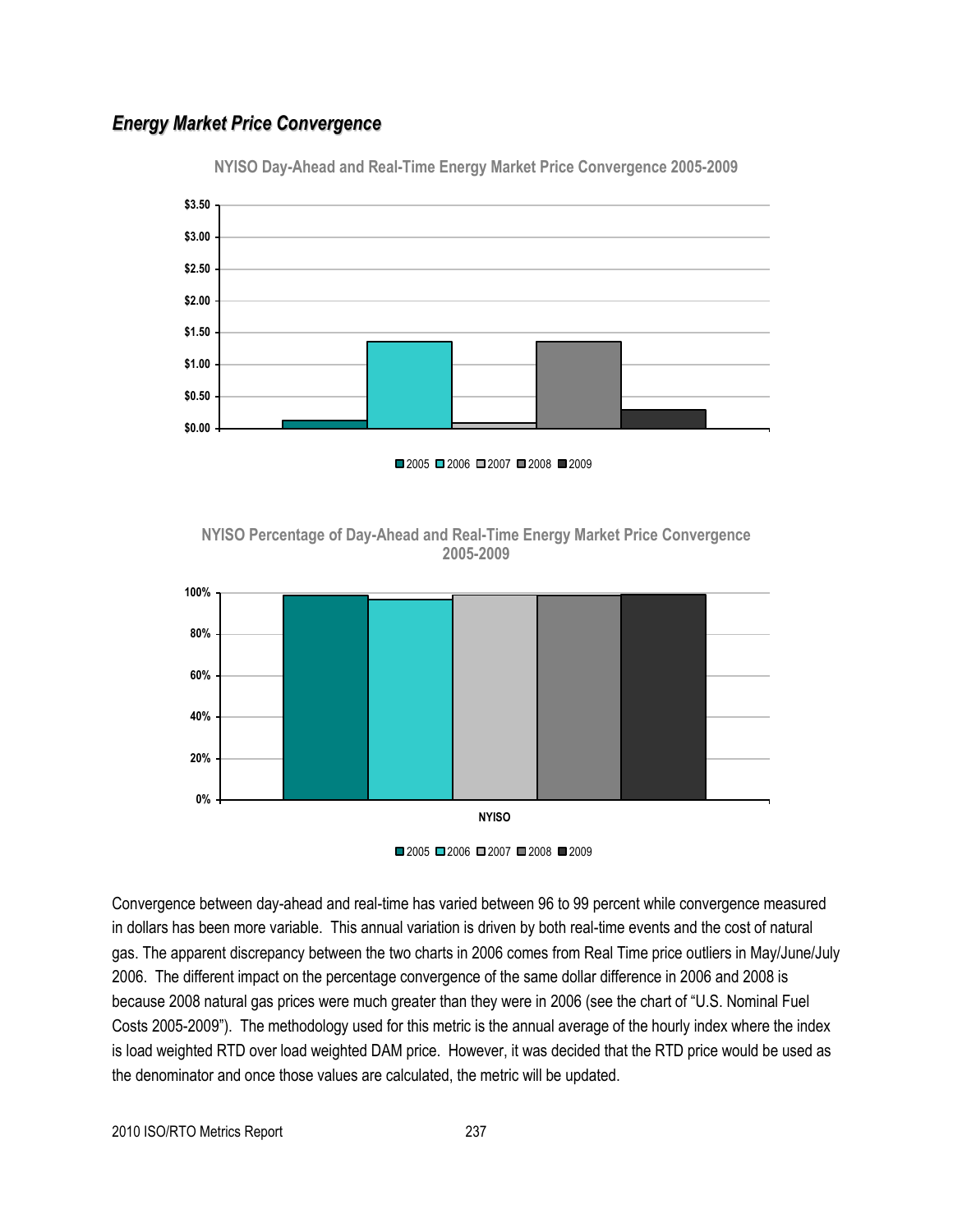## *Energy Market Price Convergence*

NYISO Day-Ahead and Real-Time Energy Market Price Convergence 2005-2009

NYISO Percentage of Day-Ahead and Real-Time Energy Market Price Convergence 2005-2009

Convergence between day-ahead and real-time has varied between 96 to 99 percent while convergence measured in dollars has been more variable. This annual variation is driven by both real-time events and the cost of natural gas. The apparent discrepancy between the two charts in 2006 comes from Real Time price outliers in May/June/July 2006. The different impact on the percentage convergence of the same dollar difference in 2006 and 2008 is because 2008 natural gas prices were much greater than they were in 2006 (see the chart of "U.S. Nominal Fuel Costs 2005-2009"). The methodology used for this metric is the annual average of the hourly index where the index is load weighted RTD over load weighted DAM price. However, it was decided that the RTD price would be used as the denominator and once those values are calculated, the metric will be updated.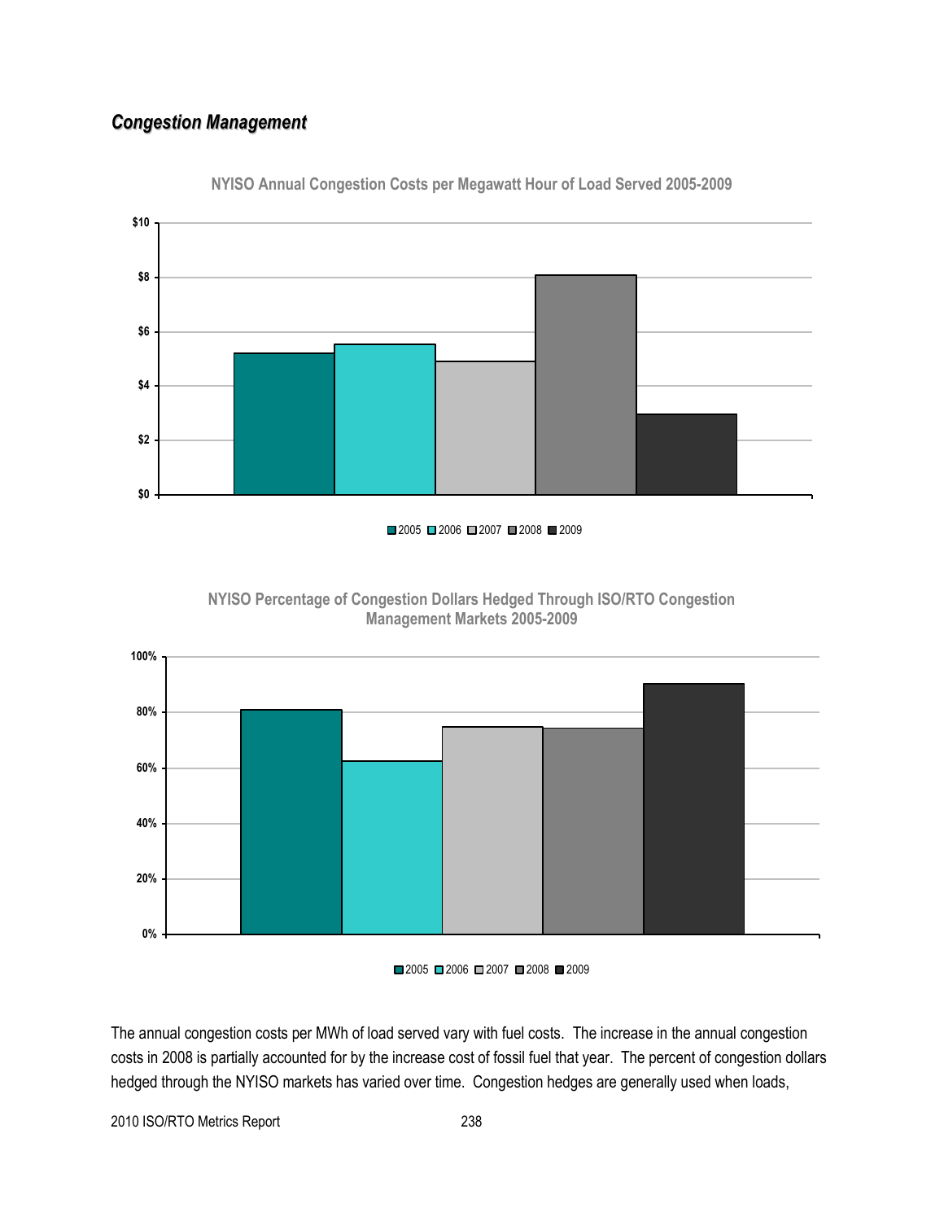## *Congestion Management*

**NYISO Annual Congestion Costs per Megawatt Hour of Load Served 2005-2009**

**NYISO Percentage of Congestion Dollars Hedged Through ISO/RTO Congestion Management Markets 2005-2009**

The annual congestion costs per MWh of load served vary with fuel costs. The increase in the annual congestion costs in 2008 is partially accounted for by the increase cost of fossil fuel that year. The percent of congestion dollars hedged through the NYISO markets has varied over time. Congestion hedges are generally used when loads,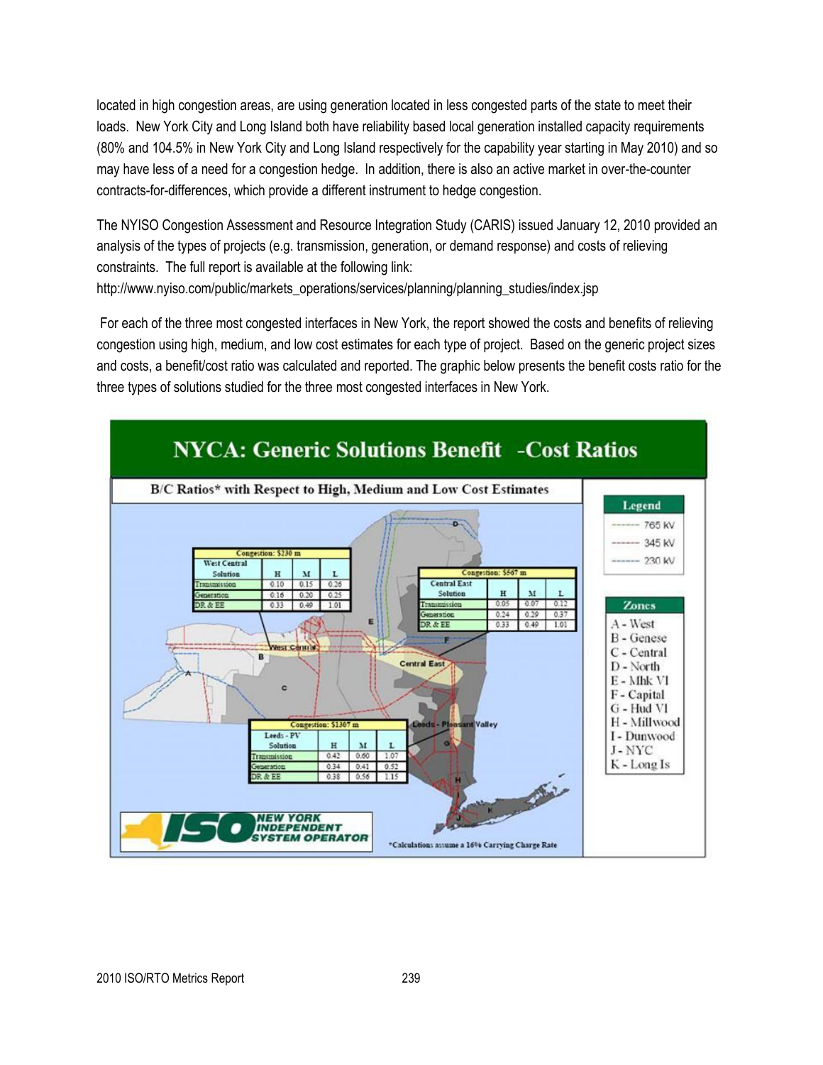located in high congestion areas, are using generation located in less congested parts of the state to meet their loads. New York City and Long Island both have reliability based local generation installed capacity requirements (80% and 104.5% in New York City and Long Island respectively for the capability year starting in May 2010) and so may have less of a need for a congestion hedge. In addition, there is also an active market in over-the-counter contracts-for-differences, which provide a different instrument to hedge congestion.

The NYISO Congestion Assessment and Resource Integration Study (CARIS) issued January 12, 2010 provided an analysis of the types of projects (e.g. transmission, generation, or demand response) and costs of relieving constraints. The full report is available at the following link:
http://www.nyiso.com/public/markets_operations/services/planning/planning_studies/index.jsp

For each of the three most congested interfaces in New York, the report showed the costs and benefits of relieving congestion using high, medium, and low cost estimates for each type of project. Based on the generic project sizes and costs, a benefit/cost ratio was calculated and reported. The graphic below presents the benefit costs ratio for the three types of solutions studied for the three most congested interfaces in New York.

**NYCA: Generic Solutions Benefit -Cost Ratios**

B/C Ratios* with Respect to High, Medium and Low Cost Estimates

Congestion: $230 m

| West Central Solution | H | M | L |
|---|---|---|---|
| Transmission | 0.10 | 0.15 | 0.26 |
| Generation | 0.16 | 0.20 | 0.25 |
| DR & EE | 0.33 | 0.49 | 1.01 |

Congestion: $567 m

| Central East Solution | H | M | L |
|---|---|---|---|
| Transmission | 0.05 | 0.07 | 0.12 |
| Generation | 0.24 | 0.29 | 0.37 |
| DR & EE | 0.33 | 0.49 | 1.01 |

Congestion: $1307 m

| Leeds - PV Solution | H | M | L |
|---|---|---|---|
| Transmission | 0.42 | 0.60 | 1.07 |
| Generation | 0.34 | 0.41 | 0.52 |
| DR & EE | 0.38 | 0.56 | 1.15 |

Legend: 765 kV, 345 kV, 230 kV

Zones: A - West, B - Genese, C - Central, D - North, E - Mhk Vl, F - Capital, G - Hud Vl, H - Millwood, I - Dunwood, J - NYC, K - Long Is

*Calculations assume a 16% Carrying Charge Rate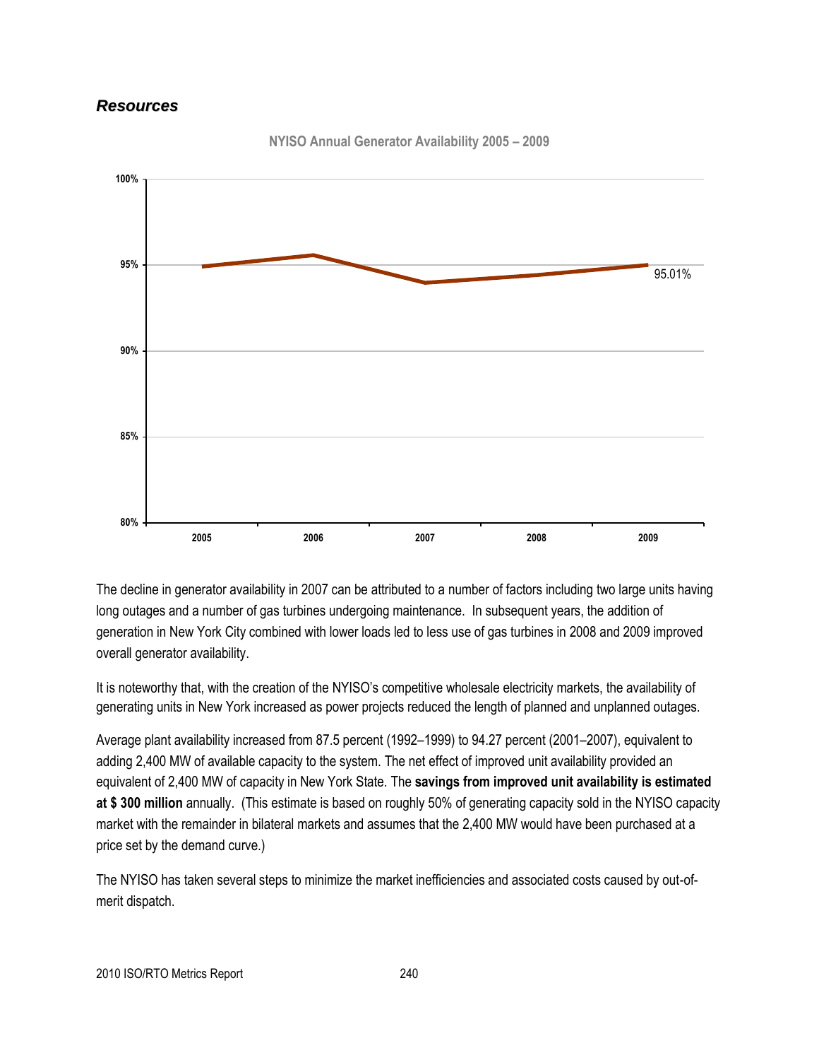## *Resources*

**NYISO Annual Generator Availability 2005 – 2009**

The decline in generator availability in 2007 can be attributed to a number of factors including two large units having long outages and a number of gas turbines undergoing maintenance. In subsequent years, the addition of generation in New York City combined with lower loads led to less use of gas turbines in 2008 and 2009 improved overall generator availability.

It is noteworthy that, with the creation of the NYISO's competitive wholesale electricity markets, the availability of generating units in New York increased as power projects reduced the length of planned and unplanned outages.

Average plant availability increased from 87.5 percent (1992–1999) to 94.27 percent (2001–2007), equivalent to adding 2,400 MW of available capacity to the system. The net effect of improved unit availability provided an equivalent of 2,400 MW of capacity in New York State. The **savings from improved unit availability is estimated at $ 300 million** annually. (This estimate is based on roughly 50% of generating capacity sold in the NYISO capacity market with the remainder in bilateral markets and assumes that the 2,400 MW would have been purchased at a price set by the demand curve.)

The NYISO has taken several steps to minimize the market inefficiencies and associated costs caused by out-of-merit dispatch.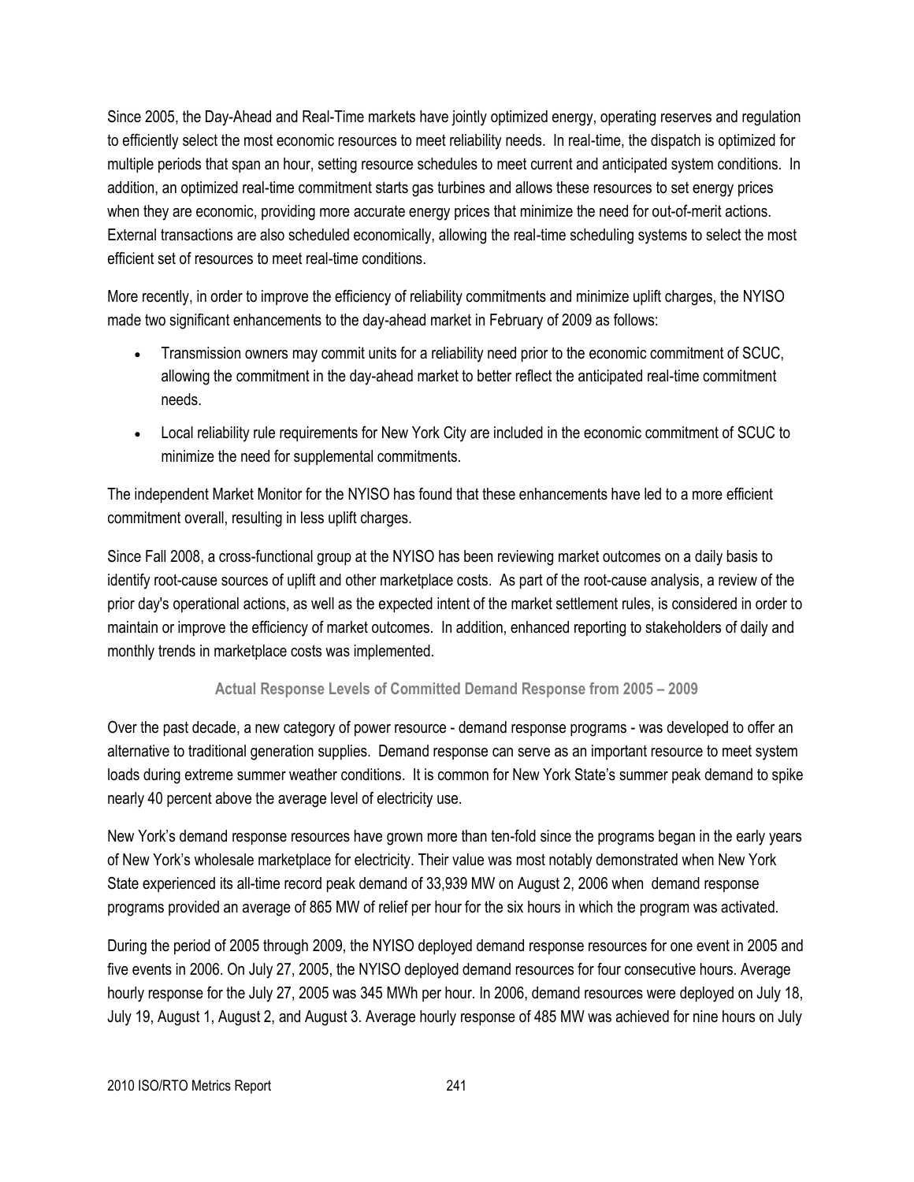Since 2005, the Day-Ahead and Real-Time markets have jointly optimized energy, operating reserves and regulation to efficiently select the most economic resources to meet reliability needs. In real-time, the dispatch is optimized for multiple periods that span an hour, setting resource schedules to meet current and anticipated system conditions. In addition, an optimized real-time commitment starts gas turbines and allows these resources to set energy prices when they are economic, providing more accurate energy prices that minimize the need for out-of-merit actions. External transactions are also scheduled economically, allowing the real-time scheduling systems to select the most efficient set of resources to meet real-time conditions.

More recently, in order to improve the efficiency of reliability commitments and minimize uplift charges, the NYISO made two significant enhancements to the day-ahead market in February of 2009 as follows:

- Transmission owners may commit units for a reliability need prior to the economic commitment of SCUC, allowing the commitment in the day-ahead market to better reflect the anticipated real-time commitment needs.
- Local reliability rule requirements for New York City are included in the economic commitment of SCUC to minimize the need for supplemental commitments.

The independent Market Monitor for the NYISO has found that these enhancements have led to a more efficient commitment overall, resulting in less uplift charges.

Since Fall 2008, a cross-functional group at the NYISO has been reviewing market outcomes on a daily basis to identify root-cause sources of uplift and other marketplace costs. As part of the root-cause analysis, a review of the prior day's operational actions, as well as the expected intent of the market settlement rules, is considered in order to maintain or improve the efficiency of market outcomes. In addition, enhanced reporting to stakeholders of daily and monthly trends in marketplace costs was implemented.

### Actual Response Levels of Committed Demand Response from 2005 – 2009

Over the past decade, a new category of power resource - demand response programs - was developed to offer an alternative to traditional generation supplies. Demand response can serve as an important resource to meet system loads during extreme summer weather conditions. It is common for New York State's summer peak demand to spike nearly 40 percent above the average level of electricity use.

New York's demand response resources have grown more than ten-fold since the programs began in the early years of New York's wholesale marketplace for electricity. Their value was most notably demonstrated when New York State experienced its all-time record peak demand of 33,939 MW on August 2, 2006 when demand response programs provided an average of 865 MW of relief per hour for the six hours in which the program was activated.

During the period of 2005 through 2009, the NYISO deployed demand response resources for one event in 2005 and five events in 2006. On July 27, 2005, the NYISO deployed demand resources for four consecutive hours. Average hourly response for the July 27, 2005 was 345 MWh per hour. In 2006, demand resources were deployed on July 18, July 19, August 1, August 2, and August 3. Average hourly response of 485 MW was achieved for nine hours on July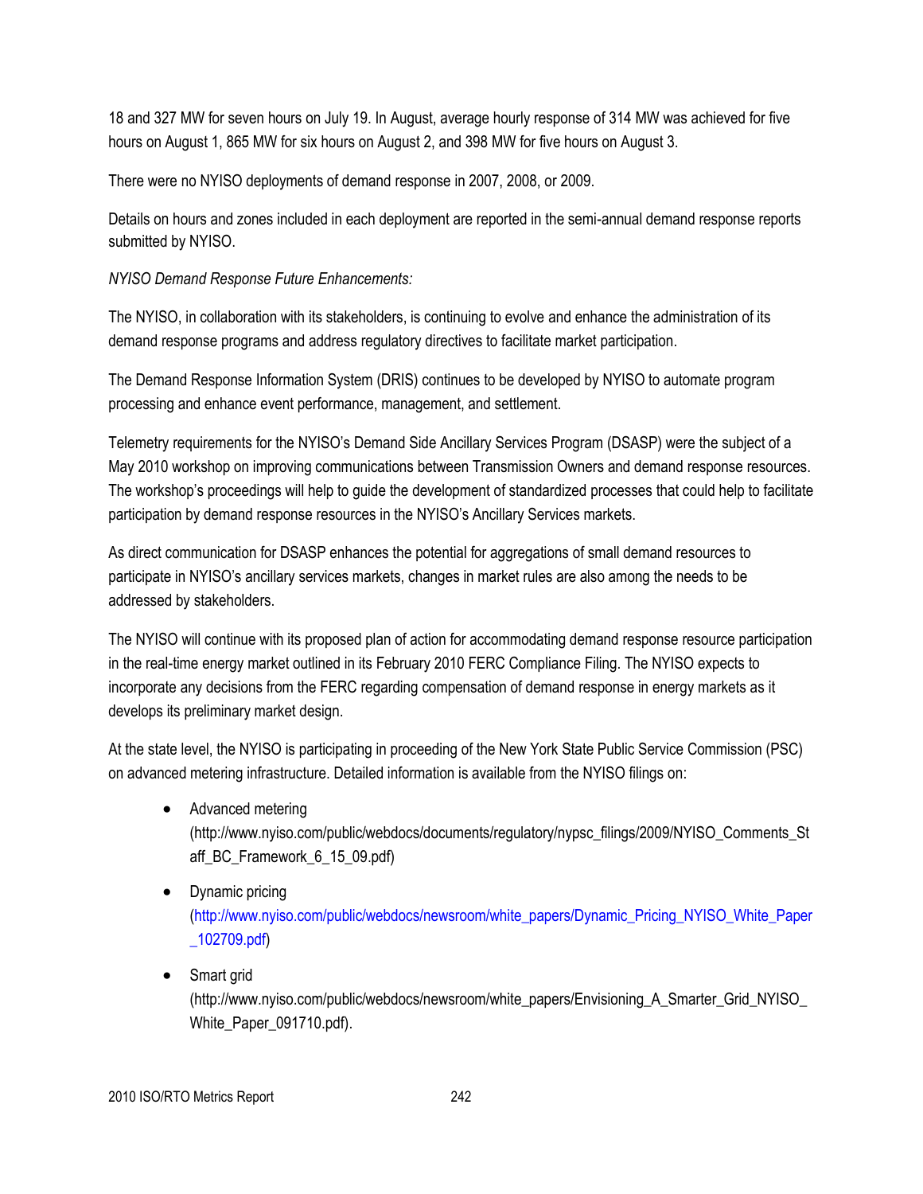18 and 327 MW for seven hours on July 19. In August, average hourly response of 314 MW was achieved for five hours on August 1, 865 MW for six hours on August 2, and 398 MW for five hours on August 3.

There were no NYISO deployments of demand response in 2007, 2008, or 2009.

Details on hours and zones included in each deployment are reported in the semi-annual demand response reports submitted by NYISO.

*NYISO Demand Response Future Enhancements:*

The NYISO, in collaboration with its stakeholders, is continuing to evolve and enhance the administration of its demand response programs and address regulatory directives to facilitate market participation.

The Demand Response Information System (DRIS) continues to be developed by NYISO to automate program processing and enhance event performance, management, and settlement.

Telemetry requirements for the NYISO's Demand Side Ancillary Services Program (DSASP) were the subject of a May 2010 workshop on improving communications between Transmission Owners and demand response resources. The workshop's proceedings will help to guide the development of standardized processes that could help to facilitate participation by demand response resources in the NYISO's Ancillary Services markets.

As direct communication for DSASP enhances the potential for aggregations of small demand resources to participate in NYISO's ancillary services markets, changes in market rules are also among the needs to be addressed by stakeholders.

The NYISO will continue with its proposed plan of action for accommodating demand response resource participation in the real-time energy market outlined in its February 2010 FERC Compliance Filing. The NYISO expects to incorporate any decisions from the FERC regarding compensation of demand response in energy markets as it develops its preliminary market design.

At the state level, the NYISO is participating in proceeding of the New York State Public Service Commission (PSC) on advanced metering infrastructure. Detailed information is available from the NYISO filings on:

- Advanced metering (http://www.nyiso.com/public/webdocs/documents/regulatory/nypsc_filings/2009/NYISO_Comments_Staff_BC_Framework_6_15_09.pdf)
- Dynamic pricing (http://www.nyiso.com/public/webdocs/newsroom/white_papers/Dynamic_Pricing_NYISO_White_Paper_102709.pdf)
- Smart grid (http://www.nyiso.com/public/webdocs/newsroom/white_papers/Envisioning_A_Smarter_Grid_NYISO_White_Paper_091710.pdf).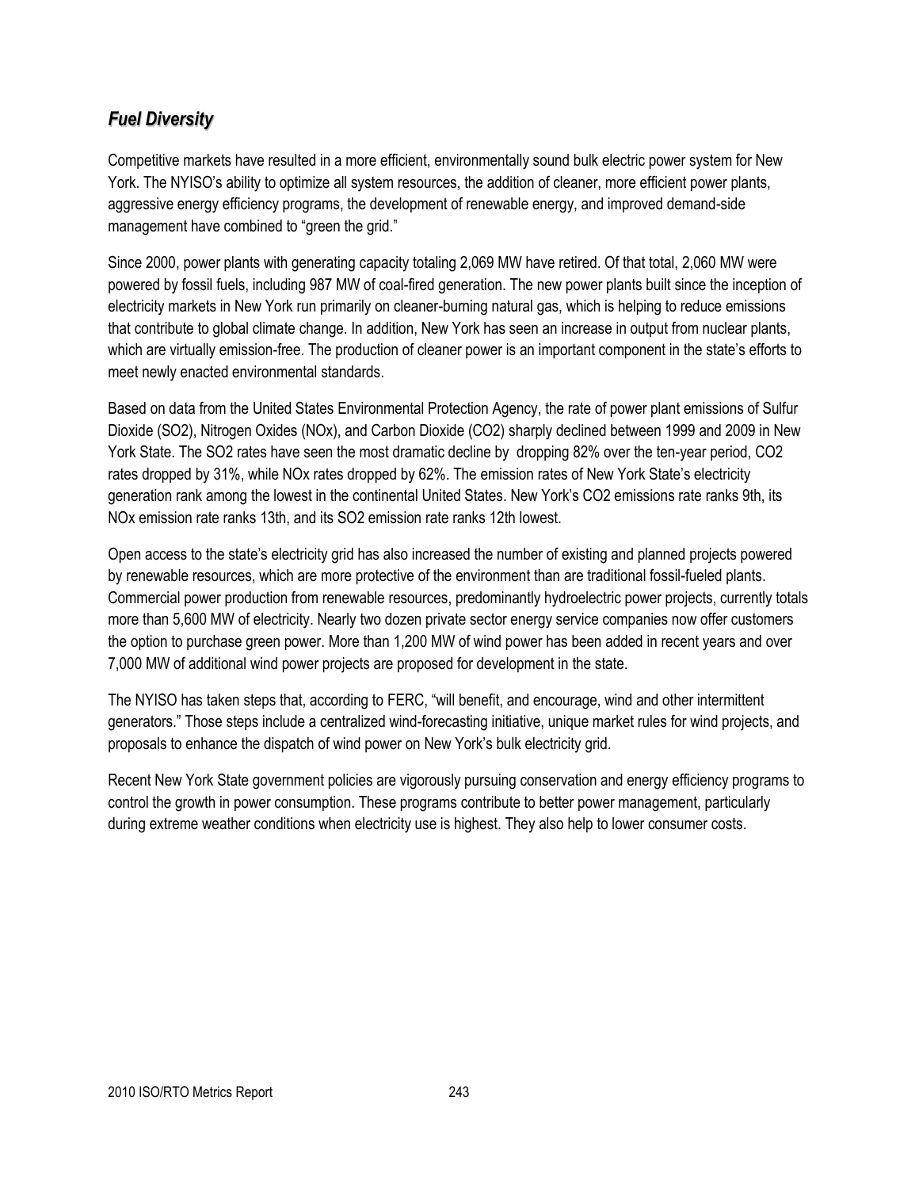## *Fuel Diversity*

Competitive markets have resulted in a more efficient, environmentally sound bulk electric power system for New York. The NYISO's ability to optimize all system resources, the addition of cleaner, more efficient power plants, aggressive energy efficiency programs, the development of renewable energy, and improved demand-side management have combined to "green the grid."

Since 2000, power plants with generating capacity totaling 2,069 MW have retired. Of that total, 2,060 MW were powered by fossil fuels, including 987 MW of coal-fired generation. The new power plants built since the inception of electricity markets in New York run primarily on cleaner-burning natural gas, which is helping to reduce emissions that contribute to global climate change. In addition, New York has seen an increase in output from nuclear plants, which are virtually emission-free. The production of cleaner power is an important component in the state's efforts to meet newly enacted environmental standards.

Based on data from the United States Environmental Protection Agency, the rate of power plant emissions of Sulfur Dioxide ($SO_2$), Nitrogen Oxides (NOx), and Carbon Dioxide ($CO_2$) sharply declined between 1999 and 2009 in New York State. The $SO_2$ rates have seen the most dramatic decline by dropping 82% over the ten-year period, $CO_2$ rates dropped by 31%, while NOx rates dropped by 62%. The emission rates of New York State's electricity generation rank among the lowest in the continental United States. New York's $CO_2$ emissions rate ranks 9th, its NOx emission rate ranks 13th, and its $SO_2$ emission rate ranks 12th lowest.

Open access to the state's electricity grid has also increased the number of existing and planned projects powered by renewable resources, which are more protective of the environment than are traditional fossil-fueled plants. Commercial power production from renewable resources, predominantly hydroelectric power projects, currently totals more than 5,600 MW of electricity. Nearly two dozen private sector energy service companies now offer customers the option to purchase green power. More than 1,200 MW of wind power has been added in recent years and over 7,000 MW of additional wind power projects are proposed for development in the state.

The NYISO has taken steps that, according to FERC, "will benefit, and encourage, wind and other intermittent generators." Those steps include a centralized wind-forecasting initiative, unique market rules for wind projects, and proposals to enhance the dispatch of wind power on New York's bulk electricity grid.

Recent New York State government policies are vigorously pursuing conservation and energy efficiency programs to control the growth in power consumption. These programs contribute to better power management, particularly during extreme weather conditions when electricity use is highest. They also help to lower consumer costs.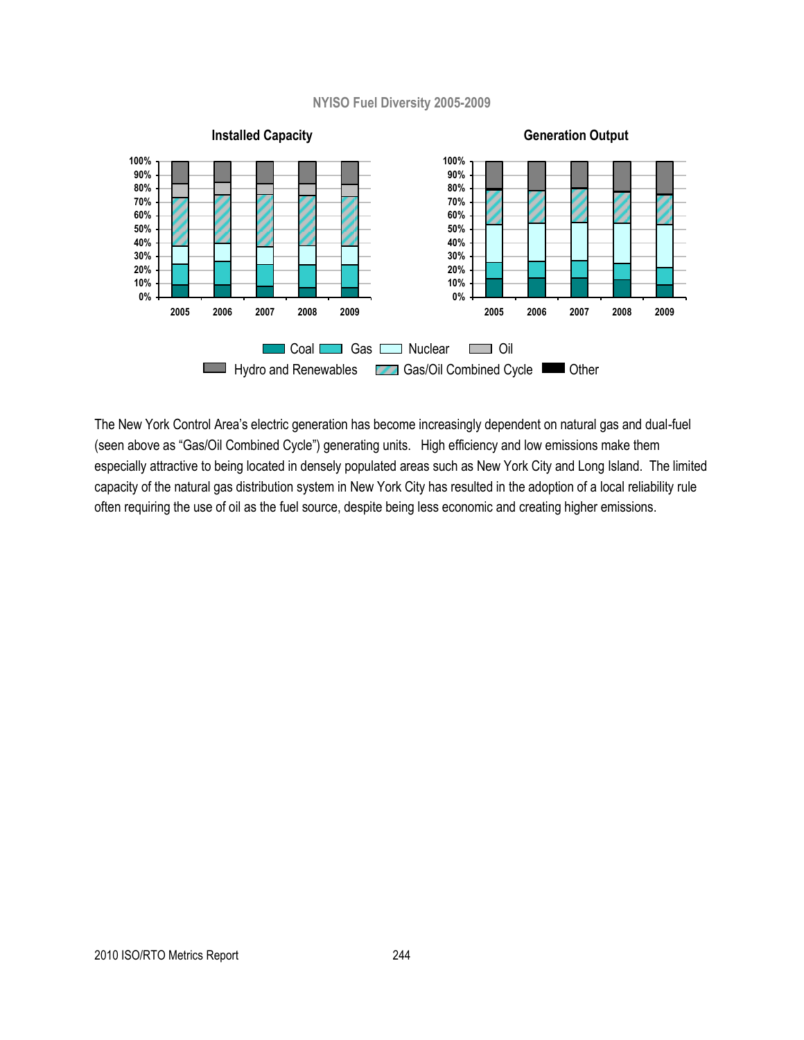NYISO Fuel Diversity 2005-2009

Installed Capacity

Generation Output

Coal | Gas | Nuclear | Oil | Hydro and Renewables | Gas/Oil Combined Cycle | Other

The New York Control Area's electric generation has become increasingly dependent on natural gas and dual-fuel (seen above as "Gas/Oil Combined Cycle") generating units. High efficiency and low emissions make them especially attractive to being located in densely populated areas such as New York City and Long Island. The limited capacity of the natural gas distribution system in New York City has resulted in the adoption of a local reliability rule often requiring the use of oil as the fuel source, despite being less economic and creating higher emissions.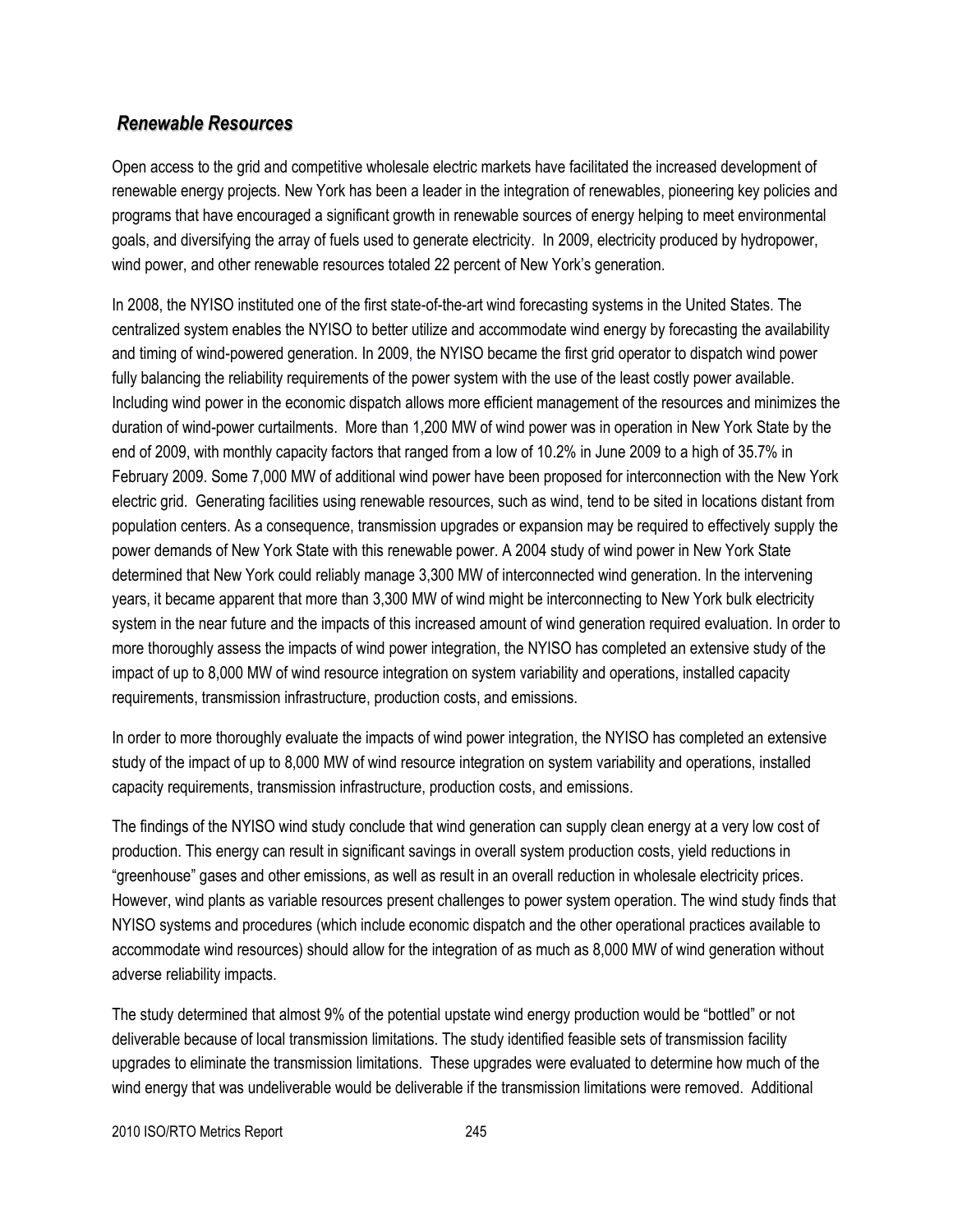## *Renewable Resources*

Open access to the grid and competitive wholesale electric markets have facilitated the increased development of renewable energy projects. New York has been a leader in the integration of renewables, pioneering key policies and programs that have encouraged a significant growth in renewable sources of energy helping to meet environmental goals, and diversifying the array of fuels used to generate electricity. In 2009, electricity produced by hydropower, wind power, and other renewable resources totaled 22 percent of New York's generation.

In 2008, the NYISO instituted one of the first state-of-the-art wind forecasting systems in the United States. The centralized system enables the NYISO to better utilize and accommodate wind energy by forecasting the availability and timing of wind-powered generation. In 2009, the NYISO became the first grid operator to dispatch wind power fully balancing the reliability requirements of the power system with the use of the least costly power available. Including wind power in the economic dispatch allows more efficient management of the resources and minimizes the duration of wind-power curtailments. More than 1,200 MW of wind power was in operation in New York State by the end of 2009, with monthly capacity factors that ranged from a low of 10.2% in June 2009 to a high of 35.7% in February 2009. Some 7,000 MW of additional wind power have been proposed for interconnection with the New York electric grid. Generating facilities using renewable resources, such as wind, tend to be sited in locations distant from population centers. As a consequence, transmission upgrades or expansion may be required to effectively supply the power demands of New York State with this renewable power. A 2004 study of wind power in New York State determined that New York could reliably manage 3,300 MW of interconnected wind generation. In the intervening years, it became apparent that more than 3,300 MW of wind might be interconnecting to New York bulk electricity system in the near future and the impacts of this increased amount of wind generation required evaluation. In order to more thoroughly assess the impacts of wind power integration, the NYISO has completed an extensive study of the impact of up to 8,000 MW of wind resource integration on system variability and operations, installed capacity requirements, transmission infrastructure, production costs, and emissions.

In order to more thoroughly evaluate the impacts of wind power integration, the NYISO has completed an extensive study of the impact of up to 8,000 MW of wind resource integration on system variability and operations, installed capacity requirements, transmission infrastructure, production costs, and emissions.

The findings of the NYISO wind study conclude that wind generation can supply clean energy at a very low cost of production. This energy can result in significant savings in overall system production costs, yield reductions in "greenhouse" gases and other emissions, as well as result in an overall reduction in wholesale electricity prices. However, wind plants as variable resources present challenges to power system operation. The wind study finds that NYISO systems and procedures (which include economic dispatch and the other operational practices available to accommodate wind resources) should allow for the integration of as much as 8,000 MW of wind generation without adverse reliability impacts.

The study determined that almost 9% of the potential upstate wind energy production would be "bottled" or not deliverable because of local transmission limitations. The study identified feasible sets of transmission facility upgrades to eliminate the transmission limitations. These upgrades were evaluated to determine how much of the wind energy that was undeliverable would be deliverable if the transmission limitations were removed. Additional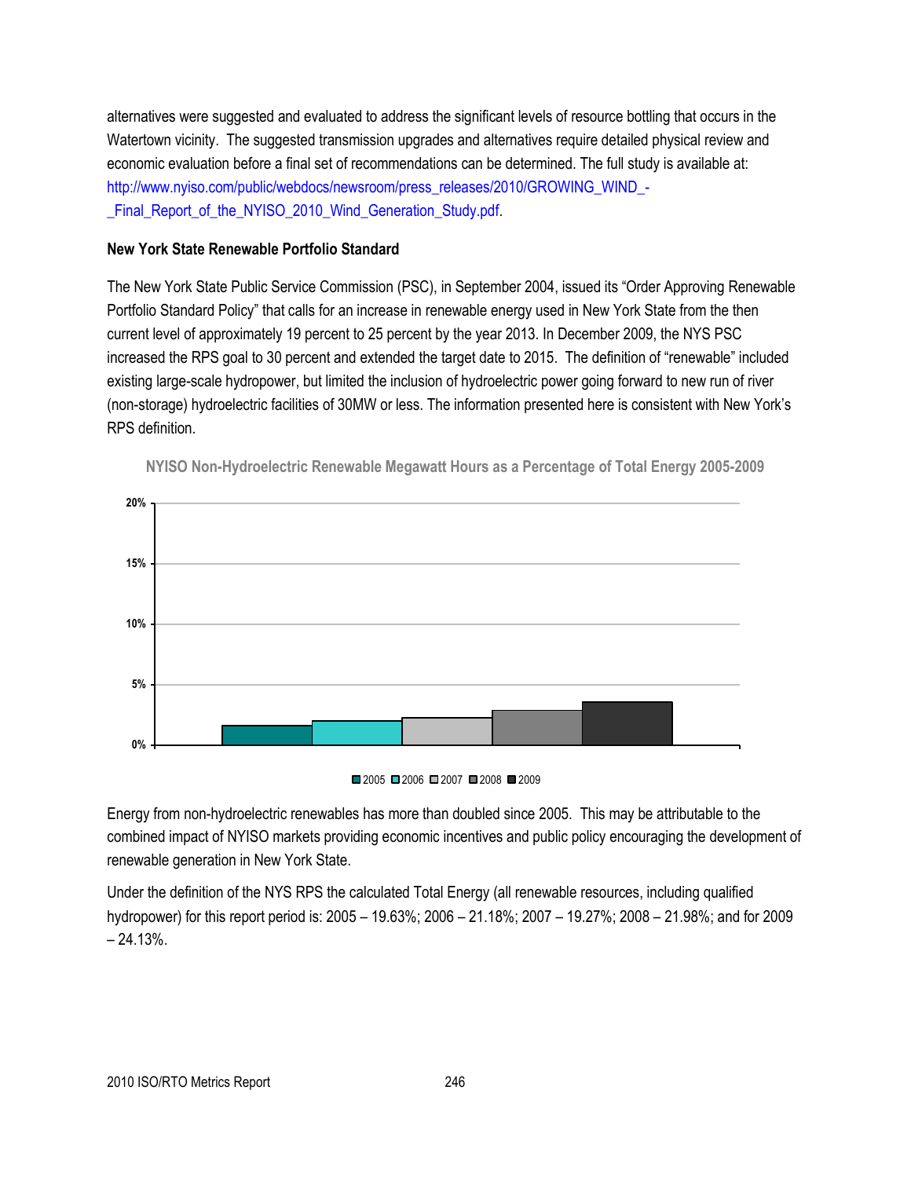alternatives were suggested and evaluated to address the significant levels of resource bottling that occurs in the Watertown vicinity. The suggested transmission upgrades and alternatives require detailed physical review and economic evaluation before a final set of recommendations can be determined. The full study is available at: http://www.nyiso.com/public/webdocs/newsroom/press_releases/2010/GROWING_WIND_-_Final_Report_of_the_NYISO_2010_Wind_Generation_Study.pdf.

**New York State Renewable Portfolio Standard**

The New York State Public Service Commission (PSC), in September 2004, issued its "Order Approving Renewable Portfolio Standard Policy" that calls for an increase in renewable energy used in New York State from the then current level of approximately 19 percent to 25 percent by the year 2013. In December 2009, the NYS PSC increased the RPS goal to 30 percent and extended the target date to 2015. The definition of "renewable" included existing large-scale hydropower, but limited the inclusion of hydroelectric power going forward to new run of river (non-storage) hydroelectric facilities of 30MW or less. The information presented here is consistent with New York's RPS definition.

NYISO Non-Hydroelectric Renewable Megawatt Hours as a Percentage of Total Energy 2005-2009

Energy from non-hydroelectric renewables has more than doubled since 2005. This may be attributable to the combined impact of NYISO markets providing economic incentives and public policy encouraging the development of renewable generation in New York State.

Under the definition of the NYS RPS the calculated Total Energy (all renewable resources, including qualified hydropower) for this report period is: 2005 – 19.63%; 2006 – 21.18%; 2007 – 19.27%; 2008 – 21.98%; and for 2009 – 24.13%.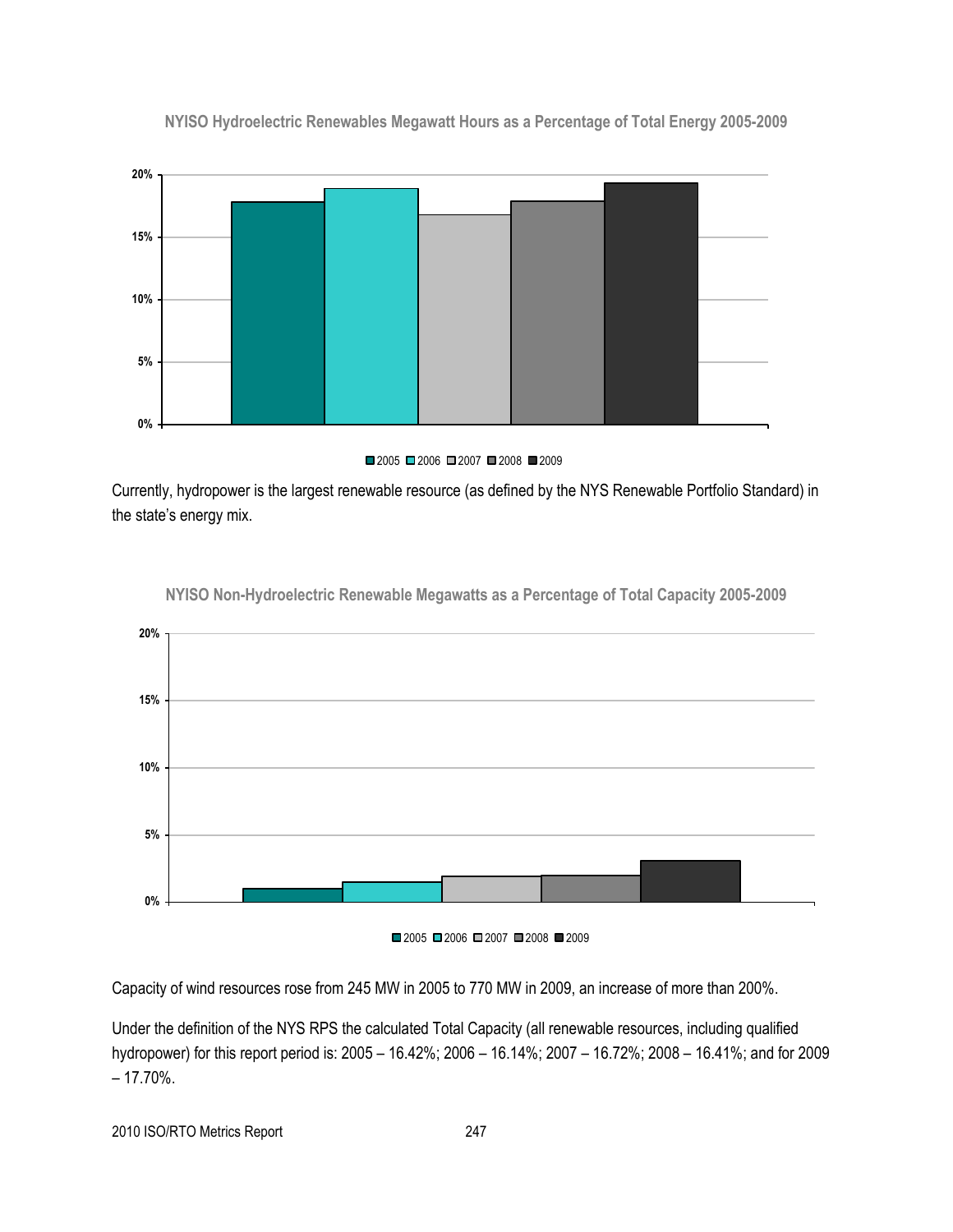**NYISO Hydroelectric Renewables Megawatt Hours as a Percentage of Total Energy 2005-2009**

Currently, hydropower is the largest renewable resource (as defined by the NYS Renewable Portfolio Standard) in the state's energy mix.

**NYISO Non-Hydroelectric Renewable Megawatts as a Percentage of Total Capacity 2005-2009**

Capacity of wind resources rose from 245 MW in 2005 to 770 MW in 2009, an increase of more than 200%.

Under the definition of the NYS RPS the calculated Total Capacity (all renewable resources, including qualified hydropower) for this report period is: 2005 – 16.42%; 2006 – 16.14%; 2007 – 16.72%; 2008 – 16.41%; and for 2009 – 17.70%.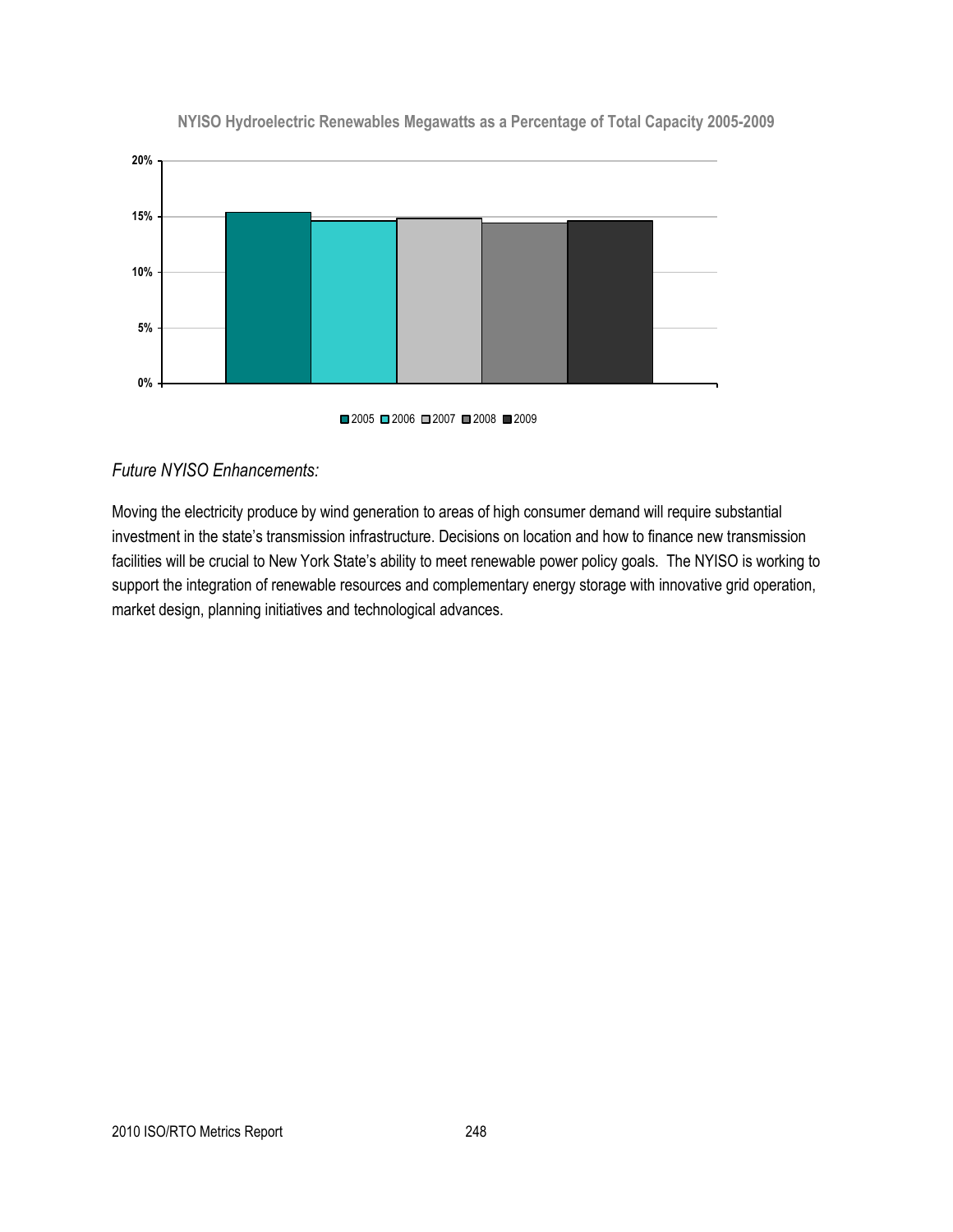NYISO Hydroelectric Renewables Megawatts as a Percentage of Total Capacity 2005-2009

*Future NYISO Enhancements:*

Moving the electricity produce by wind generation to areas of high consumer demand will require substantial investment in the state's transmission infrastructure. Decisions on location and how to finance new transmission facilities will be crucial to New York State's ability to meet renewable power policy goals. The NYISO is working to support the integration of renewable resources and complementary energy storage with innovative grid operation, market design, planning initiatives and technological advances.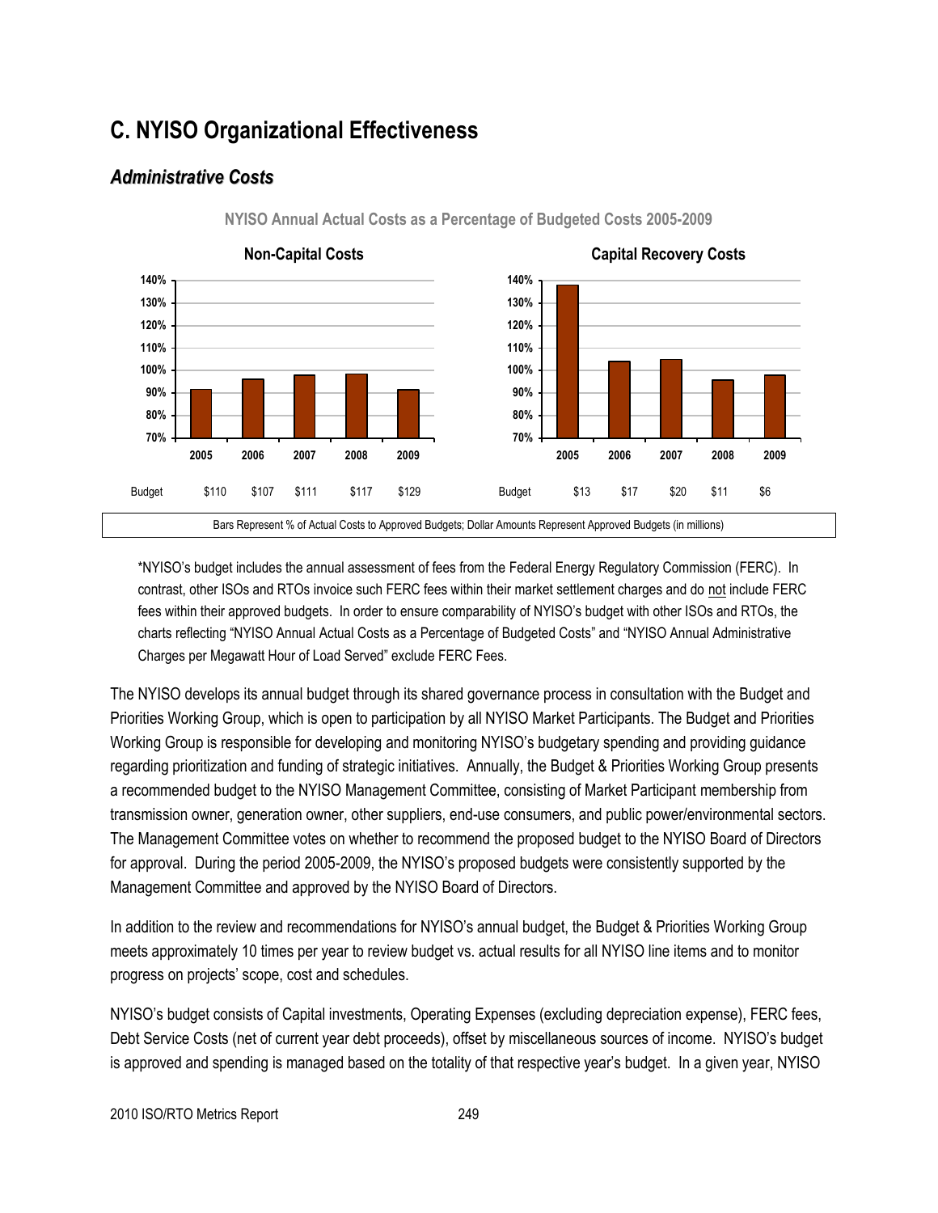# C. NYISO Organizational Effectiveness

## *Administrative Costs*

NYISO Annual Actual Costs as a Percentage of Budgeted Costs 2005-2009

**Non-Capital Costs**

| | 2005 | 2006 | 2007 | 2008 | 2009 |
|---|---|---|---|---|---|
| Budget | $110 | $107 | $111 | $117 | $129 |

**Capital Recovery Costs**

| | 2005 | 2006 | 2007 | 2008 | 2009 |
|---|---|---|---|---|---|
| Budget | $13 | $17 | $20 | $11 | $6 |

Bars Represent % of Actual Costs to Approved Budgets; Dollar Amounts Represent Approved Budgets (in millions)

*NYISO's budget includes the annual assessment of fees from the Federal Energy Regulatory Commission (FERC). In contrast, other ISOs and RTOs invoice such FERC fees within their market settlement charges and do not include FERC fees within their approved budgets. In order to ensure comparability of NYISO's budget with other ISOs and RTOs, the charts reflecting "NYISO Annual Actual Costs as a Percentage of Budgeted Costs" and "NYISO Annual Administrative Charges per Megawatt Hour of Load Served" exclude FERC Fees.

The NYISO develops its annual budget through its shared governance process in consultation with the Budget and Priorities Working Group, which is open to participation by all NYISO Market Participants. The Budget and Priorities Working Group is responsible for developing and monitoring NYISO's budgetary spending and providing guidance regarding prioritization and funding of strategic initiatives. Annually, the Budget & Priorities Working Group presents a recommended budget to the NYISO Management Committee, consisting of Market Participant membership from transmission owner, generation owner, other suppliers, end-use consumers, and public power/environmental sectors. The Management Committee votes on whether to recommend the proposed budget to the NYISO Board of Directors for approval. During the period 2005-2009, the NYISO's proposed budgets were consistently supported by the Management Committee and approved by the NYISO Board of Directors.

In addition to the review and recommendations for NYISO's annual budget, the Budget & Priorities Working Group meets approximately 10 times per year to review budget vs. actual results for all NYISO line items and to monitor progress on projects' scope, cost and schedules.

NYISO's budget consists of Capital investments, Operating Expenses (excluding depreciation expense), FERC fees, Debt Service Costs (net of current year debt proceeds), offset by miscellaneous sources of income. NYISO's budget is approved and spending is managed based on the totality of that respective year's budget. In a given year, NYISO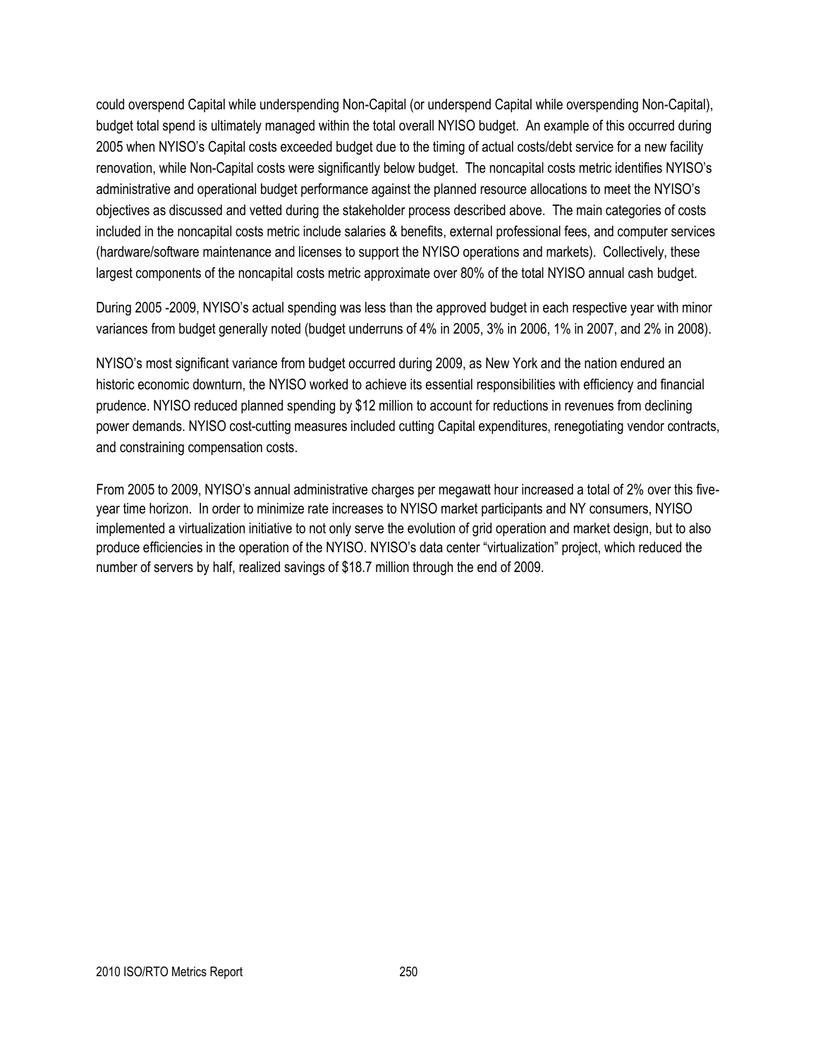could overspend Capital while underspending Non-Capital (or underspend Capital while overspending Non-Capital), budget total spend is ultimately managed within the total overall NYISO budget. An example of this occurred during 2005 when NYISO's Capital costs exceeded budget due to the timing of actual costs/debt service for a new facility renovation, while Non-Capital costs were significantly below budget. The noncapital costs metric identifies NYISO's administrative and operational budget performance against the planned resource allocations to meet the NYISO's objectives as discussed and vetted during the stakeholder process described above. The main categories of costs included in the noncapital costs metric include salaries & benefits, external professional fees, and computer services (hardware/software maintenance and licenses to support the NYISO operations and markets). Collectively, these largest components of the noncapital costs metric approximate over 80% of the total NYISO annual cash budget.

During 2005 -2009, NYISO's actual spending was less than the approved budget in each respective year with minor variances from budget generally noted (budget underruns of 4% in 2005, 3% in 2006, 1% in 2007, and 2% in 2008).

NYISO's most significant variance from budget occurred during 2009, as New York and the nation endured an historic economic downturn, the NYISO worked to achieve its essential responsibilities with efficiency and financial prudence. NYISO reduced planned spending by $12 million to account for reductions in revenues from declining power demands. NYISO cost-cutting measures included cutting Capital expenditures, renegotiating vendor contracts, and constraining compensation costs.

From 2005 to 2009, NYISO's annual administrative charges per megawatt hour increased a total of 2% over this five-year time horizon. In order to minimize rate increases to NYISO market participants and NY consumers, NYISO implemented a virtualization initiative to not only serve the evolution of grid operation and market design, but to also produce efficiencies in the operation of the NYISO. NYISO's data center "virtualization" project, which reduced the number of servers by half, realized savings of $18.7 million through the end of 2009.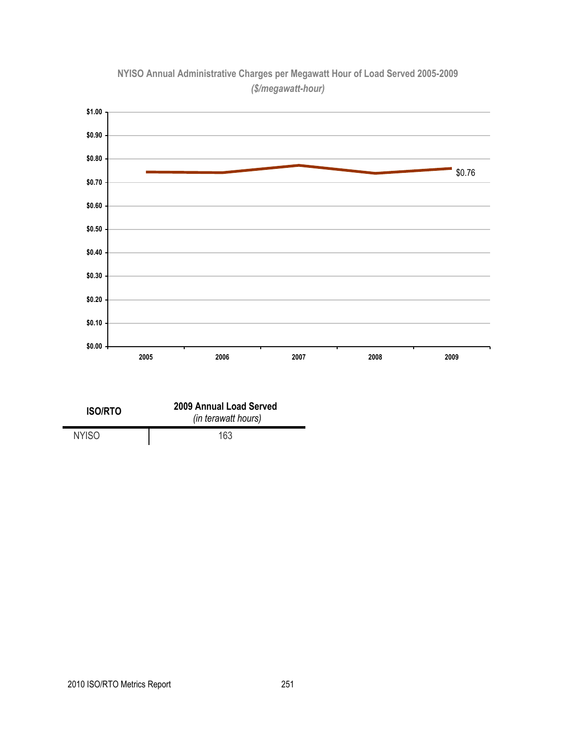**NYISO Annual Administrative Charges per Megawatt Hour of Load Served 2005-2009**
*($/megawatt-hour)*

$1.00
$0.90
$0.80
$0.70
$0.60
$0.50
$0.40
$0.30
$0.20
$0.10
$0.00

2005 2006 2007 2008 2009

$0.76

| ISO/RTO | 2009 Annual Load Served *(in terawatt hours)* |
|---|---|
| NYISO | 163 |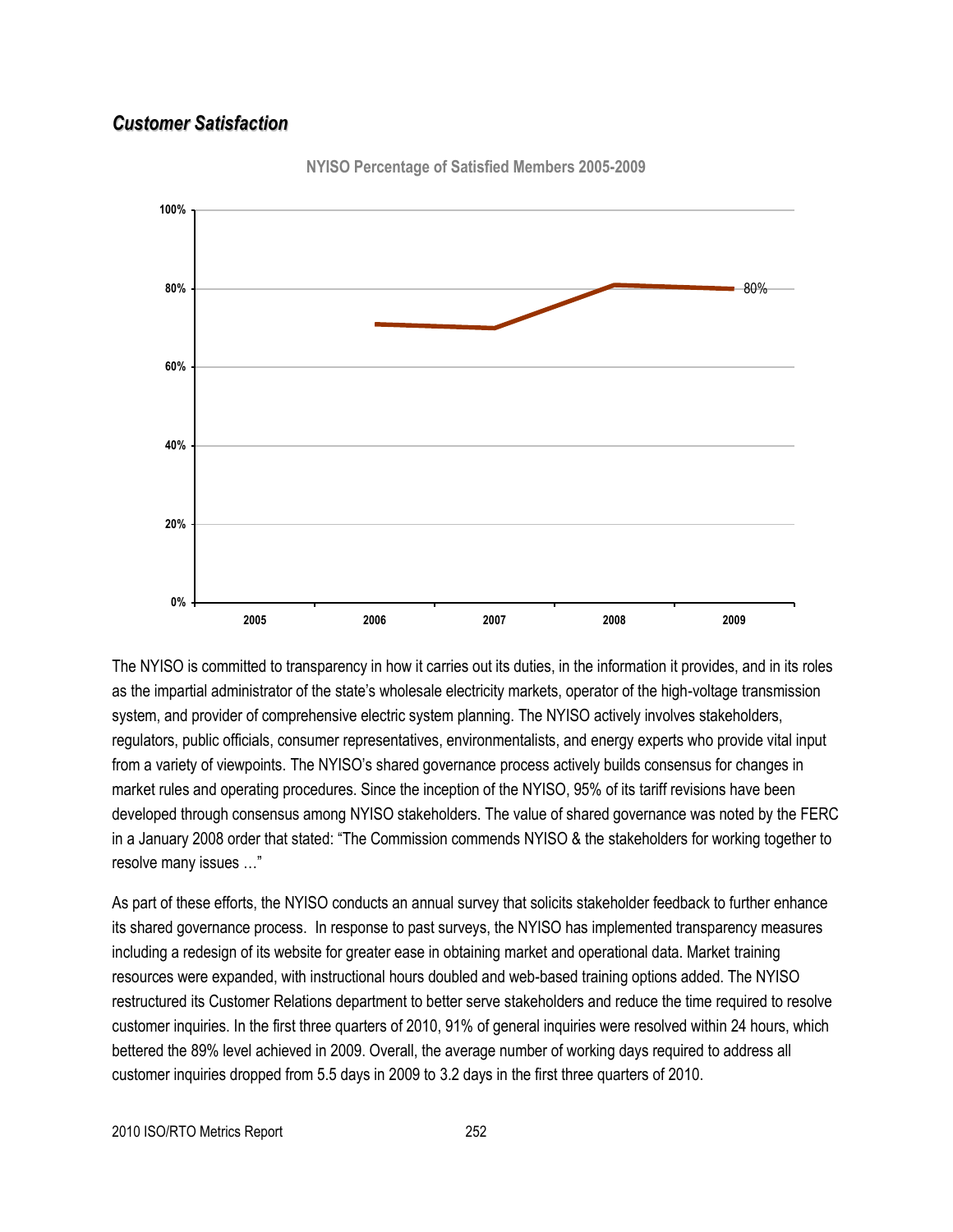## *Customer Satisfaction*

**NYISO Percentage of Satisfied Members 2005-2009**

The NYISO is committed to transparency in how it carries out its duties, in the information it provides, and in its roles as the impartial administrator of the state's wholesale electricity markets, operator of the high-voltage transmission system, and provider of comprehensive electric system planning. The NYISO actively involves stakeholders, regulators, public officials, consumer representatives, environmentalists, and energy experts who provide vital input from a variety of viewpoints. The NYISO's shared governance process actively builds consensus for changes in market rules and operating procedures. Since the inception of the NYISO, 95% of its tariff revisions have been developed through consensus among NYISO stakeholders. The value of shared governance was noted by the FERC in a January 2008 order that stated: "The Commission commends NYISO & the stakeholders for working together to resolve many issues …"

As part of these efforts, the NYISO conducts an annual survey that solicits stakeholder feedback to further enhance its shared governance process. In response to past surveys, the NYISO has implemented transparency measures including a redesign of its website for greater ease in obtaining market and operational data. Market training resources were expanded, with instructional hours doubled and web-based training options added. The NYISO restructured its Customer Relations department to better serve stakeholders and reduce the time required to resolve customer inquiries. In the first three quarters of 2010, 91% of general inquiries were resolved within 24 hours, which bettered the 89% level achieved in 2009. Overall, the average number of working days required to address all customer inquiries dropped from 5.5 days in 2009 to 3.2 days in the first three quarters of 2010.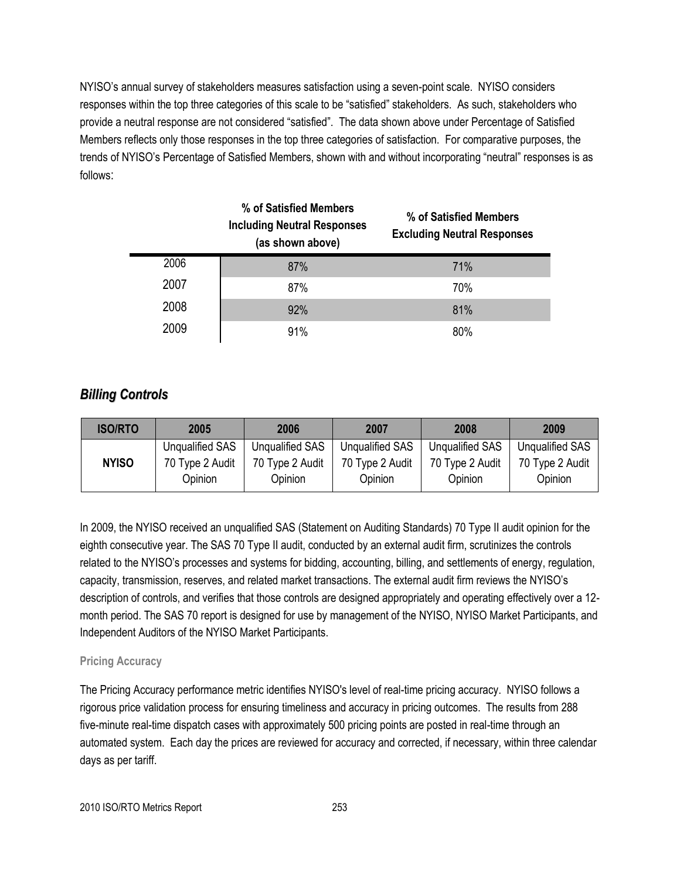NYISO's annual survey of stakeholders measures satisfaction using a seven-point scale. NYISO considers responses within the top three categories of this scale to be "satisfied" stakeholders. As such, stakeholders who provide a neutral response are not considered "satisfied". The data shown above under Percentage of Satisfied Members reflects only those responses in the top three categories of satisfaction. For comparative purposes, the trends of NYISO's Percentage of Satisfied Members, shown with and without incorporating "neutral" responses is as follows:

| | % of Satisfied Members Including Neutral Responses (as shown above) | % of Satisfied Members Excluding Neutral Responses |
|---|---|---|
| 2006 | 87% | 71% |
| 2007 | 87% | 70% |
| 2008 | 92% | 81% |
| 2009 | 91% | 80% |

## *Billing Controls*

| ISO/RTO | 2005 | 2006 | 2007 | 2008 | 2009 |
|---|---|---|---|---|---|
| **NYISO** | Unqualified SAS 70 Type 2 Audit Opinion | Unqualified SAS 70 Type 2 Audit Opinion | Unqualified SAS 70 Type 2 Audit Opinion | Unqualified SAS 70 Type 2 Audit Opinion | Unqualified SAS 70 Type 2 Audit Opinion |

In 2009, the NYISO received an unqualified SAS (Statement on Auditing Standards) 70 Type II audit opinion for the eighth consecutive year. The SAS 70 Type II audit, conducted by an external audit firm, scrutinizes the controls related to the NYISO's processes and systems for bidding, accounting, billing, and settlements of energy, regulation, capacity, transmission, reserves, and related market transactions. The external audit firm reviews the NYISO's description of controls, and verifies that those controls are designed appropriately and operating effectively over a 12-month period. The SAS 70 report is designed for use by management of the NYISO, NYISO Market Participants, and Independent Auditors of the NYISO Market Participants.

### Pricing Accuracy

The Pricing Accuracy performance metric identifies NYISO's level of real-time pricing accuracy. NYISO follows a rigorous price validation process for ensuring timeliness and accuracy in pricing outcomes. The results from 288 five-minute real-time dispatch cases with approximately 500 pricing points are posted in real-time through an automated system. Each day the prices are reviewed for accuracy and corrected, if necessary, within three calendar days as per tariff.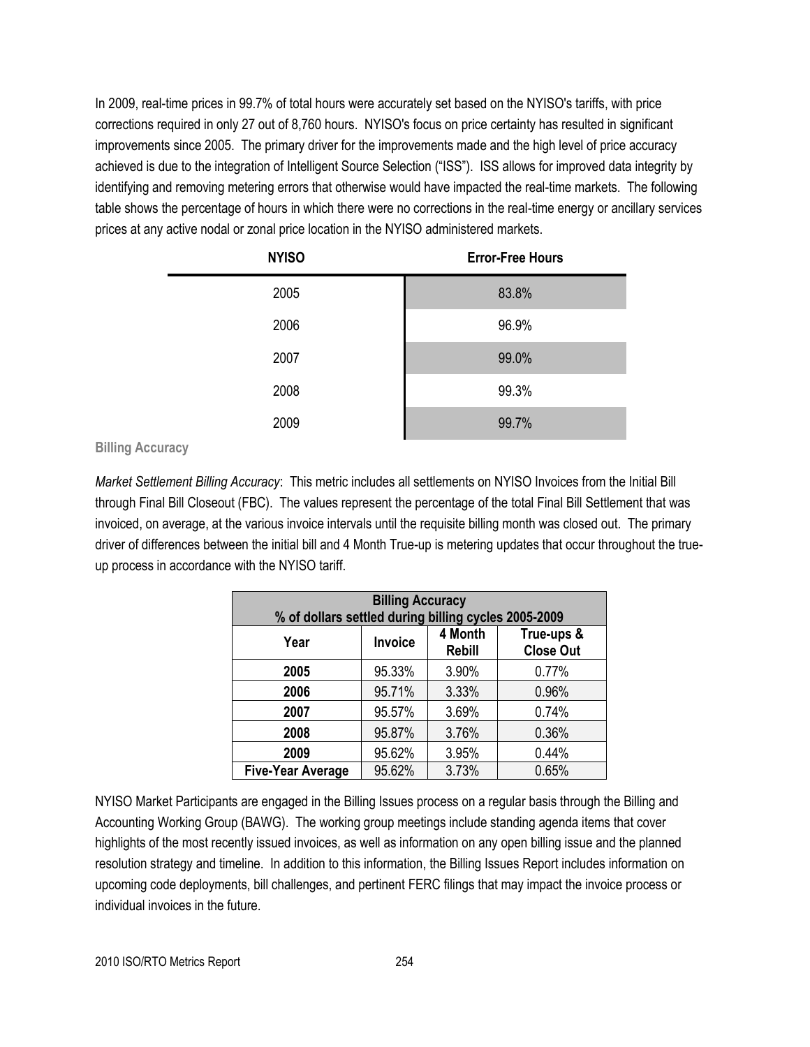In 2009, real-time prices in 99.7% of total hours were accurately set based on the NYISO's tariffs, with price corrections required in only 27 out of 8,760 hours. NYISO's focus on price certainty has resulted in significant improvements since 2005. The primary driver for the improvements made and the high level of price accuracy achieved is due to the integration of Intelligent Source Selection ("ISS"). ISS allows for improved data integrity by identifying and removing metering errors that otherwise would have impacted the real-time markets. The following table shows the percentage of hours in which there were no corrections in the real-time energy or ancillary services prices at any active nodal or zonal price location in the NYISO administered markets.

| NYISO | Error-Free Hours |
|---|---|
| 2005 | 83.8% |
| 2006 | 96.9% |
| 2007 | 99.0% |
| 2008 | 99.3% |
| 2009 | 99.7% |

### Billing Accuracy

*Market Settlement Billing Accuracy*: This metric includes all settlements on NYISO Invoices from the Initial Bill through Final Bill Closeout (FBC). The values represent the percentage of the total Final Bill Settlement that was invoiced, on average, at the various invoice intervals until the requisite billing month was closed out. The primary driver of differences between the initial bill and 4 Month True-up is metering updates that occur throughout the true-up process in accordance with the NYISO tariff.

| **Billing Accuracy<br>% of dollars settled during billing cycles 2005-2009** | | | |
|---|---|---|---|
| **Year** | **Invoice** | **4 Month Rebill** | **True-ups & Close Out** |
| **2005** | 95.33% | 3.90% | 0.77% |
| **2006** | 95.71% | 3.33% | 0.96% |
| **2007** | 95.57% | 3.69% | 0.74% |
| **2008** | 95.87% | 3.76% | 0.36% |
| **2009** | 95.62% | 3.95% | 0.44% |
| **Five-Year Average** | 95.62% | 3.73% | 0.65% |

NYISO Market Participants are engaged in the Billing Issues process on a regular basis through the Billing and Accounting Working Group (BAWG). The working group meetings include standing agenda items that cover highlights of the most recently issued invoices, as well as information on any open billing issue and the planned resolution strategy and timeline. In addition to this information, the Billing Issues Report includes information on upcoming code deployments, bill challenges, and pertinent FERC filings that may impact the invoice process or individual invoices in the future.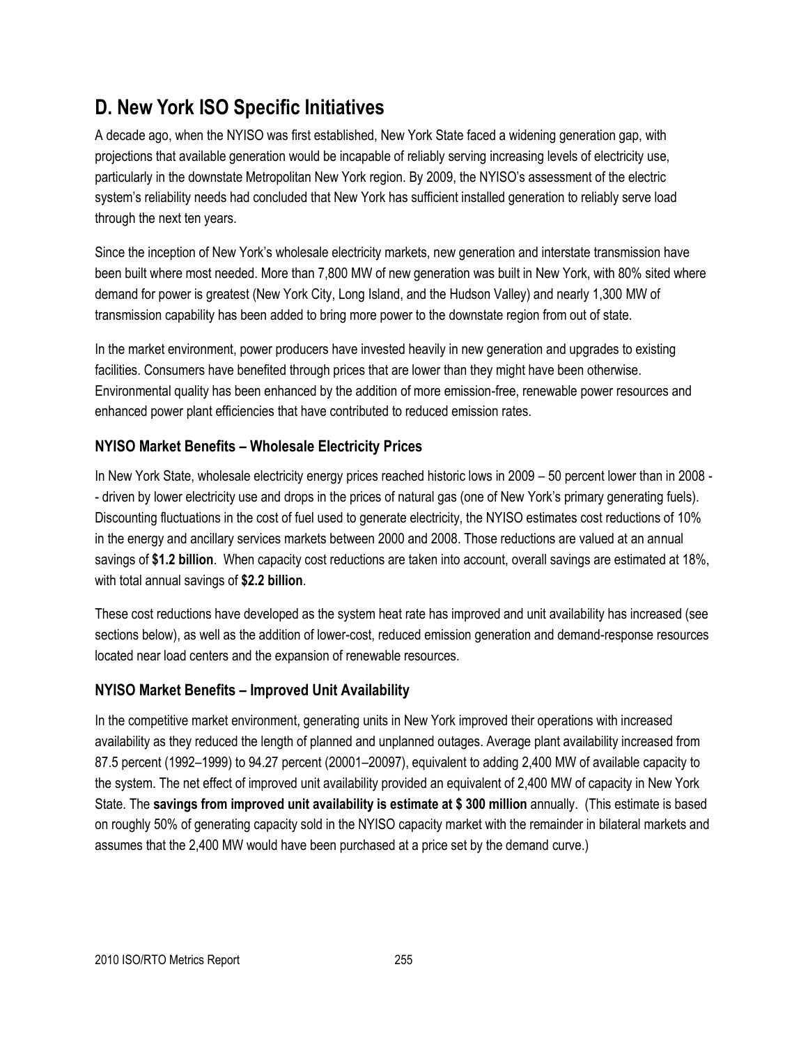## D. New York ISO Specific Initiatives

A decade ago, when the NYISO was first established, New York State faced a widening generation gap, with projections that available generation would be incapable of reliably serving increasing levels of electricity use, particularly in the downstate Metropolitan New York region. By 2009, the NYISO's assessment of the electric system's reliability needs had concluded that New York has sufficient installed generation to reliably serve load through the next ten years.

Since the inception of New York's wholesale electricity markets, new generation and interstate transmission have been built where most needed. More than 7,800 MW of new generation was built in New York, with 80% sited where demand for power is greatest (New York City, Long Island, and the Hudson Valley) and nearly 1,300 MW of transmission capability has been added to bring more power to the downstate region from out of state.

In the market environment, power producers have invested heavily in new generation and upgrades to existing facilities. Consumers have benefited through prices that are lower than they might have been otherwise. Environmental quality has been enhanced by the addition of more emission-free, renewable power resources and enhanced power plant efficiencies that have contributed to reduced emission rates.

### NYISO Market Benefits – Wholesale Electricity Prices

In New York State, wholesale electricity energy prices reached historic lows in 2009 – 50 percent lower than in 2008 -- driven by lower electricity use and drops in the prices of natural gas (one of New York's primary generating fuels). Discounting fluctuations in the cost of fuel used to generate electricity, the NYISO estimates cost reductions of 10% in the energy and ancillary services markets between 2000 and 2008. Those reductions are valued at an annual savings of **$1.2 billion**. When capacity cost reductions are taken into account, overall savings are estimated at 18%, with total annual savings of **$2.2 billion**.

These cost reductions have developed as the system heat rate has improved and unit availability has increased (see sections below), as well as the addition of lower-cost, reduced emission generation and demand-response resources located near load centers and the expansion of renewable resources.

### NYISO Market Benefits – Improved Unit Availability

In the competitive market environment, generating units in New York improved their operations with increased availability as they reduced the length of planned and unplanned outages. Average plant availability increased from 87.5 percent (1992–1999) to 94.27 percent (20001–20097), equivalent to adding 2,400 MW of available capacity to the system. The net effect of improved unit availability provided an equivalent of 2,400 MW of capacity in New York State. The **savings from improved unit availability is estimate at $ 300 million** annually. (This estimate is based on roughly 50% of generating capacity sold in the NYISO capacity market with the remainder in bilateral markets and assumes that the 2,400 MW would have been purchased at a price set by the demand curve.)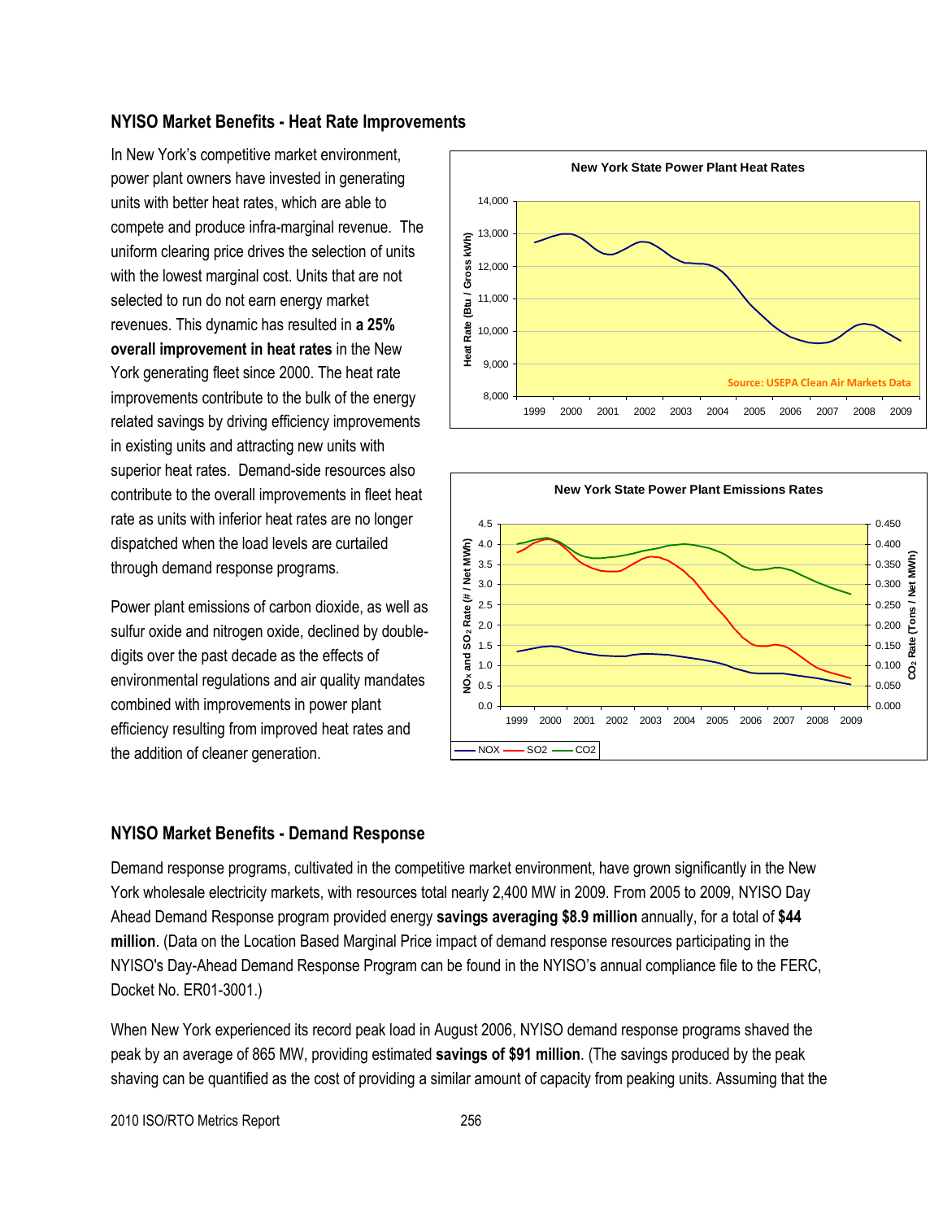## NYISO Market Benefits - Heat Rate Improvements

In New York's competitive market environment, power plant owners have invested in generating units with better heat rates, which are able to compete and produce infra-marginal revenue. The uniform clearing price drives the selection of units with the lowest marginal cost. Units that are not selected to run do not earn energy market revenues. This dynamic has resulted in **a 25% overall improvement in heat rates** in the New York generating fleet since 2000. The heat rate improvements contribute to the bulk of the energy related savings by driving efficiency improvements in existing units and attracting new units with superior heat rates. Demand-side resources also contribute to the overall improvements in fleet heat rate as units with inferior heat rates are no longer dispatched when the load levels are curtailed through demand response programs.

Power plant emissions of carbon dioxide, as well as sulfur oxide and nitrogen oxide, declined by double-digits over the past decade as the effects of environmental regulations and air quality mandates combined with improvements in power plant efficiency resulting from improved heat rates and the addition of cleaner generation.

## NYISO Market Benefits - Demand Response

Demand response programs, cultivated in the competitive market environment, have grown significantly in the New York wholesale electricity markets, with resources total nearly 2,400 MW in 2009. From 2005 to 2009, NYISO Day Ahead Demand Response program provided energy **savings averaging $8.9 million** annually, for a total of **$44 million**. (Data on the Location Based Marginal Price impact of demand response resources participating in the NYISO's Day-Ahead Demand Response Program can be found in the NYISO's annual compliance file to the FERC, Docket No. ER01-3001.)

When New York experienced its record peak load in August 2006, NYISO demand response programs shaved the peak by an average of 865 MW, providing estimated **savings of $91 million**. (The savings produced by the peak shaving can be quantified as the cost of providing a similar amount of capacity from peaking units. Assuming that the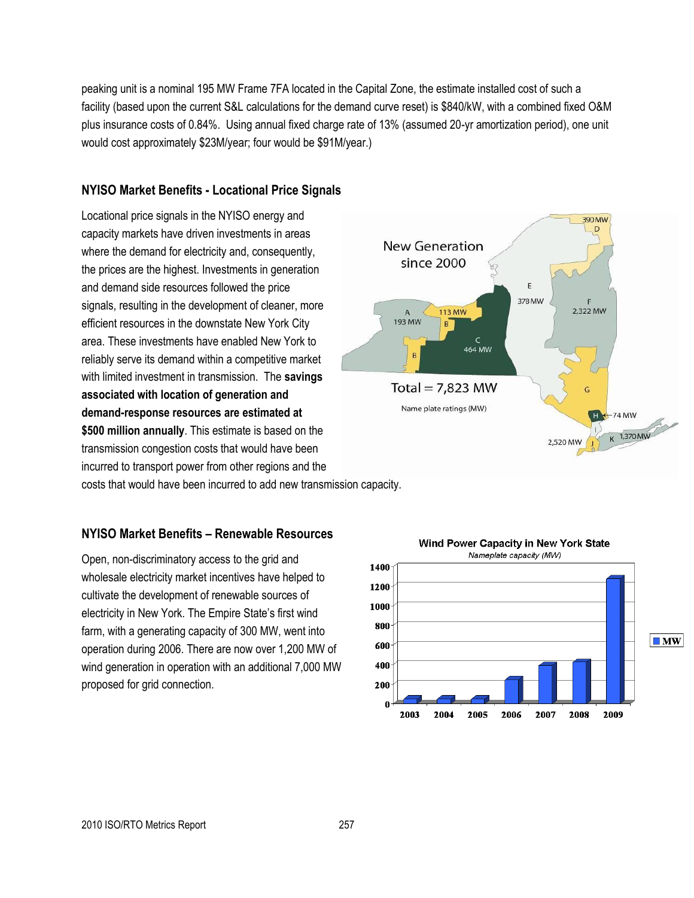peaking unit is a nominal 195 MW Frame 7FA located in the Capital Zone, the estimate installed cost of such a facility (based upon the current S&L calculations for the demand curve reset) is $840/kW, with a combined fixed O&M plus insurance costs of 0.84%. Using annual fixed charge rate of 13% (assumed 20-yr amortization period), one unit would cost approximately $23M/year; four would be $91M/year.)

### NYISO Market Benefits - Locational Price Signals

Locational price signals in the NYISO energy and capacity markets have driven investments in areas where the demand for electricity and, consequently, the prices are the highest. Investments in generation and demand side resources followed the price signals, resulting in the development of cleaner, more efficient resources in the downstate New York City area. These investments have enabled New York to reliably serve its demand within a competitive market with limited investment in transmission. The **savings associated with location of generation and demand-response resources are estimated at $500 million annually**. This estimate is based on the transmission congestion costs that would have been incurred to transport power from other regions and the costs that would have been incurred to add new transmission capacity.

New Generation since 2000

Total = 7,823 MW

Name plate ratings (MW)

### NYISO Market Benefits – Renewable Resources

Open, non-discriminatory access to the grid and wholesale electricity market incentives have helped to cultivate the development of renewable sources of electricity in New York. The Empire State's first wind farm, with a generating capacity of 300 MW, went into operation during 2006. There are now over 1,200 MW of wind generation in operation with an additional 7,000 MW proposed for grid connection.

Wind Power Capacity in New York State

*Nameplate capacity (MW)*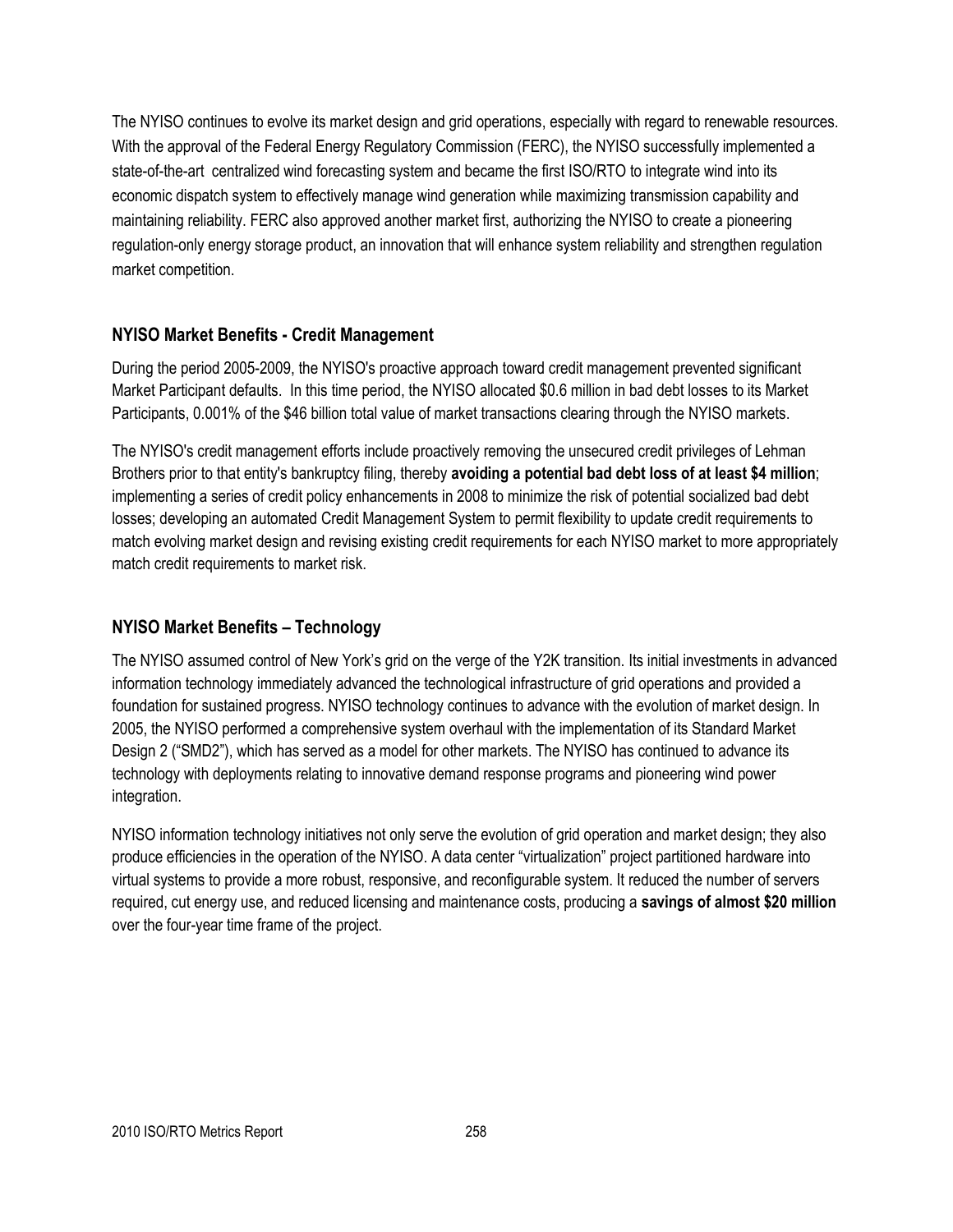The NYISO continues to evolve its market design and grid operations, especially with regard to renewable resources. With the approval of the Federal Energy Regulatory Commission (FERC), the NYISO successfully implemented a state-of-the-art centralized wind forecasting system and became the first ISO/RTO to integrate wind into its economic dispatch system to effectively manage wind generation while maximizing transmission capability and maintaining reliability. FERC also approved another market first, authorizing the NYISO to create a pioneering regulation-only energy storage product, an innovation that will enhance system reliability and strengthen regulation market competition.

### NYISO Market Benefits - Credit Management

During the period 2005-2009, the NYISO's proactive approach toward credit management prevented significant Market Participant defaults. In this time period, the NYISO allocated $0.6 million in bad debt losses to its Market Participants, 0.001% of the $46 billion total value of market transactions clearing through the NYISO markets.

The NYISO's credit management efforts include proactively removing the unsecured credit privileges of Lehman Brothers prior to that entity's bankruptcy filing, thereby **avoiding a potential bad debt loss of at least $4 million**; implementing a series of credit policy enhancements in 2008 to minimize the risk of potential socialized bad debt losses; developing an automated Credit Management System to permit flexibility to update credit requirements to match evolving market design and revising existing credit requirements for each NYISO market to more appropriately match credit requirements to market risk.

### NYISO Market Benefits – Technology

The NYISO assumed control of New York's grid on the verge of the Y2K transition. Its initial investments in advanced information technology immediately advanced the technological infrastructure of grid operations and provided a foundation for sustained progress. NYISO technology continues to advance with the evolution of market design. In 2005, the NYISO performed a comprehensive system overhaul with the implementation of its Standard Market Design 2 ("SMD2"), which has served as a model for other markets. The NYISO has continued to advance its technology with deployments relating to innovative demand response programs and pioneering wind power integration.

NYISO information technology initiatives not only serve the evolution of grid operation and market design; they also produce efficiencies in the operation of the NYISO. A data center "virtualization" project partitioned hardware into virtual systems to provide a more robust, responsive, and reconfigurable system. It reduced the number of servers required, cut energy use, and reduced licensing and maintenance costs, producing a **savings of almost $20 million** over the four-year time frame of the project.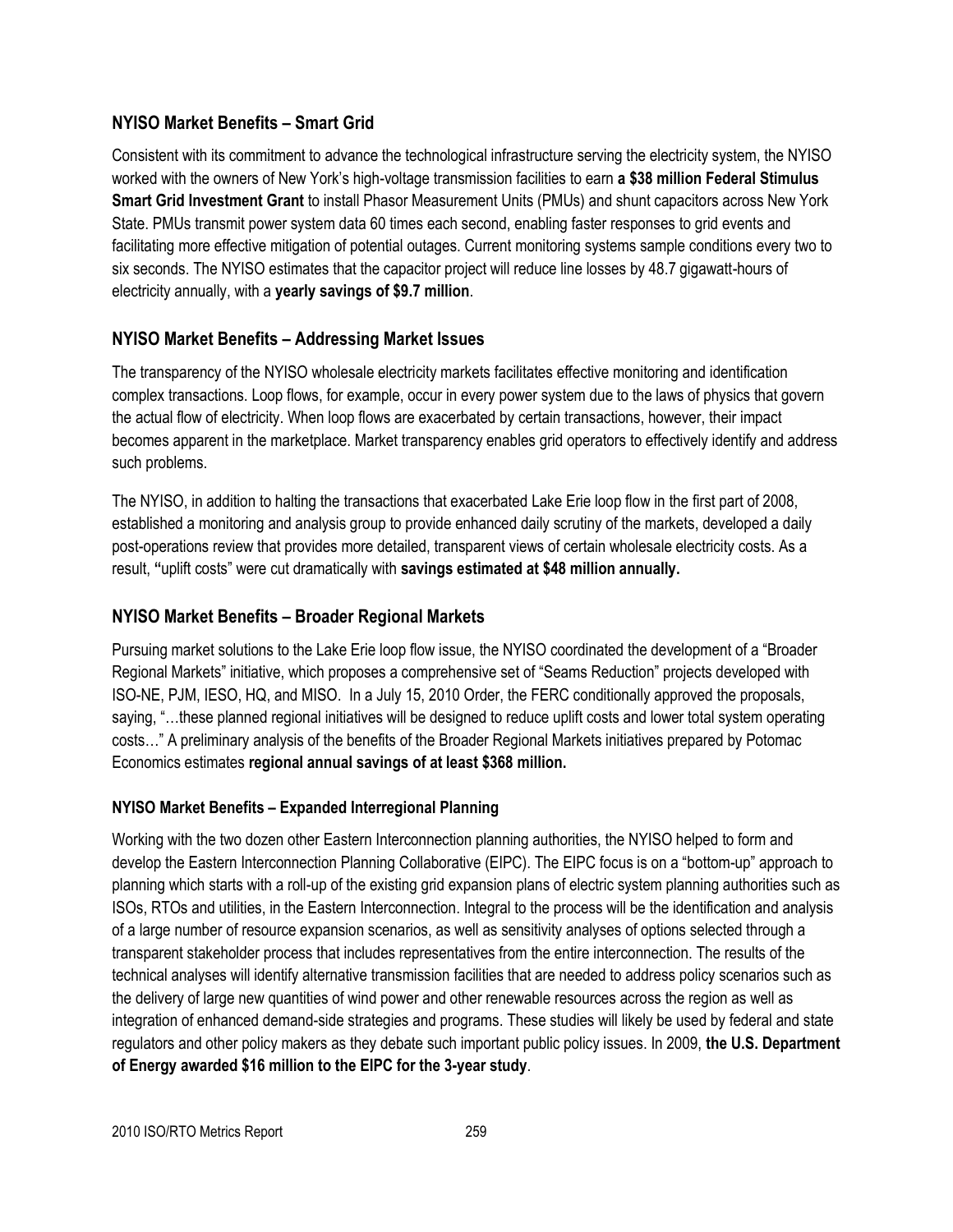## NYISO Market Benefits – Smart Grid

Consistent with its commitment to advance the technological infrastructure serving the electricity system, the NYISO worked with the owners of New York's high-voltage transmission facilities to earn **a $38 million Federal Stimulus Smart Grid Investment Grant** to install Phasor Measurement Units (PMUs) and shunt capacitors across New York State. PMUs transmit power system data 60 times each second, enabling faster responses to grid events and facilitating more effective mitigation of potential outages. Current monitoring systems sample conditions every two to six seconds. The NYISO estimates that the capacitor project will reduce line losses by 48.7 gigawatt-hours of electricity annually, with a **yearly savings of $9.7 million**.

## NYISO Market Benefits – Addressing Market Issues

The transparency of the NYISO wholesale electricity markets facilitates effective monitoring and identification complex transactions. Loop flows, for example, occur in every power system due to the laws of physics that govern the actual flow of electricity. When loop flows are exacerbated by certain transactions, however, their impact becomes apparent in the marketplace. Market transparency enables grid operators to effectively identify and address such problems.

The NYISO, in addition to halting the transactions that exacerbated Lake Erie loop flow in the first part of 2008, established a monitoring and analysis group to provide enhanced daily scrutiny of the markets, developed a daily post-operations review that provides more detailed, transparent views of certain wholesale electricity costs. As a result, **"**uplift costs" were cut dramatically with **savings estimated at $48 million annually.**

## NYISO Market Benefits – Broader Regional Markets

Pursuing market solutions to the Lake Erie loop flow issue, the NYISO coordinated the development of a "Broader Regional Markets" initiative, which proposes a comprehensive set of "Seams Reduction" projects developed with ISO-NE, PJM, IESO, HQ, and MISO. In a July 15, 2010 Order, the FERC conditionally approved the proposals, saying, "…these planned regional initiatives will be designed to reduce uplift costs and lower total system operating costs…" A preliminary analysis of the benefits of the Broader Regional Markets initiatives prepared by Potomac Economics estimates **regional annual savings of at least $368 million.**

### NYISO Market Benefits – Expanded Interregional Planning

Working with the two dozen other Eastern Interconnection planning authorities, the NYISO helped to form and develop the Eastern Interconnection Planning Collaborative (EIPC). The EIPC focus is on a "bottom-up" approach to planning which starts with a roll-up of the existing grid expansion plans of electric system planning authorities such as ISOs, RTOs and utilities, in the Eastern Interconnection. Integral to the process will be the identification and analysis of a large number of resource expansion scenarios, as well as sensitivity analyses of options selected through a transparent stakeholder process that includes representatives from the entire interconnection. The results of the technical analyses will identify alternative transmission facilities that are needed to address policy scenarios such as the delivery of large new quantities of wind power and other renewable resources across the region as well as integration of enhanced demand-side strategies and programs. These studies will likely be used by federal and state regulators and other policy makers as they debate such important public policy issues. In 2009, **the U.S. Department of Energy awarded $16 million to the EIPC for the 3-year study**.